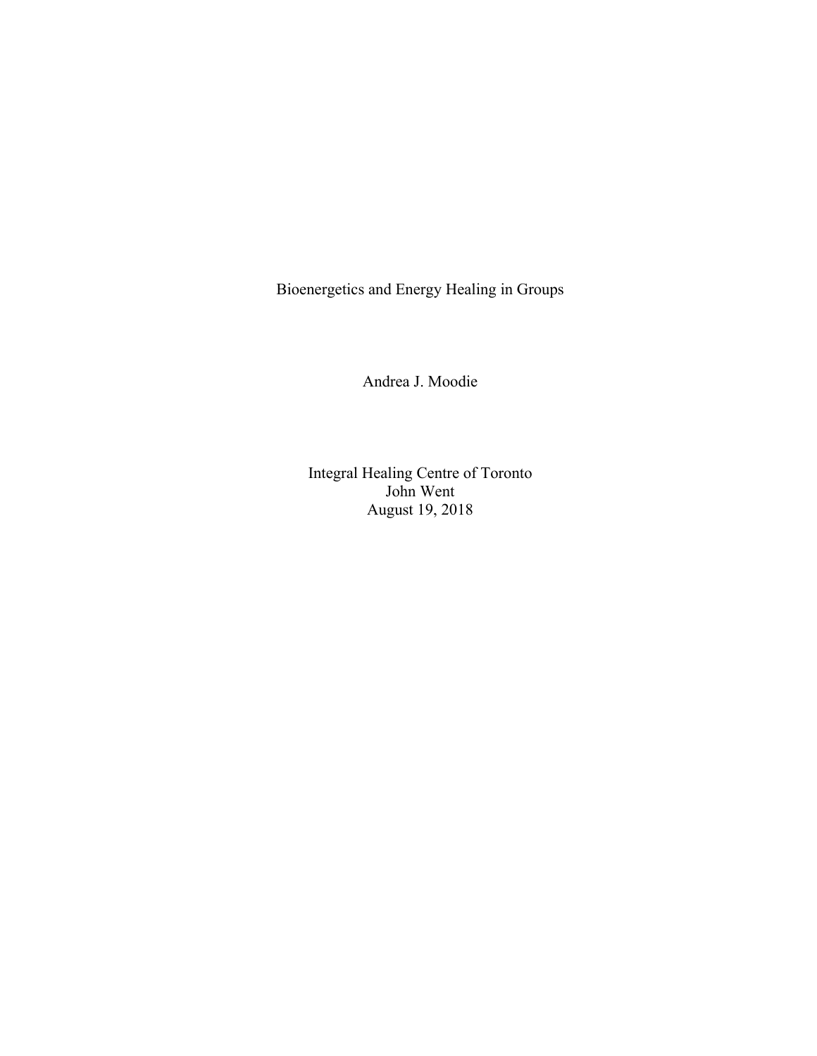# Bioenergetics and Energy Healing in Groups

Andrea J. Moodie

Integral Healing Centre of Toronto
John Went
August 19, 2018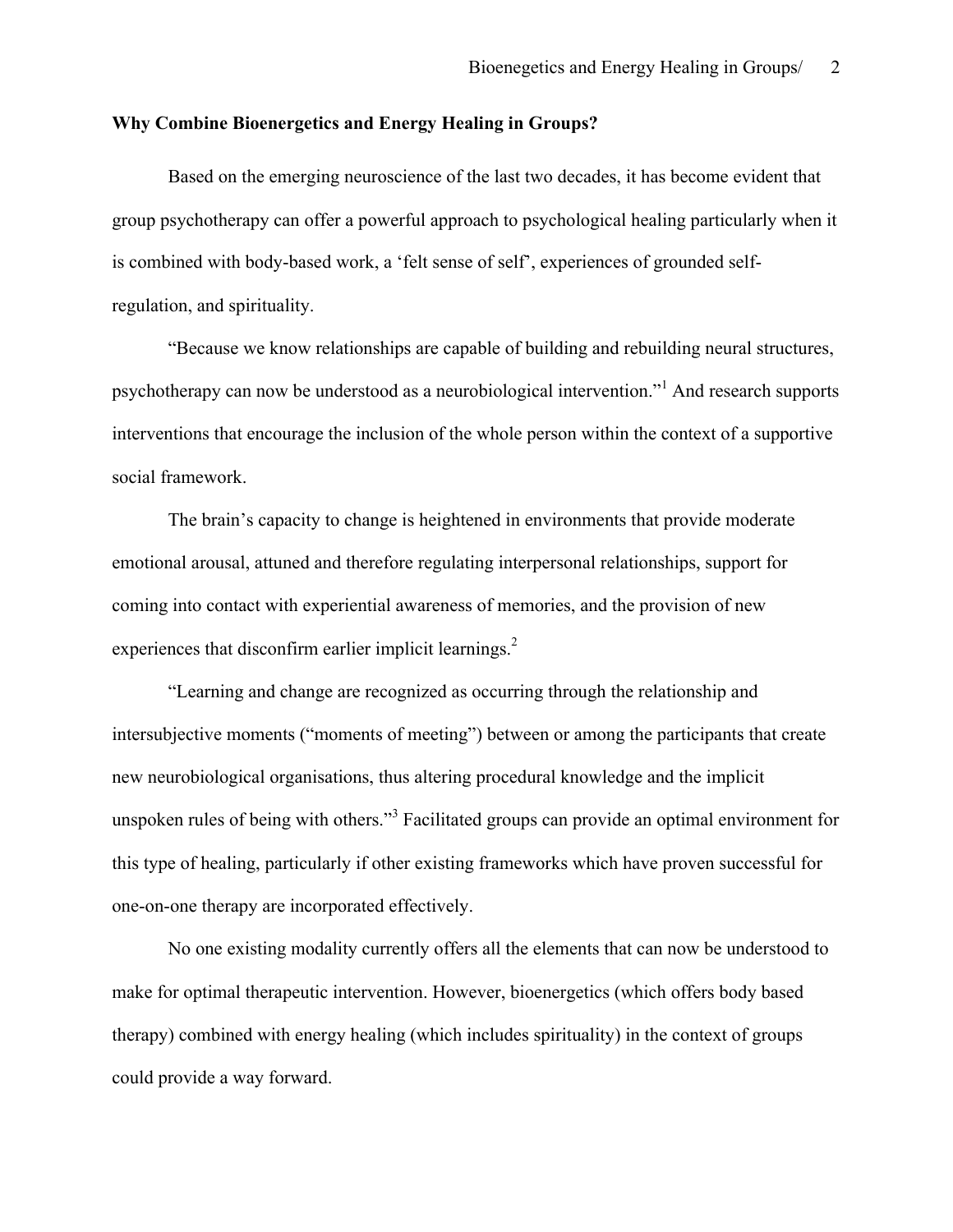**Why Combine Bioenergetics and Energy Healing in Groups?**

Based on the emerging neuroscience of the last two decades, it has become evident that group psychotherapy can offer a powerful approach to psychological healing particularly when it is combined with body-based work, a 'felt sense of self', experiences of grounded self-regulation, and spirituality.

"Because we know relationships are capable of building and rebuilding neural structures, psychotherapy can now be understood as a neurobiological intervention."[1] And research supports interventions that encourage the inclusion of the whole person within the context of a supportive social framework.

The brain's capacity to change is heightened in environments that provide moderate emotional arousal, attuned and therefore regulating interpersonal relationships, support for coming into contact with experiential awareness of memories, and the provision of new experiences that disconfirm earlier implicit learnings.[2]

"Learning and change are recognized as occurring through the relationship and intersubjective moments ("moments of meeting") between or among the participants that create new neurobiological organisations, thus altering procedural knowledge and the implicit unspoken rules of being with others."[3] Facilitated groups can provide an optimal environment for this type of healing, particularly if other existing frameworks which have proven successful for one-on-one therapy are incorporated effectively.

No one existing modality currently offers all the elements that can now be understood to make for optimal therapeutic intervention. However, bioenergetics (which offers body based therapy) combined with energy healing (which includes spirituality) in the context of groups could provide a way forward.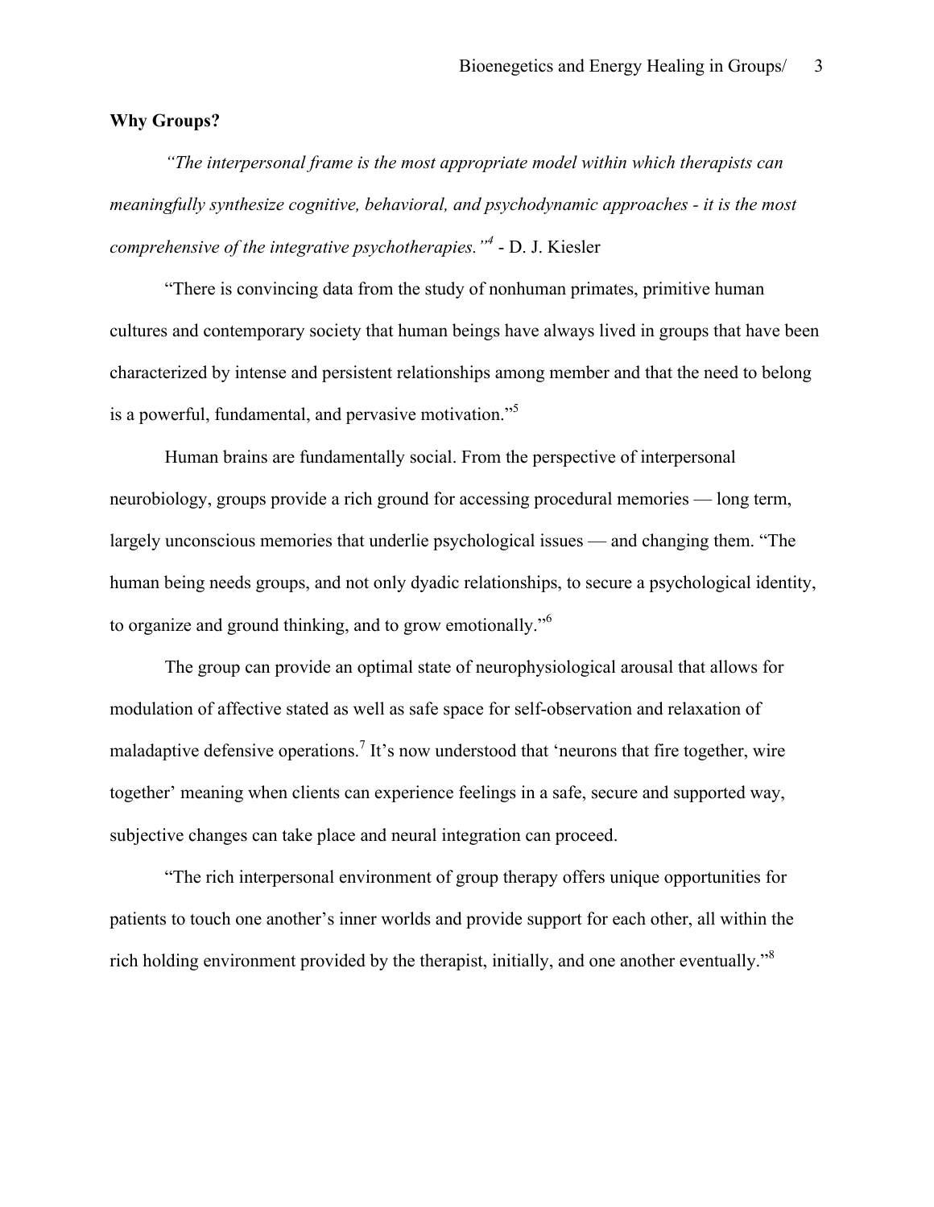**Why Groups?**

*"The interpersonal frame is the most appropriate model within which therapists can meaningfully synthesize cognitive, behavioral, and psychodynamic approaches - it is the most comprehensive of the integrative psychotherapies."*[4] - D. J. Kiesler

"There is convincing data from the study of nonhuman primates, primitive human cultures and contemporary society that human beings have always lived in groups that have been characterized by intense and persistent relationships among member and that the need to belong is a powerful, fundamental, and pervasive motivation."[5]

Human brains are fundamentally social. From the perspective of interpersonal neurobiology, groups provide a rich ground for accessing procedural memories — long term, largely unconscious memories that underlie psychological issues — and changing them. "The human being needs groups, and not only dyadic relationships, to secure a psychological identity, to organize and ground thinking, and to grow emotionally."[6]

The group can provide an optimal state of neurophysiological arousal that allows for modulation of affective stated as well as safe space for self-observation and relaxation of maladaptive defensive operations.[7] It's now understood that 'neurons that fire together, wire together' meaning when clients can experience feelings in a safe, secure and supported way, subjective changes can take place and neural integration can proceed.

"The rich interpersonal environment of group therapy offers unique opportunities for patients to touch one another's inner worlds and provide support for each other, all within the rich holding environment provided by the therapist, initially, and one another eventually."[8]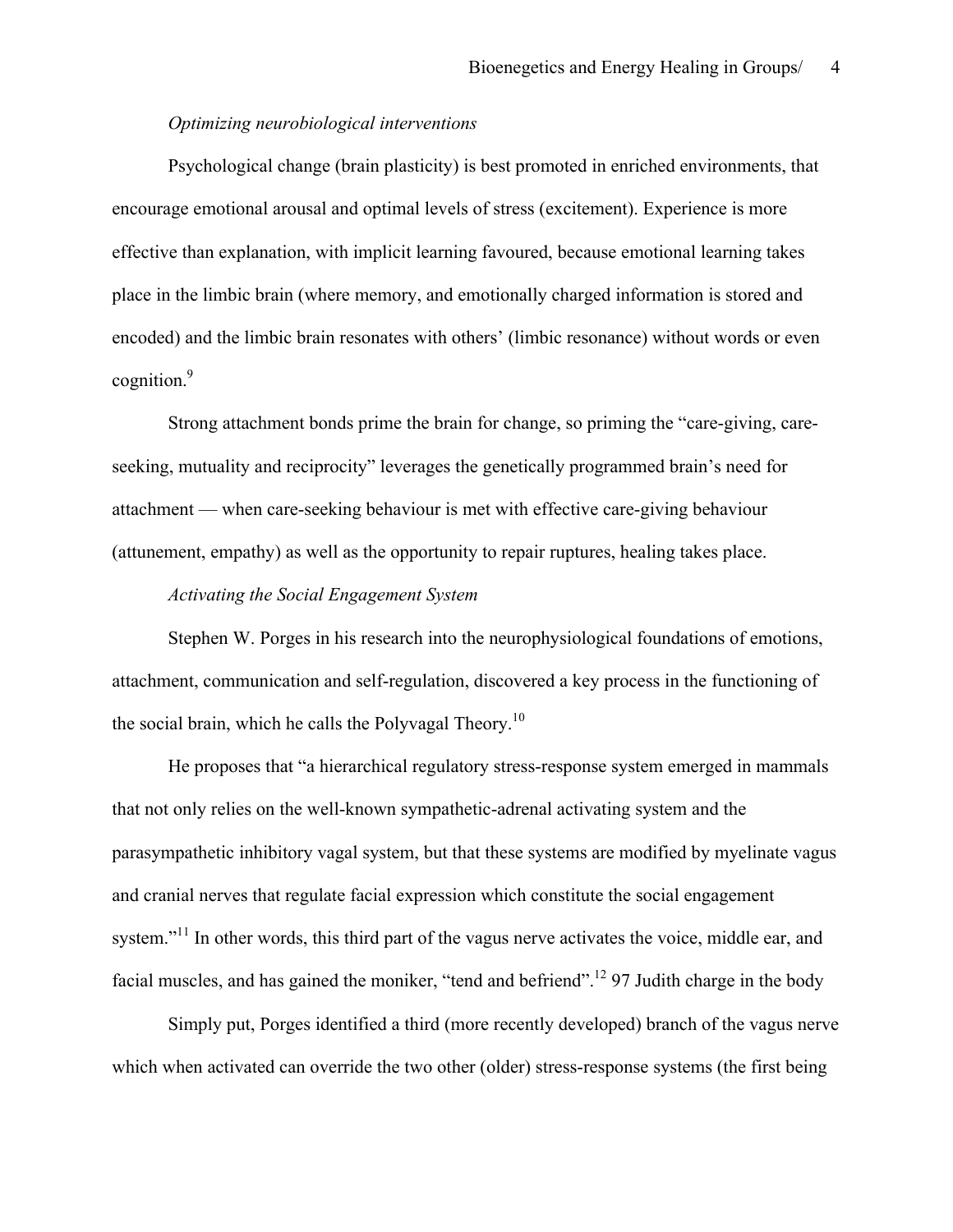*Optimizing neurobiological interventions*

Psychological change (brain plasticity) is best promoted in enriched environments, that encourage emotional arousal and optimal levels of stress (excitement). Experience is more effective than explanation, with implicit learning favoured, because emotional learning takes place in the limbic brain (where memory, and emotionally charged information is stored and encoded) and the limbic brain resonates with others' (limbic resonance) without words or even cognition.[9]

Strong attachment bonds prime the brain for change, so priming the "care-giving, care-seeking, mutuality and reciprocity" leverages the genetically programmed brain's need for attachment — when care-seeking behaviour is met with effective care-giving behaviour (attunement, empathy) as well as the opportunity to repair ruptures, healing takes place.

*Activating the Social Engagement System*

Stephen W. Porges in his research into the neurophysiological foundations of emotions, attachment, communication and self-regulation, discovered a key process in the functioning of the social brain, which he calls the Polyvagal Theory.[10]

He proposes that "a hierarchical regulatory stress-response system emerged in mammals that not only relies on the well-known sympathetic-adrenal activating system and the parasympathetic inhibitory vagal system, but that these systems are modified by myelinate vagus and cranial nerves that regulate facial expression which constitute the social engagement system."[11] In other words, this third part of the vagus nerve activates the voice, middle ear, and facial muscles, and has gained the moniker, "tend and befriend".[12] 97 Judith charge in the body

Simply put, Porges identified a third (more recently developed) branch of the vagus nerve which when activated can override the two other (older) stress-response systems (the first being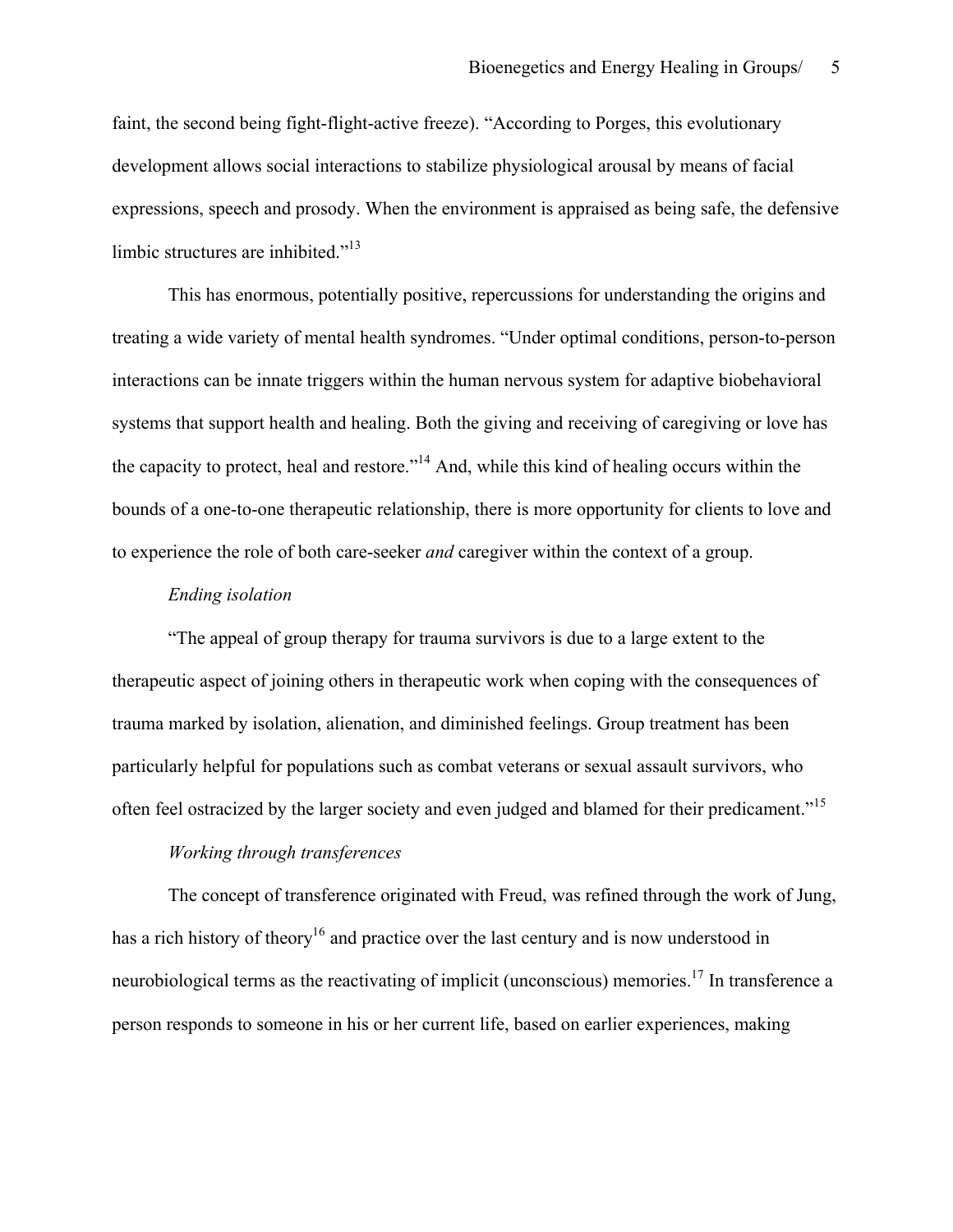faint, the second being fight-flight-active freeze). “According to Porges, this evolutionary development allows social interactions to stabilize physiological arousal by means of facial expressions, speech and prosody. When the environment is appraised as being safe, the defensive limbic structures are inhibited.”[13]

This has enormous, potentially positive, repercussions for understanding the origins and treating a wide variety of mental health syndromes. “Under optimal conditions, person-to-person interactions can be innate triggers within the human nervous system for adaptive biobehavioral systems that support health and healing. Both the giving and receiving of caregiving or love has the capacity to protect, heal and restore.”[14] And, while this kind of healing occurs within the bounds of a one-to-one therapeutic relationship, there is more opportunity for clients to love and to experience the role of both care-seeker *and* caregiver within the context of a group.

*Ending isolation*

“The appeal of group therapy for trauma survivors is due to a large extent to the therapeutic aspect of joining others in therapeutic work when coping with the consequences of trauma marked by isolation, alienation, and diminished feelings. Group treatment has been particularly helpful for populations such as combat veterans or sexual assault survivors, who often feel ostracized by the larger society and even judged and blamed for their predicament.”[15]

*Working through transferences*

The concept of transference originated with Freud, was refined through the work of Jung, has a rich history of theory[16] and practice over the last century and is now understood in neurobiological terms as the reactivating of implicit (unconscious) memories.[17] In transference a person responds to someone in his or her current life, based on earlier experiences, making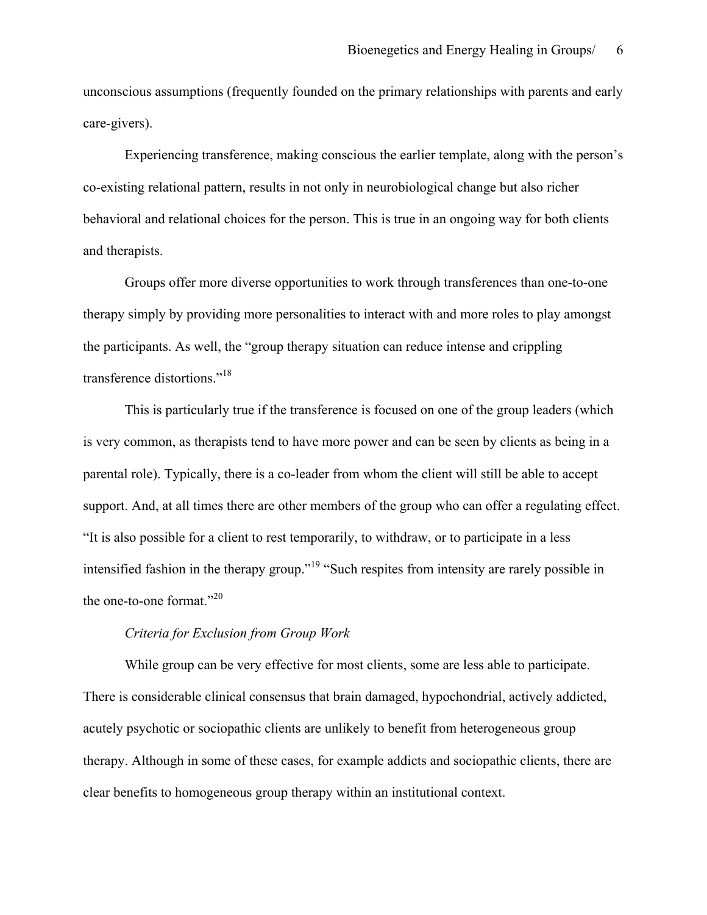unconscious assumptions (frequently founded on the primary relationships with parents and early care-givers).

Experiencing transference, making conscious the earlier template, along with the person's co-existing relational pattern, results in not only in neurobiological change but also richer behavioral and relational choices for the person. This is true in an ongoing way for both clients and therapists.

Groups offer more diverse opportunities to work through transferences than one-to-one therapy simply by providing more personalities to interact with and more roles to play amongst the participants. As well, the "group therapy situation can reduce intense and crippling transference distortions."[18]

This is particularly true if the transference is focused on one of the group leaders (which is very common, as therapists tend to have more power and can be seen by clients as being in a parental role). Typically, there is a co-leader from whom the client will still be able to accept support. And, at all times there are other members of the group who can offer a regulating effect. "It is also possible for a client to rest temporarily, to withdraw, or to participate in a less intensified fashion in the therapy group."[19] "Such respites from intensity are rarely possible in the one-to-one format."[20]

*Criteria for Exclusion from Group Work*

While group can be very effective for most clients, some are less able to participate. There is considerable clinical consensus that brain damaged, hypochondrial, actively addicted, acutely psychotic or sociopathic clients are unlikely to benefit from heterogeneous group therapy. Although in some of these cases, for example addicts and sociopathic clients, there are clear benefits to homogeneous group therapy within an institutional context.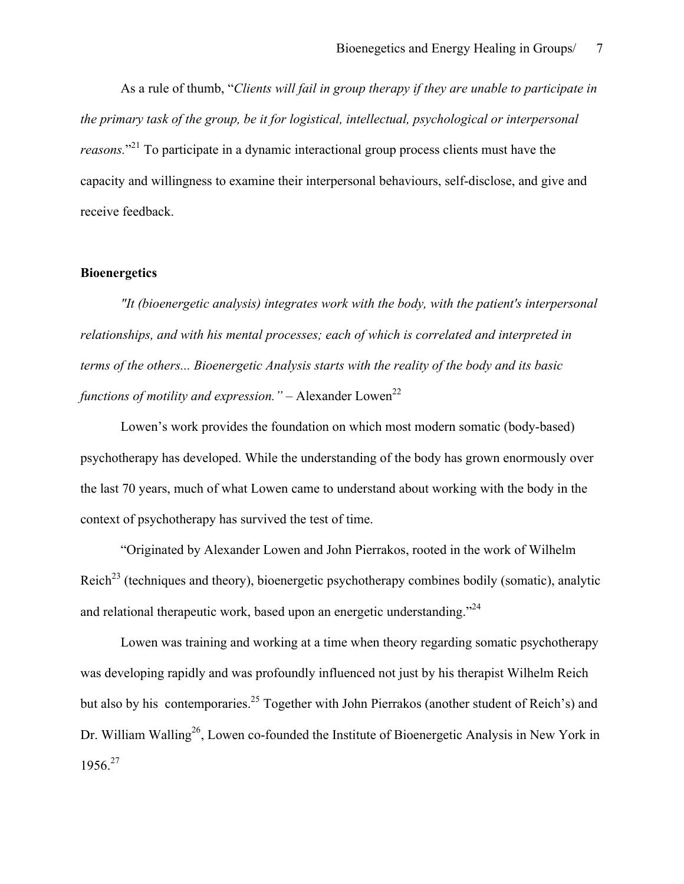As a rule of thumb, "*Clients will fail in group therapy if they are unable to participate in the primary task of the group, be it for logistical, intellectual, psychological or interpersonal reasons.*"[21] To participate in a dynamic interactional group process clients must have the capacity and willingness to examine their interpersonal behaviours, self-disclose, and give and receive feedback.

## Bioenergetics

*"It (bioenergetic analysis) integrates work with the body, with the patient's interpersonal relationships, and with his mental processes; each of which is correlated and interpreted in terms of the others... Bioenergetic Analysis starts with the reality of the body and its basic functions of motility and expression."* – Alexander Lowen[22]

Lowen's work provides the foundation on which most modern somatic (body-based) psychotherapy has developed. While the understanding of the body has grown enormously over the last 70 years, much of what Lowen came to understand about working with the body in the context of psychotherapy has survived the test of time.

"Originated by Alexander Lowen and John Pierrakos, rooted in the work of Wilhelm Reich[23] (techniques and theory), bioenergetic psychotherapy combines bodily (somatic), analytic and relational therapeutic work, based upon an energetic understanding."[24]

Lowen was training and working at a time when theory regarding somatic psychotherapy was developing rapidly and was profoundly influenced not just by his therapist Wilhelm Reich but also by his contemporaries.[25] Together with John Pierrakos (another student of Reich's) and Dr. William Walling[26], Lowen co-founded the Institute of Bioenergetic Analysis in New York in 1956.[27]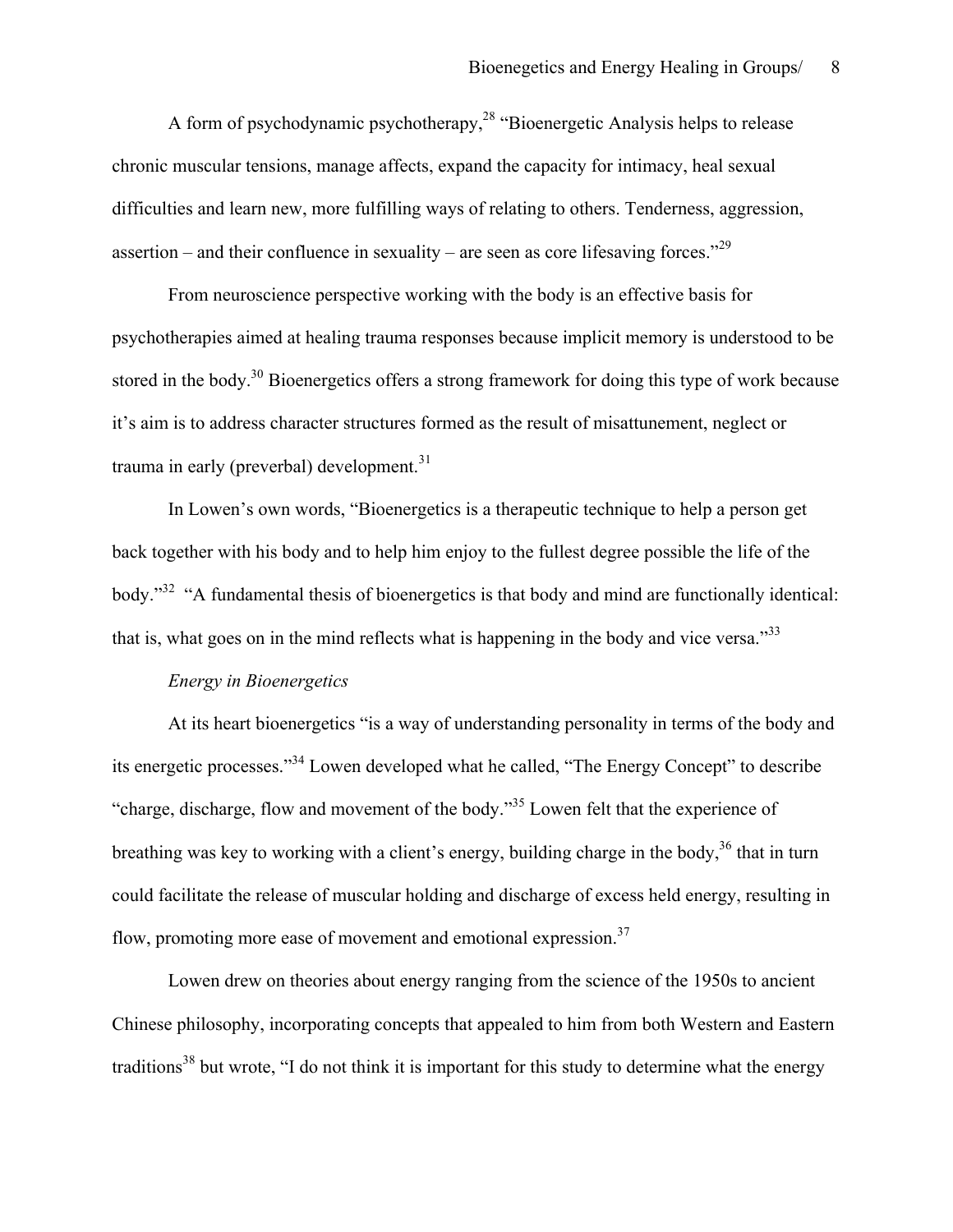A form of psychodynamic psychotherapy,[28] “Bioenergetic Analysis helps to release chronic muscular tensions, manage affects, expand the capacity for intimacy, heal sexual difficulties and learn new, more fulfilling ways of relating to others. Tenderness, aggression, assertion – and their confluence in sexuality – are seen as core lifesaving forces.”[29]

From neuroscience perspective working with the body is an effective basis for psychotherapies aimed at healing trauma responses because implicit memory is understood to be stored in the body.[30] Bioenergetics offers a strong framework for doing this type of work because it’s aim is to address character structures formed as the result of misattunement, neglect or trauma in early (preverbal) development.[31]

In Lowen’s own words, “Bioenergetics is a therapeutic technique to help a person get back together with his body and to help him enjoy to the fullest degree possible the life of the body.”[32] “A fundamental thesis of bioenergetics is that body and mind are functionally identical: that is, what goes on in the mind reflects what is happening in the body and vice versa.”[33]

*Energy in Bioenergetics*

At its heart bioenergetics “is a way of understanding personality in terms of the body and its energetic processes.”[34] Lowen developed what he called, “The Energy Concept” to describe “charge, discharge, flow and movement of the body.”[35] Lowen felt that the experience of breathing was key to working with a client’s energy, building charge in the body,[36] that in turn could facilitate the release of muscular holding and discharge of excess held energy, resulting in flow, promoting more ease of movement and emotional expression.[37]

Lowen drew on theories about energy ranging from the science of the 1950s to ancient Chinese philosophy, incorporating concepts that appealed to him from both Western and Eastern traditions[38] but wrote, “I do not think it is important for this study to determine what the energy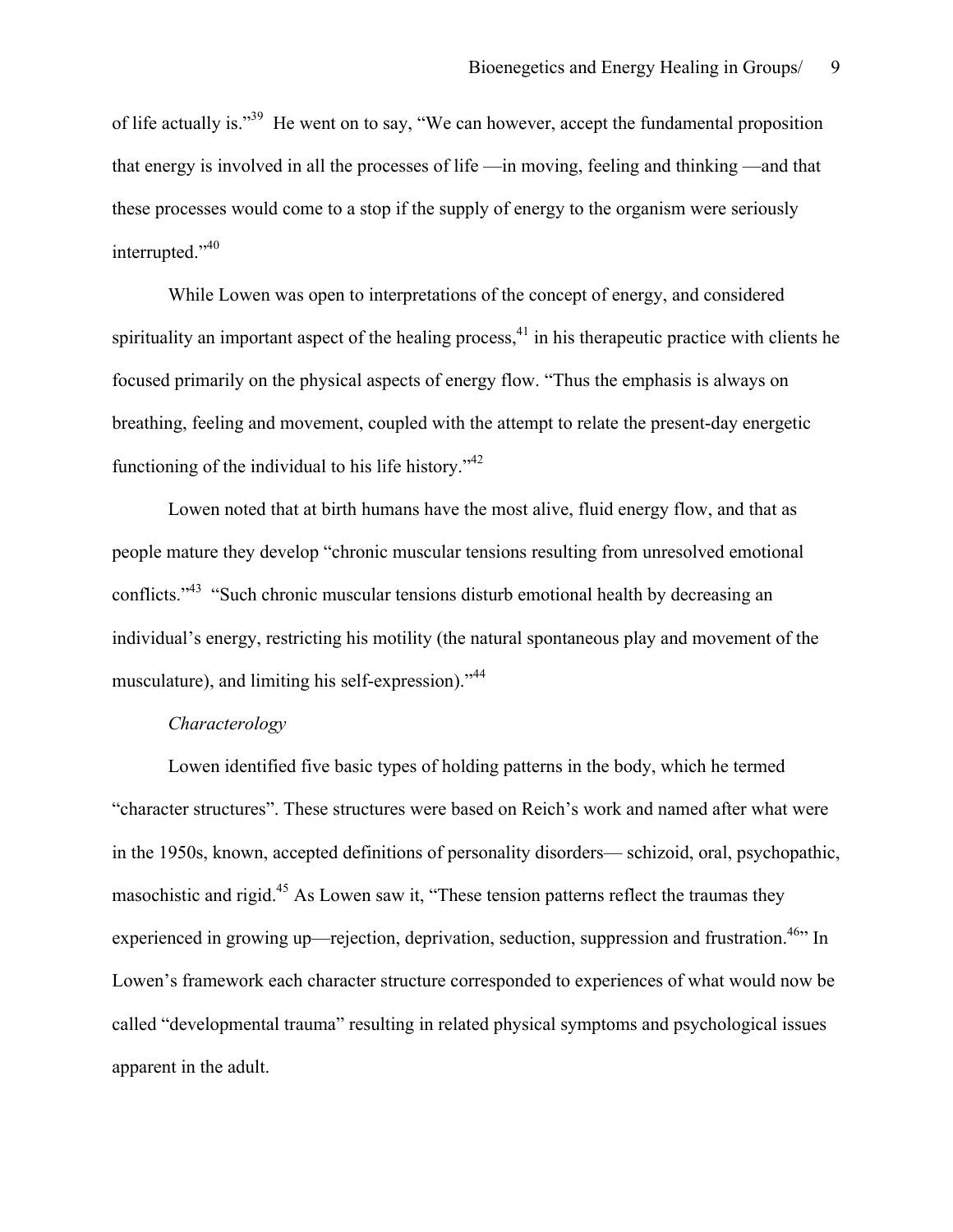of life actually is."[39] He went on to say, "We can however, accept the fundamental proposition that energy is involved in all the processes of life —in moving, feeling and thinking —and that these processes would come to a stop if the supply of energy to the organism were seriously interrupted."[40]

While Lowen was open to interpretations of the concept of energy, and considered spirituality an important aspect of the healing process,[41] in his therapeutic practice with clients he focused primarily on the physical aspects of energy flow. "Thus the emphasis is always on breathing, feeling and movement, coupled with the attempt to relate the present-day energetic functioning of the individual to his life history."[42]

Lowen noted that at birth humans have the most alive, fluid energy flow, and that as people mature they develop "chronic muscular tensions resulting from unresolved emotional conflicts."[43] "Such chronic muscular tensions disturb emotional health by decreasing an individual's energy, restricting his motility (the natural spontaneous play and movement of the musculature), and limiting his self-expression)."[44]

*Characterology*

Lowen identified five basic types of holding patterns in the body, which he termed "character structures". These structures were based on Reich's work and named after what were in the 1950s, known, accepted definitions of personality disorders— schizoid, oral, psychopathic, masochistic and rigid.[45] As Lowen saw it, "These tension patterns reflect the traumas they experienced in growing up—rejection, deprivation, seduction, suppression and frustration.[46]" In Lowen's framework each character structure corresponded to experiences of what would now be called "developmental trauma" resulting in related physical symptoms and psychological issues apparent in the adult.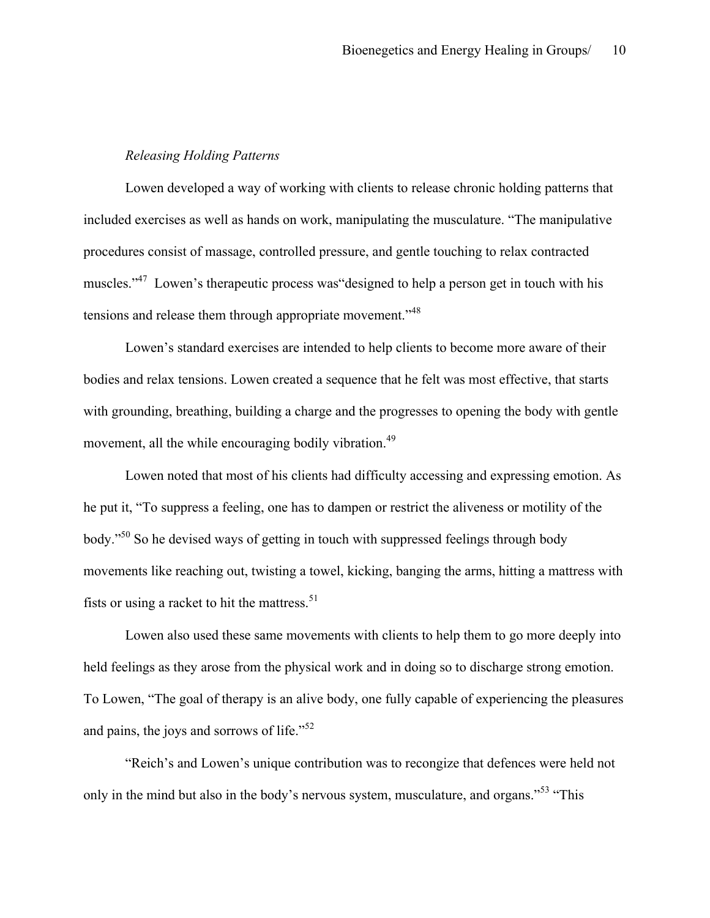*Releasing Holding Patterns*

Lowen developed a way of working with clients to release chronic holding patterns that included exercises as well as hands on work, manipulating the musculature. "The manipulative procedures consist of massage, controlled pressure, and gentle touching to relax contracted muscles."[47] Lowen's therapeutic process was"designed to help a person get in touch with his tensions and release them through appropriate movement."[48]

Lowen's standard exercises are intended to help clients to become more aware of their bodies and relax tensions. Lowen created a sequence that he felt was most effective, that starts with grounding, breathing, building a charge and the progresses to opening the body with gentle movement, all the while encouraging bodily vibration.[49]

Lowen noted that most of his clients had difficulty accessing and expressing emotion. As he put it, "To suppress a feeling, one has to dampen or restrict the aliveness or motility of the body."[50] So he devised ways of getting in touch with suppressed feelings through body movements like reaching out, twisting a towel, kicking, banging the arms, hitting a mattress with fists or using a racket to hit the mattress.[51]

Lowen also used these same movements with clients to help them to go more deeply into held feelings as they arose from the physical work and in doing so to discharge strong emotion. To Lowen, "The goal of therapy is an alive body, one fully capable of experiencing the pleasures and pains, the joys and sorrows of life."[52]

"Reich's and Lowen's unique contribution was to recongize that defences were held not only in the mind but also in the body's nervous system, musculature, and organs."[53] "This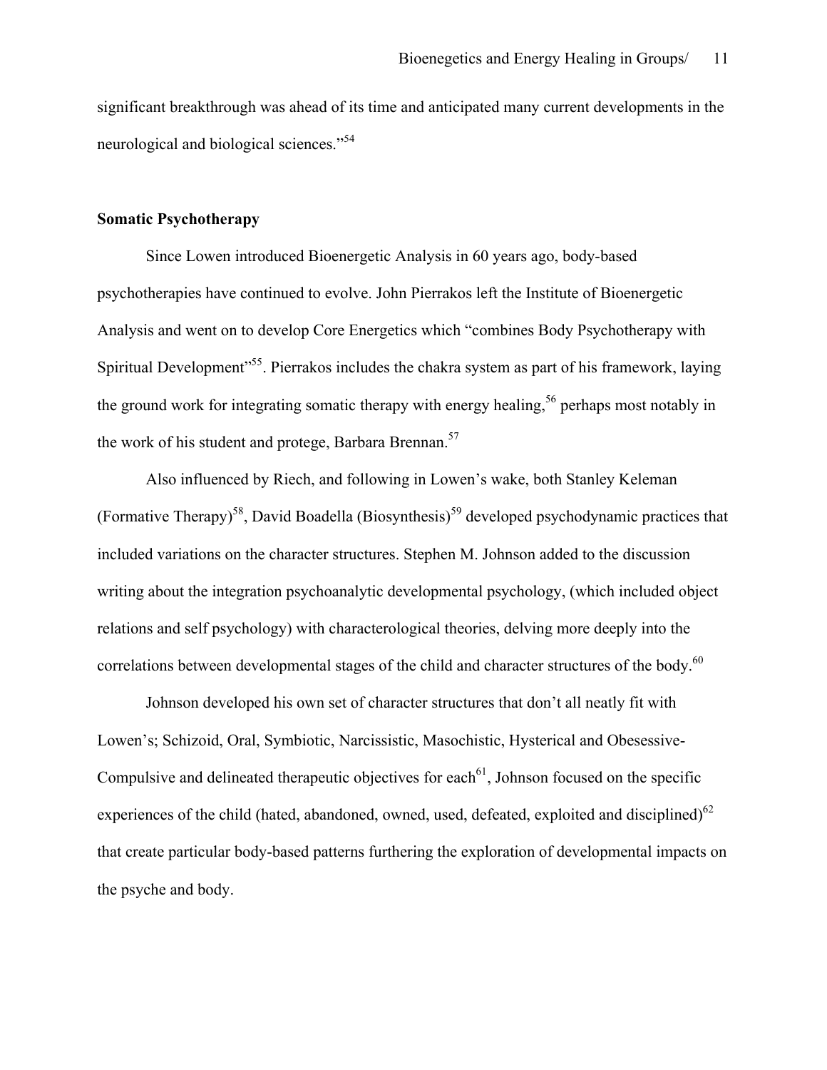significant breakthrough was ahead of its time and anticipated many current developments in the neurological and biological sciences."[54]

**Somatic Psychotherapy**

Since Lowen introduced Bioenergetic Analysis in 60 years ago, body-based psychotherapies have continued to evolve. John Pierrakos left the Institute of Bioenergetic Analysis and went on to develop Core Energetics which "combines Body Psychotherapy with Spiritual Development"[55]. Pierrakos includes the chakra system as part of his framework, laying the ground work for integrating somatic therapy with energy healing,[56] perhaps most notably in the work of his student and protege, Barbara Brennan.[57]

Also influenced by Riech, and following in Lowen's wake, both Stanley Keleman (Formative Therapy)[58], David Boadella (Biosynthesis)[59] developed psychodynamic practices that included variations on the character structures. Stephen M. Johnson added to the discussion writing about the integration psychoanalytic developmental psychology, (which included object relations and self psychology) with characterological theories, delving more deeply into the correlations between developmental stages of the child and character structures of the body.[60]

Johnson developed his own set of character structures that don't all neatly fit with Lowen's; Schizoid, Oral, Symbiotic, Narcissistic, Masochistic, Hysterical and Obesessive-Compulsive and delineated therapeutic objectives for each[61], Johnson focused on the specific experiences of the child (hated, abandoned, owned, used, defeated, exploited and disciplined)[62] that create particular body-based patterns furthering the exploration of developmental impacts on the psyche and body.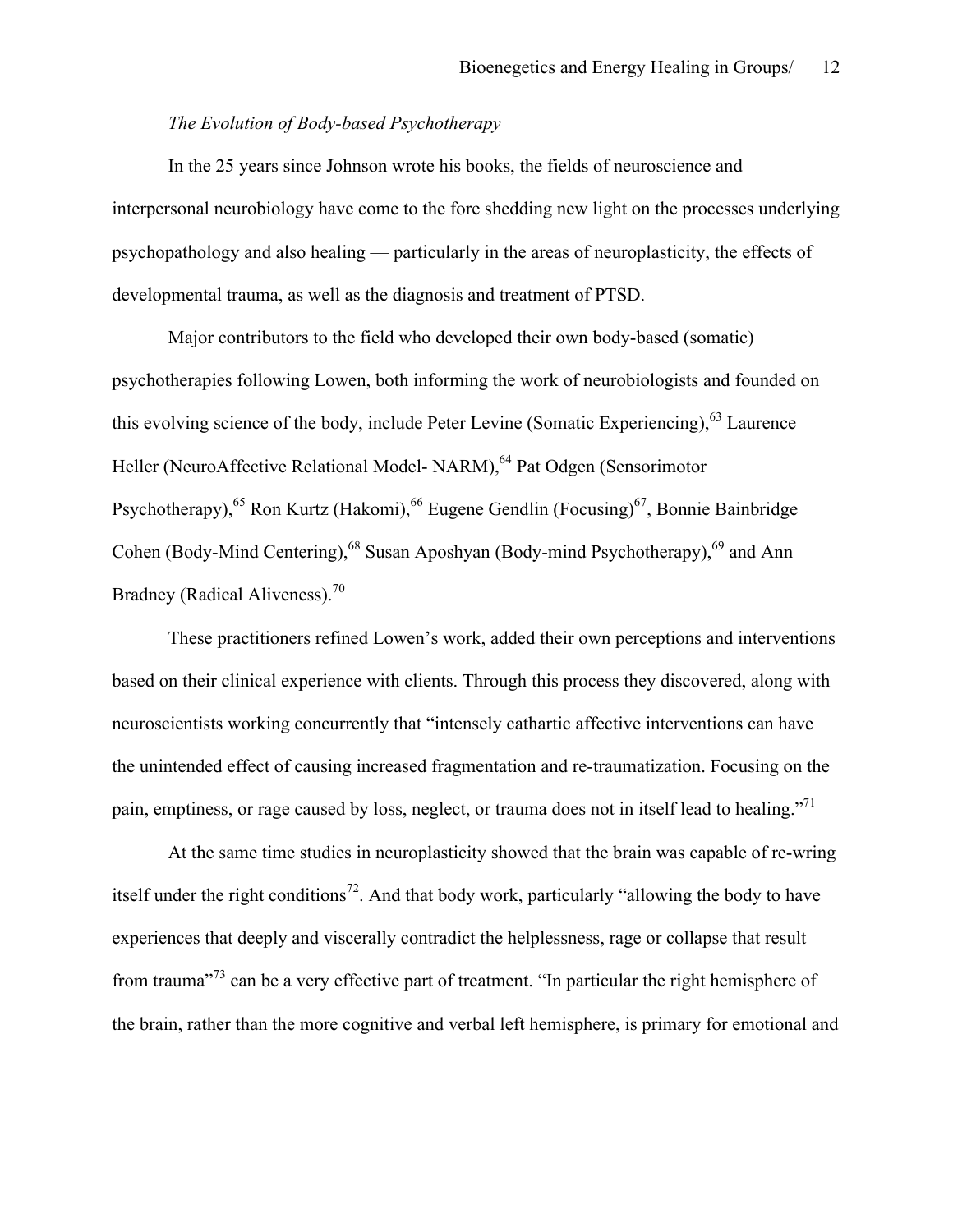*The Evolution of Body-based Psychotherapy*

In the 25 years since Johnson wrote his books, the fields of neuroscience and interpersonal neurobiology have come to the fore shedding new light on the processes underlying psychopathology and also healing — particularly in the areas of neuroplasticity, the effects of developmental trauma, as well as the diagnosis and treatment of PTSD.

Major contributors to the field who developed their own body-based (somatic) psychotherapies following Lowen, both informing the work of neurobiologists and founded on this evolving science of the body, include Peter Levine (Somatic Experiencing),[63] Laurence Heller (NeuroAffective Relational Model- NARM),[64] Pat Odgen (Sensorimotor Psychotherapy),[65] Ron Kurtz (Hakomi),[66] Eugene Gendlin (Focusing)[67], Bonnie Bainbridge Cohen (Body-Mind Centering),[68] Susan Aposhyan (Body-mind Psychotherapy),[69] and Ann Bradney (Radical Aliveness).[70]

These practitioners refined Lowen's work, added their own perceptions and interventions based on their clinical experience with clients. Through this process they discovered, along with neuroscientists working concurrently that "intensely cathartic affective interventions can have the unintended effect of causing increased fragmentation and re-traumatization. Focusing on the pain, emptiness, or rage caused by loss, neglect, or trauma does not in itself lead to healing."[71]

At the same time studies in neuroplasticity showed that the brain was capable of re-wring itself under the right conditions[72]. And that body work, particularly "allowing the body to have experiences that deeply and viscerally contradict the helplessness, rage or collapse that result from trauma"[73] can be a very effective part of treatment. "In particular the right hemisphere of the brain, rather than the more cognitive and verbal left hemisphere, is primary for emotional and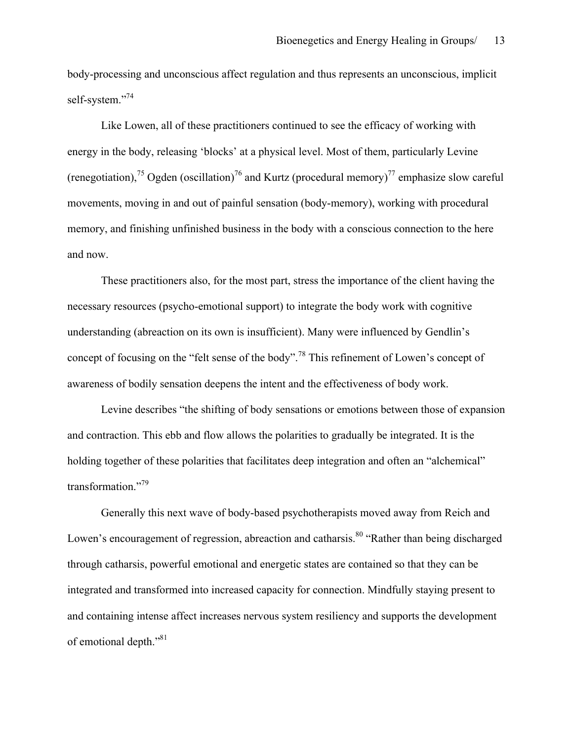body-processing and unconscious affect regulation and thus represents an unconscious, implicit self-system."[74]

Like Lowen, all of these practitioners continued to see the efficacy of working with energy in the body, releasing 'blocks' at a physical level. Most of them, particularly Levine (renegotiation),[75] Ogden (oscillation)[76] and Kurtz (procedural memory)[77] emphasize slow careful movements, moving in and out of painful sensation (body-memory), working with procedural memory, and finishing unfinished business in the body with a conscious connection to the here and now.

These practitioners also, for the most part, stress the importance of the client having the necessary resources (psycho-emotional support) to integrate the body work with cognitive understanding (abreaction on its own is insufficient). Many were influenced by Gendlin's concept of focusing on the "felt sense of the body".[78] This refinement of Lowen's concept of awareness of bodily sensation deepens the intent and the effectiveness of body work.

Levine describes "the shifting of body sensations or emotions between those of expansion and contraction. This ebb and flow allows the polarities to gradually be integrated. It is the holding together of these polarities that facilitates deep integration and often an "alchemical" transformation."[79]

Generally this next wave of body-based psychotherapists moved away from Reich and Lowen's encouragement of regression, abreaction and catharsis.[80] "Rather than being discharged through catharsis, powerful emotional and energetic states are contained so that they can be integrated and transformed into increased capacity for connection. Mindfully staying present to and containing intense affect increases nervous system resiliency and supports the development of emotional depth."[81]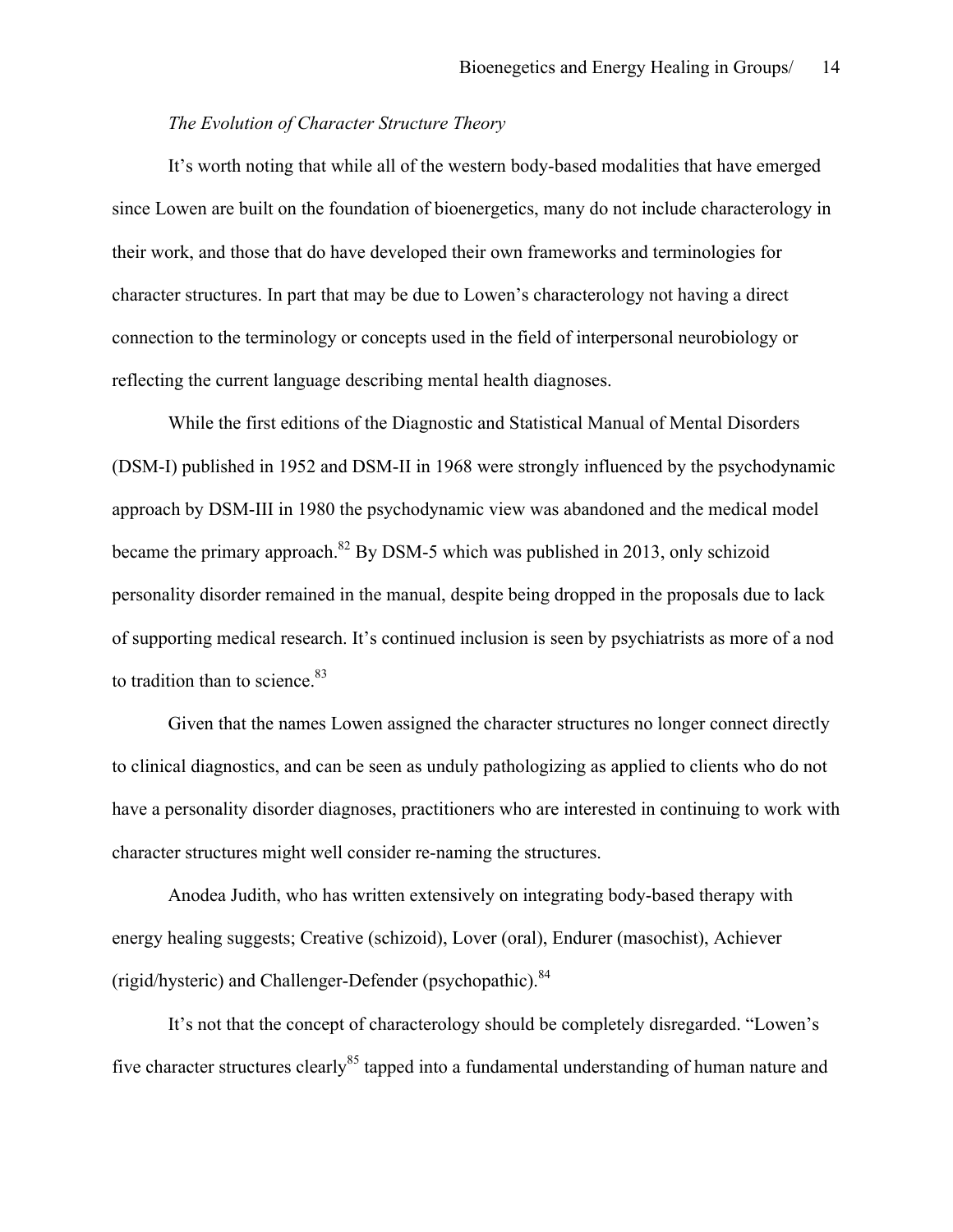*The Evolution of Character Structure Theory*

It's worth noting that while all of the western body-based modalities that have emerged since Lowen are built on the foundation of bioenergetics, many do not include characterology in their work, and those that do have developed their own frameworks and terminologies for character structures. In part that may be due to Lowen's characterology not having a direct connection to the terminology or concepts used in the field of interpersonal neurobiology or reflecting the current language describing mental health diagnoses.

While the first editions of the Diagnostic and Statistical Manual of Mental Disorders (DSM-I) published in 1952 and DSM-II in 1968 were strongly influenced by the psychodynamic approach by DSM-III in 1980 the psychodynamic view was abandoned and the medical model became the primary approach.[82] By DSM-5 which was published in 2013, only schizoid personality disorder remained in the manual, despite being dropped in the proposals due to lack of supporting medical research. It's continued inclusion is seen by psychiatrists as more of a nod to tradition than to science.[83]

Given that the names Lowen assigned the character structures no longer connect directly to clinical diagnostics, and can be seen as unduly pathologizing as applied to clients who do not have a personality disorder diagnoses, practitioners who are interested in continuing to work with character structures might well consider re-naming the structures.

Anodea Judith, who has written extensively on integrating body-based therapy with energy healing suggests; Creative (schizoid), Lover (oral), Endurer (masochist), Achiever (rigid/hysteric) and Challenger-Defender (psychopathic).[84]

It's not that the concept of characterology should be completely disregarded. "Lowen's five character structures clearly[85] tapped into a fundamental understanding of human nature and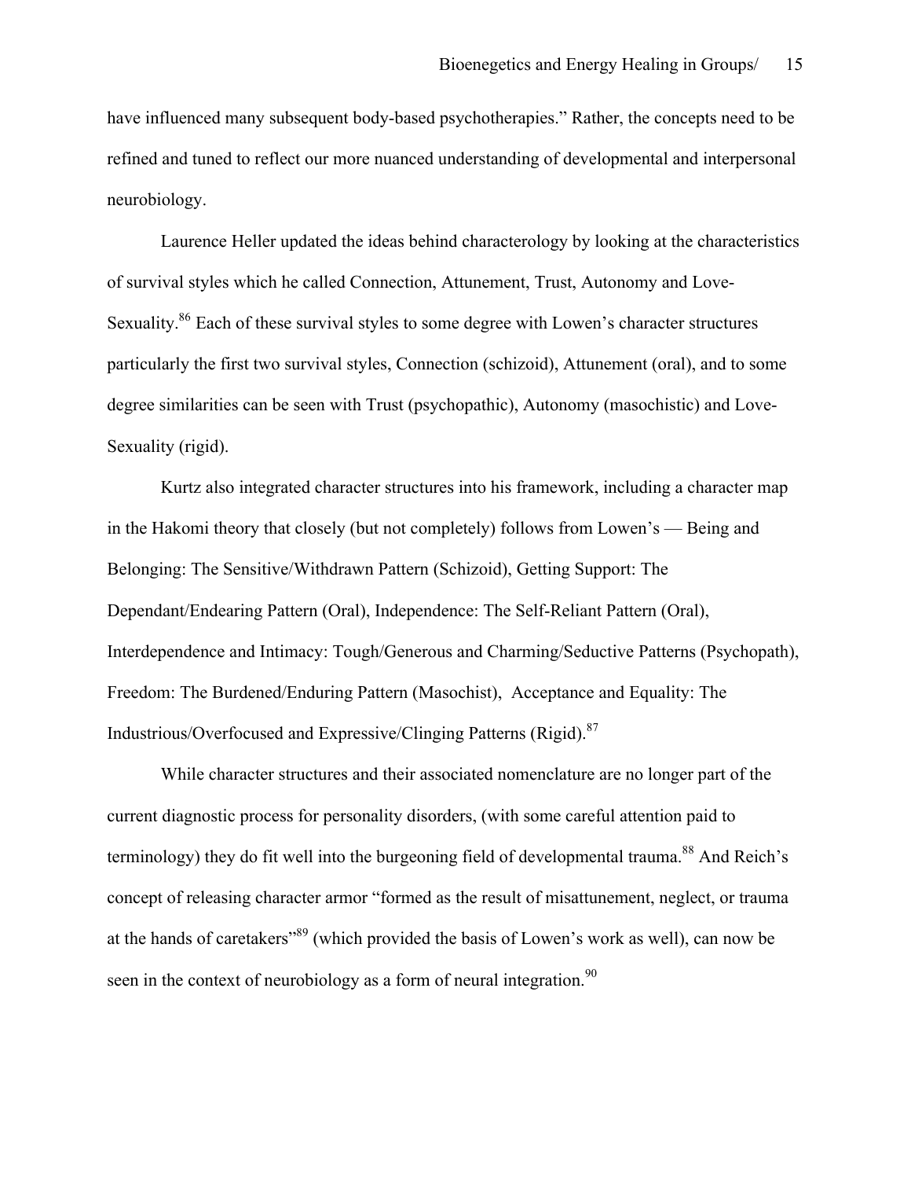have influenced many subsequent body-based psychotherapies." Rather, the concepts need to be refined and tuned to reflect our more nuanced understanding of developmental and interpersonal neurobiology.

Laurence Heller updated the ideas behind characterology by looking at the characteristics of survival styles which he called Connection, Attunement, Trust, Autonomy and Love-Sexuality.[86] Each of these survival styles to some degree with Lowen's character structures particularly the first two survival styles, Connection (schizoid), Attunement (oral), and to some degree similarities can be seen with Trust (psychopathic), Autonomy (masochistic) and Love-Sexuality (rigid).

Kurtz also integrated character structures into his framework, including a character map in the Hakomi theory that closely (but not completely) follows from Lowen's — Being and Belonging: The Sensitive/Withdrawn Pattern (Schizoid), Getting Support: The Dependant/Endearing Pattern (Oral), Independence: The Self-Reliant Pattern (Oral), Interdependence and Intimacy: Tough/Generous and Charming/Seductive Patterns (Psychopath), Freedom: The Burdened/Enduring Pattern (Masochist), Acceptance and Equality: The Industrious/Overfocused and Expressive/Clinging Patterns (Rigid).[87]

While character structures and their associated nomenclature are no longer part of the current diagnostic process for personality disorders, (with some careful attention paid to terminology) they do fit well into the burgeoning field of developmental trauma.[88] And Reich's concept of releasing character armor "formed as the result of misattunement, neglect, or trauma at the hands of caretakers"[89] (which provided the basis of Lowen's work as well), can now be seen in the context of neurobiology as a form of neural integration.[90]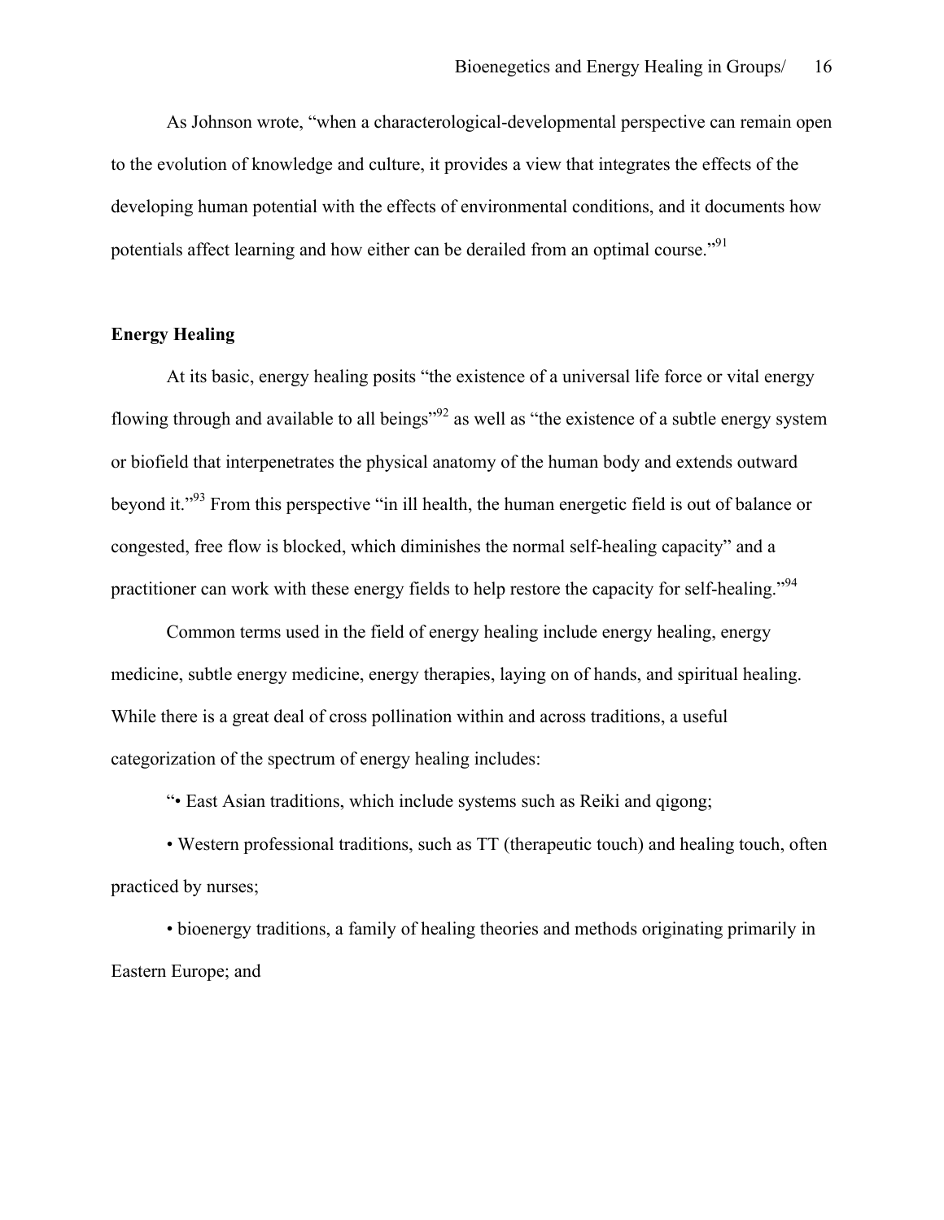As Johnson wrote, “when a characterological-developmental perspective can remain open to the evolution of knowledge and culture, it provides a view that integrates the effects of the developing human potential with the effects of environmental conditions, and it documents how potentials affect learning and how either can be derailed from an optimal course.”[91]

**Energy Healing**

At its basic, energy healing posits “the existence of a universal life force or vital energy flowing through and available to all beings”[92] as well as “the existence of a subtle energy system or biofield that interpenetrates the physical anatomy of the human body and extends outward beyond it.”[93] From this perspective “in ill health, the human energetic field is out of balance or congested, free flow is blocked, which diminishes the normal self-healing capacity” and a practitioner can work with these energy fields to help restore the capacity for self-healing.”[94]

Common terms used in the field of energy healing include energy healing, energy medicine, subtle energy medicine, energy therapies, laying on of hands, and spiritual healing. While there is a great deal of cross pollination within and across traditions, a useful categorization of the spectrum of energy healing includes:

“• East Asian traditions, which include systems such as Reiki and qigong;

• Western professional traditions, such as TT (therapeutic touch) and healing touch, often practiced by nurses;

• bioenergy traditions, a family of healing theories and methods originating primarily in Eastern Europe; and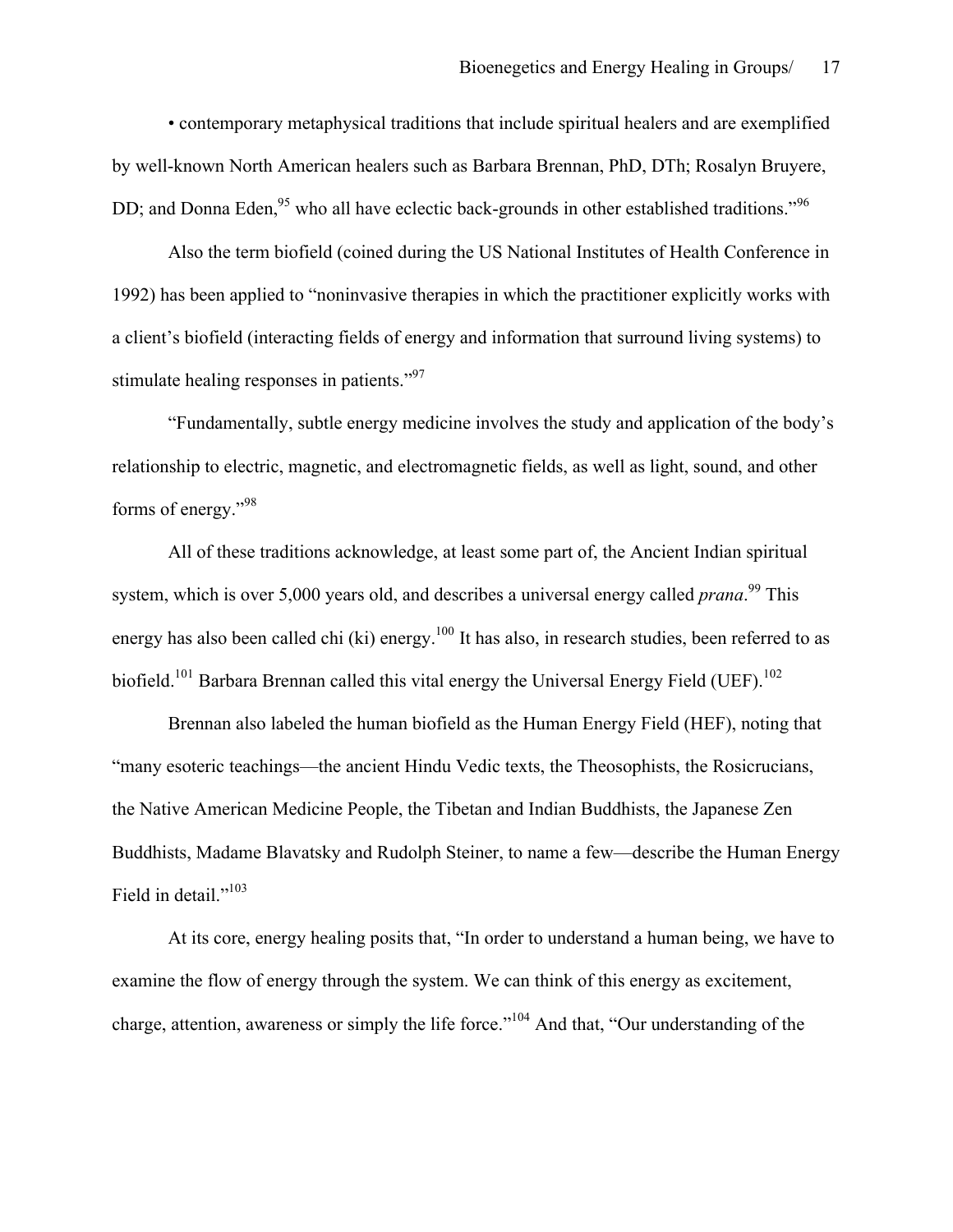• contemporary metaphysical traditions that include spiritual healers and are exemplified by well-known North American healers such as Barbara Brennan, PhD, DTh; Rosalyn Bruyere, DD; and Donna Eden,[95] who all have eclectic back-grounds in other established traditions."[96]

Also the term biofield (coined during the US National Institutes of Health Conference in 1992) has been applied to "noninvasive therapies in which the practitioner explicitly works with a client's biofield (interacting fields of energy and information that surround living systems) to stimulate healing responses in patients."[97]

"Fundamentally, subtle energy medicine involves the study and application of the body's relationship to electric, magnetic, and electromagnetic fields, as well as light, sound, and other forms of energy."[98]

All of these traditions acknowledge, at least some part of, the Ancient Indian spiritual system, which is over 5,000 years old, and describes a universal energy called *prana*.[99] This energy has also been called chi (ki) energy.[100] It has also, in research studies, been referred to as biofield.[101] Barbara Brennan called this vital energy the Universal Energy Field (UEF).[102]

Brennan also labeled the human biofield as the Human Energy Field (HEF), noting that "many esoteric teachings—the ancient Hindu Vedic texts, the Theosophists, the Rosicrucians, the Native American Medicine People, the Tibetan and Indian Buddhists, the Japanese Zen Buddhists, Madame Blavatsky and Rudolph Steiner, to name a few—describe the Human Energy Field in detail."[103]

At its core, energy healing posits that, "In order to understand a human being, we have to examine the flow of energy through the system. We can think of this energy as excitement, charge, attention, awareness or simply the life force."[104] And that, "Our understanding of the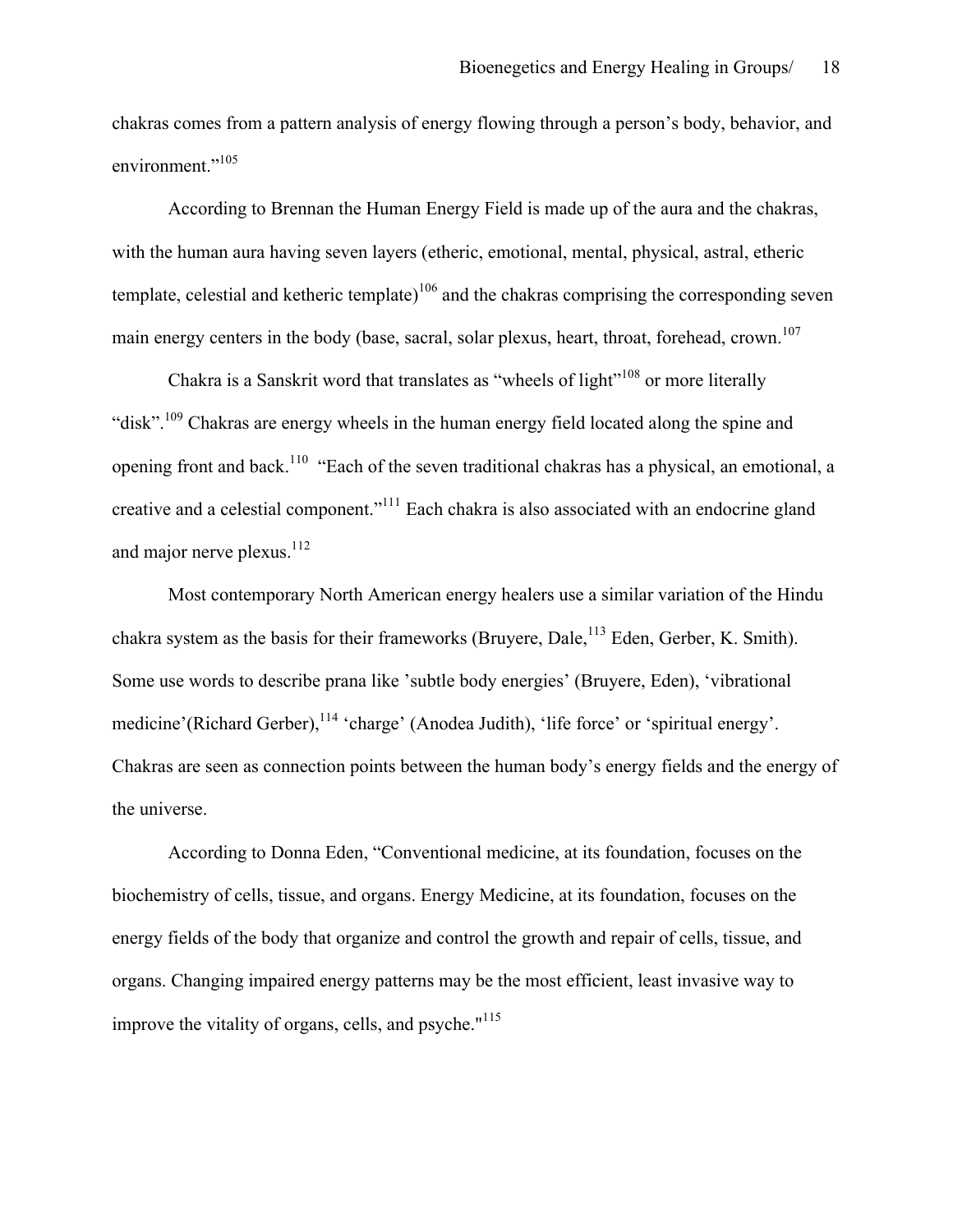chakras comes from a pattern analysis of energy flowing through a person's body, behavior, and environment."[105]

According to Brennan the Human Energy Field is made up of the aura and the chakras, with the human aura having seven layers (etheric, emotional, mental, physical, astral, etheric template, celestial and ketheric template)[106] and the chakras comprising the corresponding seven main energy centers in the body (base, sacral, solar plexus, heart, throat, forehead, crown.[107]

Chakra is a Sanskrit word that translates as "wheels of light"[108] or more literally "disk".[109] Chakras are energy wheels in the human energy field located along the spine and opening front and back.[110] "Each of the seven traditional chakras has a physical, an emotional, a creative and a celestial component."[111] Each chakra is also associated with an endocrine gland and major nerve plexus.[112]

Most contemporary North American energy healers use a similar variation of the Hindu chakra system as the basis for their frameworks (Bruyere, Dale,[113] Eden, Gerber, K. Smith). Some use words to describe prana like 'subtle body energies' (Bruyere, Eden), 'vibrational medicine'(Richard Gerber),[114] 'charge' (Anodea Judith), 'life force' or 'spiritual energy'. Chakras are seen as connection points between the human body's energy fields and the energy of the universe.

According to Donna Eden, "Conventional medicine, at its foundation, focuses on the biochemistry of cells, tissue, and organs. Energy Medicine, at its foundation, focuses on the energy fields of the body that organize and control the growth and repair of cells, tissue, and organs. Changing impaired energy patterns may be the most efficient, least invasive way to improve the vitality of organs, cells, and psyche."[115]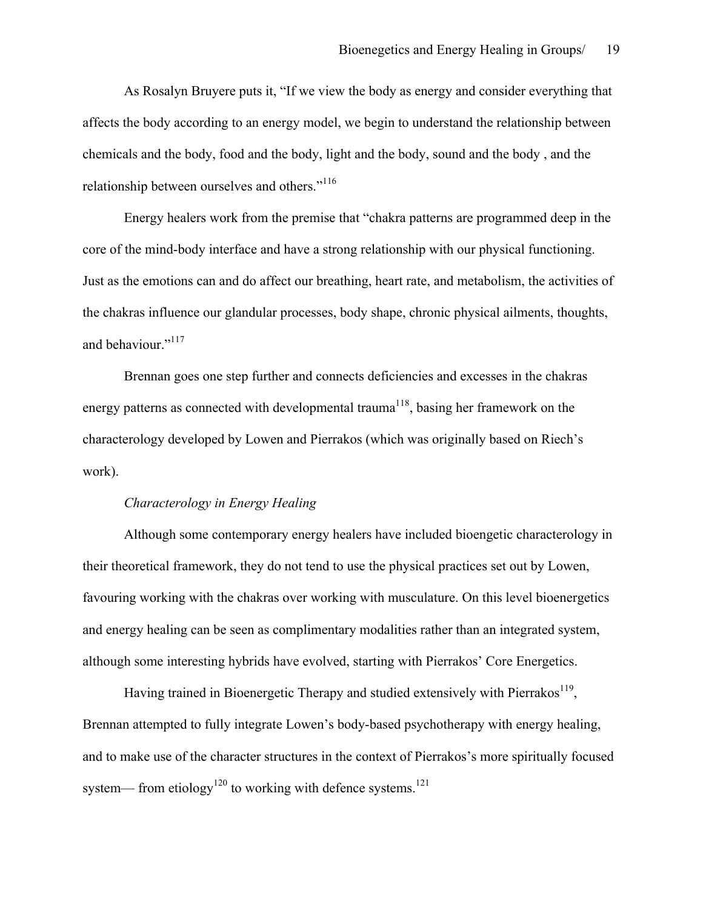As Rosalyn Bruyere puts it, "If we view the body as energy and consider everything that affects the body according to an energy model, we begin to understand the relationship between chemicals and the body, food and the body, light and the body, sound and the body , and the relationship between ourselves and others."[116]

Energy healers work from the premise that "chakra patterns are programmed deep in the core of the mind-body interface and have a strong relationship with our physical functioning. Just as the emotions can and do affect our breathing, heart rate, and metabolism, the activities of the chakras influence our glandular processes, body shape, chronic physical ailments, thoughts, and behaviour."[117]

Brennan goes one step further and connects deficiencies and excesses in the chakras energy patterns as connected with developmental trauma[118], basing her framework on the characterology developed by Lowen and Pierrakos (which was originally based on Riech's work).

*Characterology in Energy Healing*

Although some contemporary energy healers have included bioengetic characterology in their theoretical framework, they do not tend to use the physical practices set out by Lowen, favouring working with the chakras over working with musculature. On this level bioenergetics and energy healing can be seen as complimentary modalities rather than an integrated system, although some interesting hybrids have evolved, starting with Pierrakos' Core Energetics.

Having trained in Bioenergetic Therapy and studied extensively with Pierrakos[119], Brennan attempted to fully integrate Lowen's body-based psychotherapy with energy healing, and to make use of the character structures in the context of Pierrakos's more spiritually focused system— from etiology[120] to working with defence systems.[121]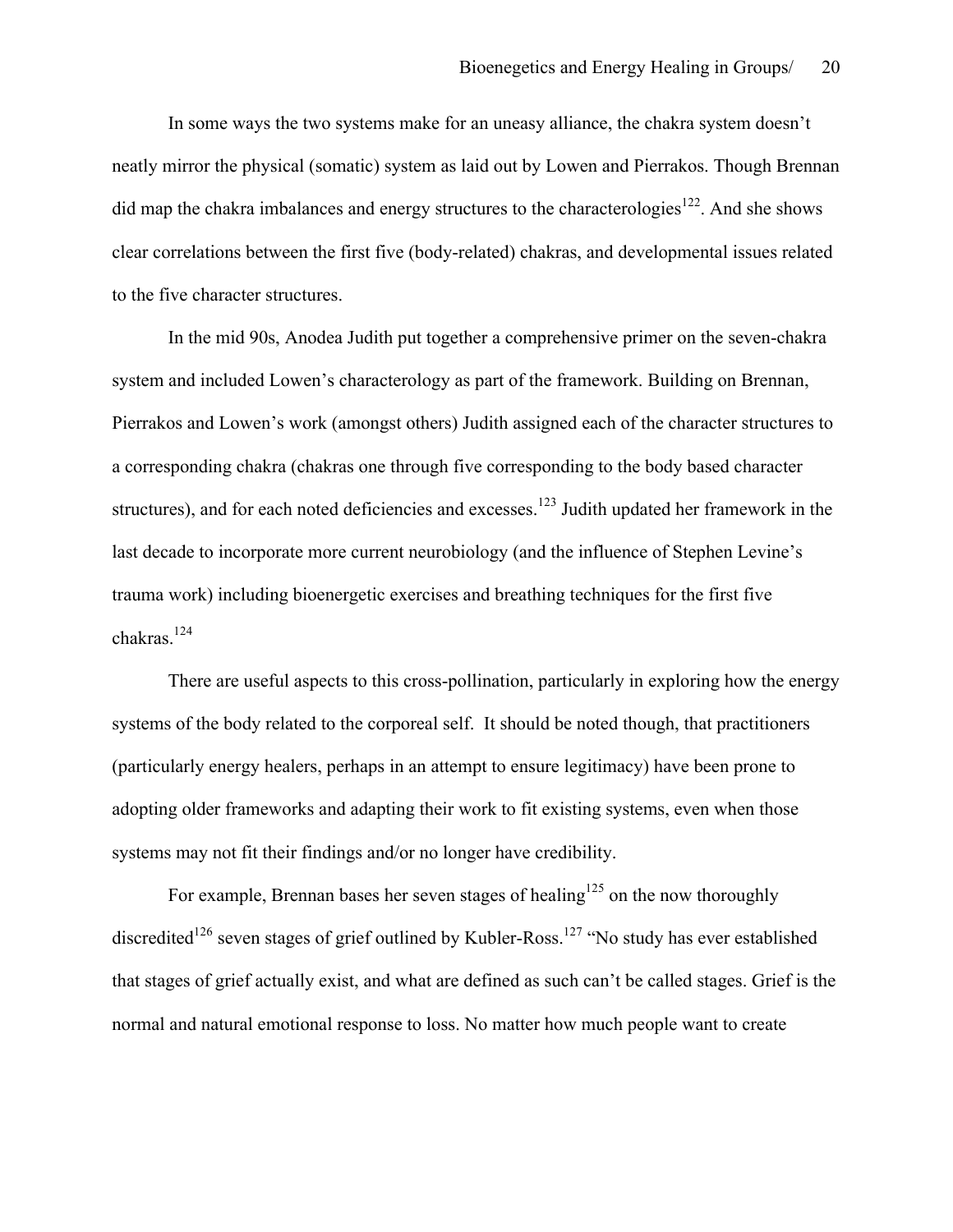In some ways the two systems make for an uneasy alliance, the chakra system doesn't neatly mirror the physical (somatic) system as laid out by Lowen and Pierrakos. Though Brennan did map the chakra imbalances and energy structures to the characterologies[122]. And she shows clear correlations between the first five (body-related) chakras, and developmental issues related to the five character structures.

In the mid 90s, Anodea Judith put together a comprehensive primer on the seven-chakra system and included Lowen's characterology as part of the framework. Building on Brennan, Pierrakos and Lowen's work (amongst others) Judith assigned each of the character structures to a corresponding chakra (chakras one through five corresponding to the body based character structures), and for each noted deficiencies and excesses.[123] Judith updated her framework in the last decade to incorporate more current neurobiology (and the influence of Stephen Levine's trauma work) including bioenergetic exercises and breathing techniques for the first five chakras.[124]

There are useful aspects to this cross-pollination, particularly in exploring how the energy systems of the body related to the corporeal self. It should be noted though, that practitioners (particularly energy healers, perhaps in an attempt to ensure legitimacy) have been prone to adopting older frameworks and adapting their work to fit existing systems, even when those systems may not fit their findings and/or no longer have credibility.

For example, Brennan bases her seven stages of healing[125] on the now thoroughly discredited[126] seven stages of grief outlined by Kubler-Ross.[127] "No study has ever established that stages of grief actually exist, and what are defined as such can't be called stages. Grief is the normal and natural emotional response to loss. No matter how much people want to create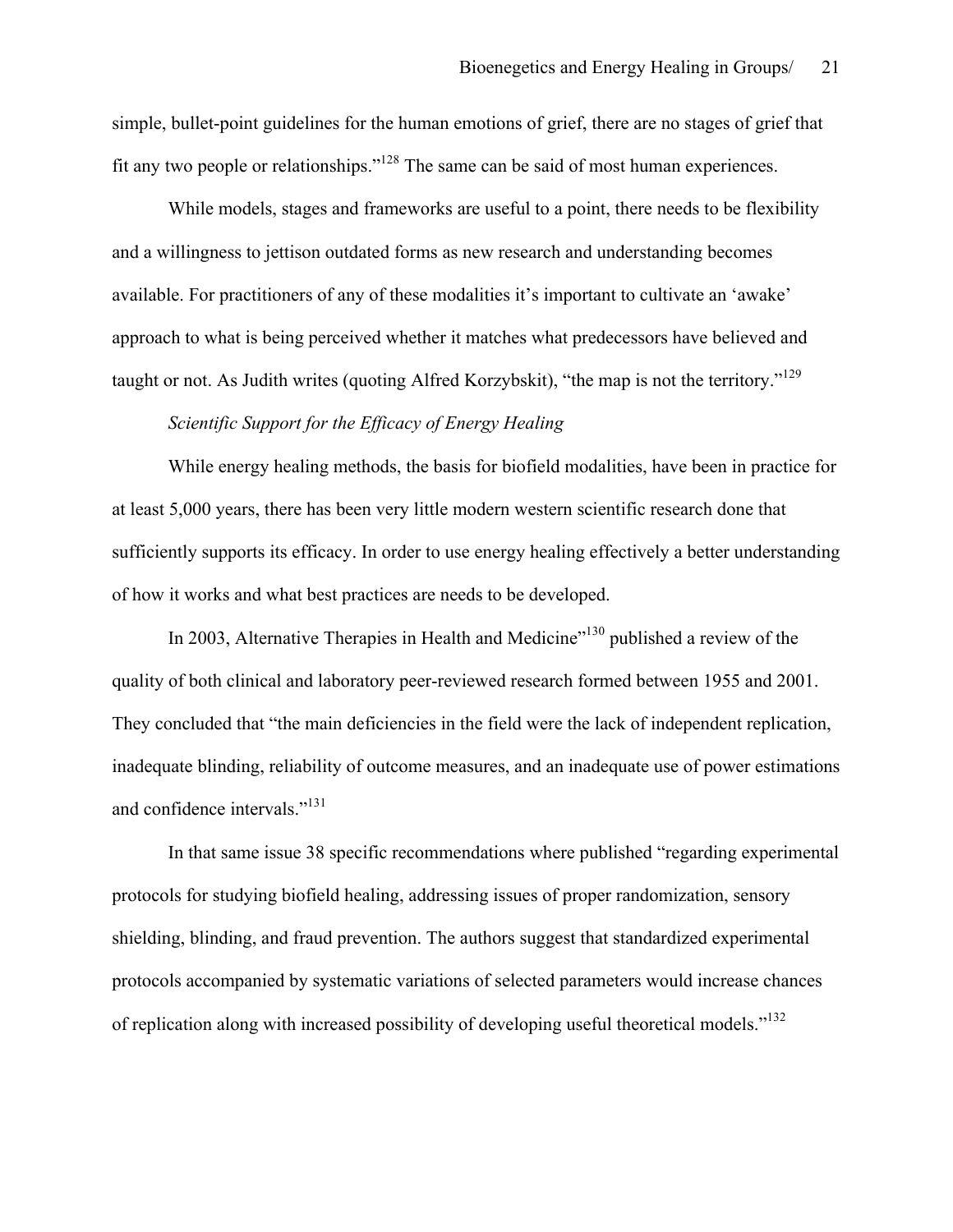simple, bullet-point guidelines for the human emotions of grief, there are no stages of grief that fit any two people or relationships."[128] The same can be said of most human experiences.

While models, stages and frameworks are useful to a point, there needs to be flexibility and a willingness to jettison outdated forms as new research and understanding becomes available. For practitioners of any of these modalities it's important to cultivate an 'awake' approach to what is being perceived whether it matches what predecessors have believed and taught or not. As Judith writes (quoting Alfred Korzybskit), "the map is not the territory."[129]

*Scientific Support for the Efficacy of Energy Healing*

While energy healing methods, the basis for biofield modalities, have been in practice for at least 5,000 years, there has been very little modern western scientific research done that sufficiently supports its efficacy. In order to use energy healing effectively a better understanding of how it works and what best practices are needs to be developed.

In 2003, Alternative Therapies in Health and Medicine"[130] published a review of the quality of both clinical and laboratory peer-reviewed research formed between 1955 and 2001. They concluded that "the main deficiencies in the field were the lack of independent replication, inadequate blinding, reliability of outcome measures, and an inadequate use of power estimations and confidence intervals."[131]

In that same issue 38 specific recommendations where published "regarding experimental protocols for studying biofield healing, addressing issues of proper randomization, sensory shielding, blinding, and fraud prevention. The authors suggest that standardized experimental protocols accompanied by systematic variations of selected parameters would increase chances of replication along with increased possibility of developing useful theoretical models."[132]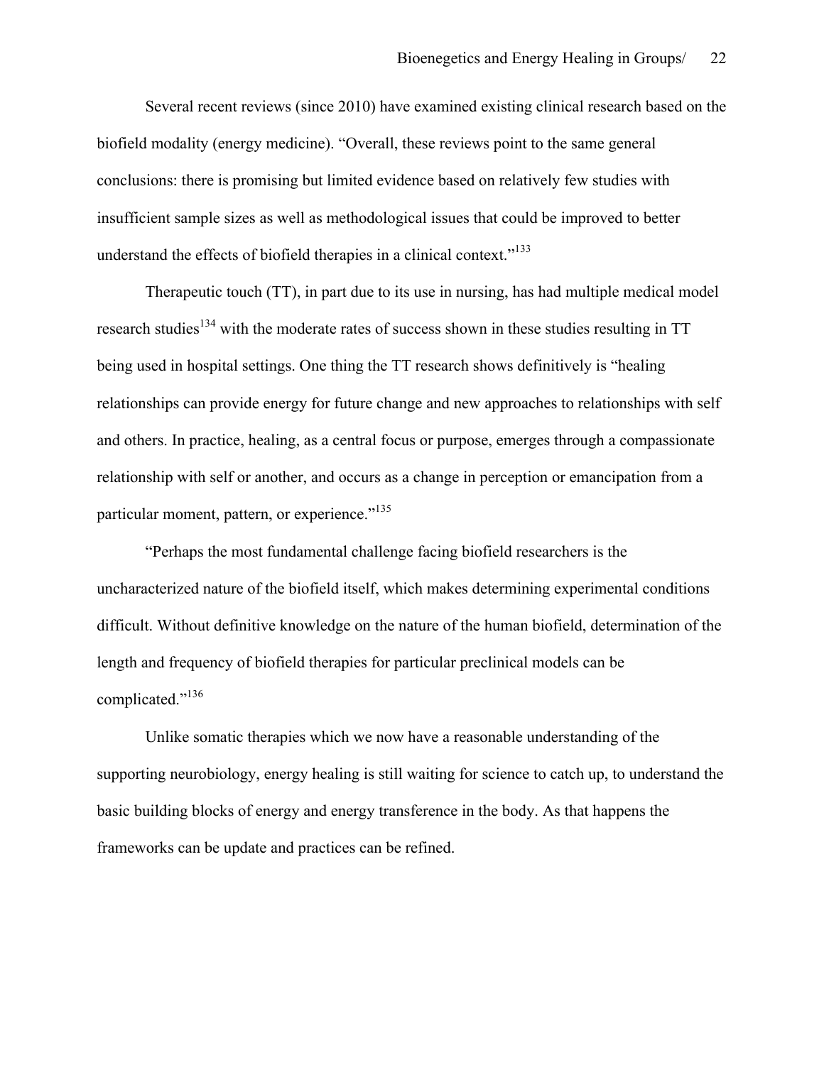Several recent reviews (since 2010) have examined existing clinical research based on the biofield modality (energy medicine). "Overall, these reviews point to the same general conclusions: there is promising but limited evidence based on relatively few studies with insufficient sample sizes as well as methodological issues that could be improved to better understand the effects of biofield therapies in a clinical context."[133]

Therapeutic touch (TT), in part due to its use in nursing, has had multiple medical model research studies[134] with the moderate rates of success shown in these studies resulting in TT being used in hospital settings. One thing the TT research shows definitively is "healing relationships can provide energy for future change and new approaches to relationships with self and others. In practice, healing, as a central focus or purpose, emerges through a compassionate relationship with self or another, and occurs as a change in perception or emancipation from a particular moment, pattern, or experience."[135]

"Perhaps the most fundamental challenge facing biofield researchers is the uncharacterized nature of the biofield itself, which makes determining experimental conditions difficult. Without definitive knowledge on the nature of the human biofield, determination of the length and frequency of biofield therapies for particular preclinical models can be complicated."[136]

Unlike somatic therapies which we now have a reasonable understanding of the supporting neurobiology, energy healing is still waiting for science to catch up, to understand the basic building blocks of energy and energy transference in the body. As that happens the frameworks can be update and practices can be refined.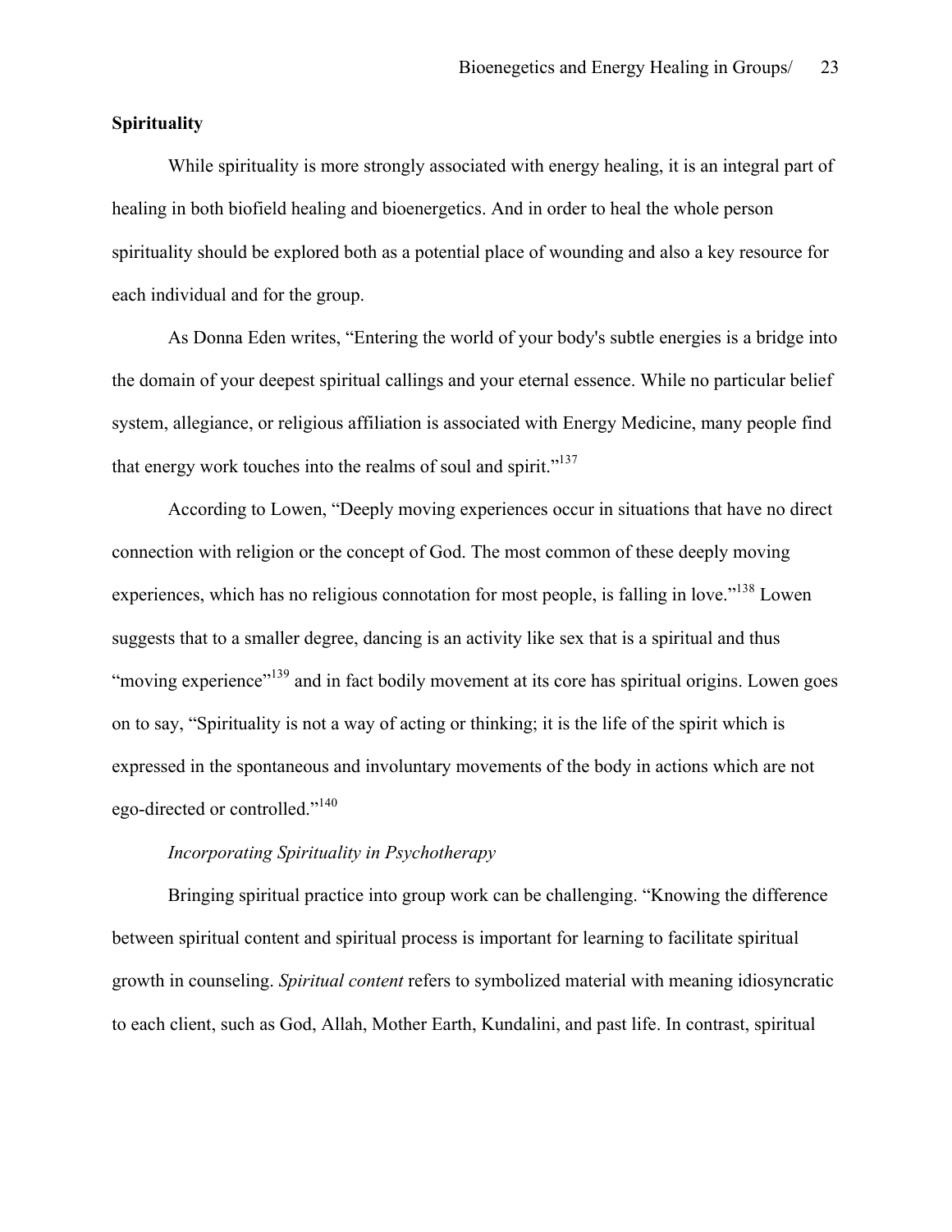**Spirituality**

While spirituality is more strongly associated with energy healing, it is an integral part of healing in both biofield healing and bioenergetics. And in order to heal the whole person spirituality should be explored both as a potential place of wounding and also a key resource for each individual and for the group.

As Donna Eden writes, "Entering the world of your body's subtle energies is a bridge into the domain of your deepest spiritual callings and your eternal essence. While no particular belief system, allegiance, or religious affiliation is associated with Energy Medicine, many people find that energy work touches into the realms of soul and spirit."[137]

According to Lowen, "Deeply moving experiences occur in situations that have no direct connection with religion or the concept of God. The most common of these deeply moving experiences, which has no religious connotation for most people, is falling in love."[138] Lowen suggests that to a smaller degree, dancing is an activity like sex that is a spiritual and thus "moving experience"[139] and in fact bodily movement at its core has spiritual origins. Lowen goes on to say, "Spirituality is not a way of acting or thinking; it is the life of the spirit which is expressed in the spontaneous and involuntary movements of the body in actions which are not ego-directed or controlled."[140]

*Incorporating Spirituality in Psychotherapy*

Bringing spiritual practice into group work can be challenging. "Knowing the difference between spiritual content and spiritual process is important for learning to facilitate spiritual growth in counseling. *Spiritual content* refers to symbolized material with meaning idiosyncratic to each client, such as God, Allah, Mother Earth, Kundalini, and past life. In contrast, spiritual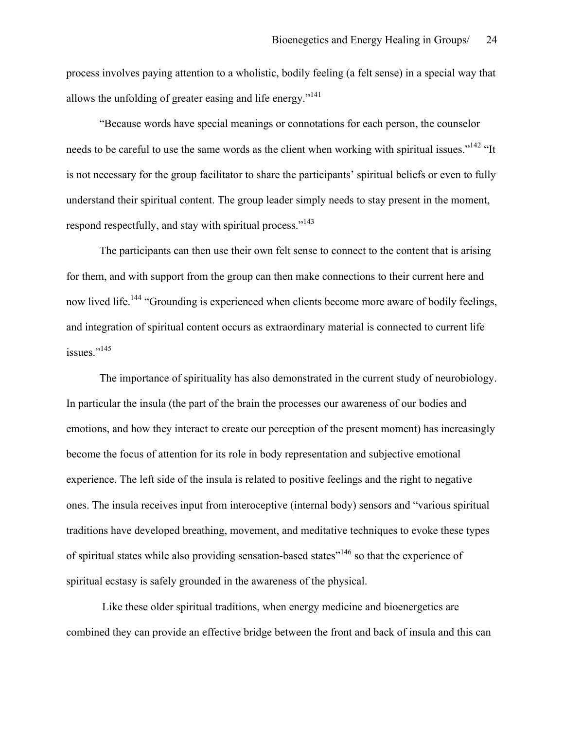process involves paying attention to a wholistic, bodily feeling (a felt sense) in a special way that allows the unfolding of greater easing and life energy."[141]

"Because words have special meanings or connotations for each person, the counselor needs to be careful to use the same words as the client when working with spiritual issues."[142] "It is not necessary for the group facilitator to share the participants' spiritual beliefs or even to fully understand their spiritual content. The group leader simply needs to stay present in the moment, respond respectfully, and stay with spiritual process."[143]

The participants can then use their own felt sense to connect to the content that is arising for them, and with support from the group can then make connections to their current here and now lived life.[144] "Grounding is experienced when clients become more aware of bodily feelings, and integration of spiritual content occurs as extraordinary material is connected to current life issues."[145]

The importance of spirituality has also demonstrated in the current study of neurobiology. In particular the insula (the part of the brain the processes our awareness of our bodies and emotions, and how they interact to create our perception of the present moment) has increasingly become the focus of attention for its role in body representation and subjective emotional experience. The left side of the insula is related to positive feelings and the right to negative ones. The insula receives input from interoceptive (internal body) sensors and "various spiritual traditions have developed breathing, movement, and meditative techniques to evoke these types of spiritual states while also providing sensation-based states"[146] so that the experience of spiritual ecstasy is safely grounded in the awareness of the physical.

Like these older spiritual traditions, when energy medicine and bioenergetics are combined they can provide an effective bridge between the front and back of insula and this can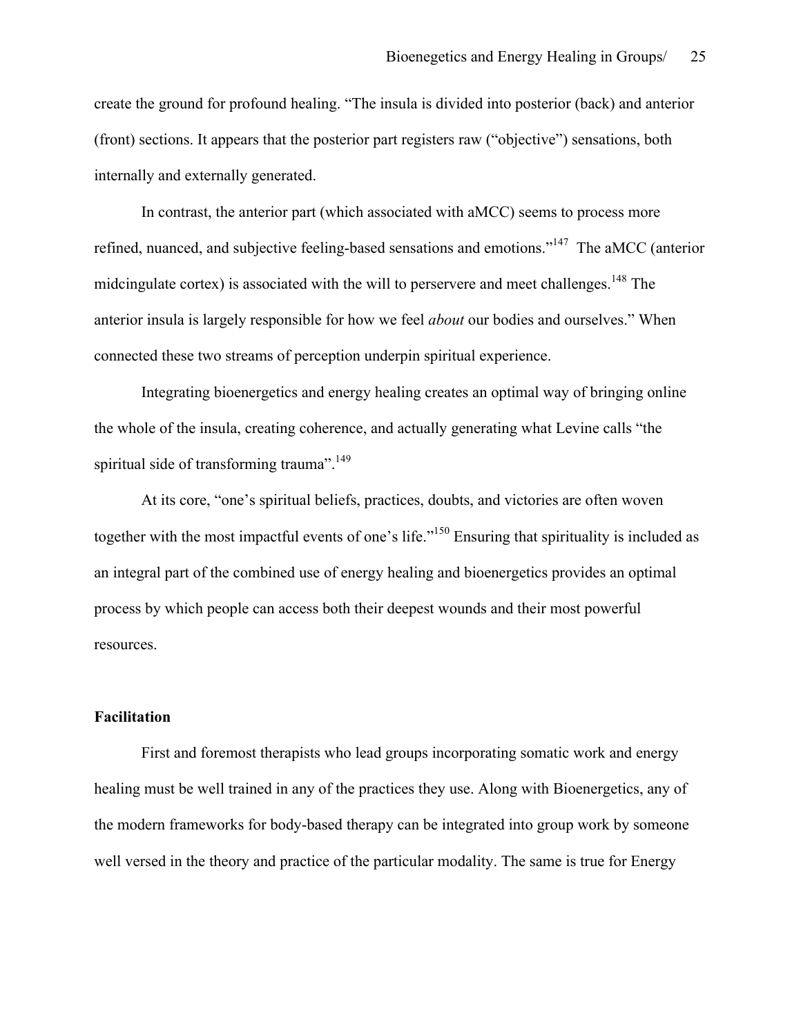create the ground for profound healing. "The insula is divided into posterior (back) and anterior (front) sections. It appears that the posterior part registers raw ("objective") sensations, both internally and externally generated.

In contrast, the anterior part (which associated with aMCC) seems to process more refined, nuanced, and subjective feeling-based sensations and emotions."[147] The aMCC (anterior midcingulate cortex) is associated with the will to perservere and meet challenges.[148] The anterior insula is largely responsible for how we feel *about* our bodies and ourselves." When connected these two streams of perception underpin spiritual experience.

Integrating bioenergetics and energy healing creates an optimal way of bringing online the whole of the insula, creating coherence, and actually generating what Levine calls "the spiritual side of transforming trauma".[149]

At its core, "one's spiritual beliefs, practices, doubts, and victories are often woven together with the most impactful events of one's life."[150] Ensuring that spirituality is included as an integral part of the combined use of energy healing and bioenergetics provides an optimal process by which people can access both their deepest wounds and their most powerful resources.

**Facilitation**

First and foremost therapists who lead groups incorporating somatic work and energy healing must be well trained in any of the practices they use. Along with Bioenergetics, any of the modern frameworks for body-based therapy can be integrated into group work by someone well versed in the theory and practice of the particular modality. The same is true for Energy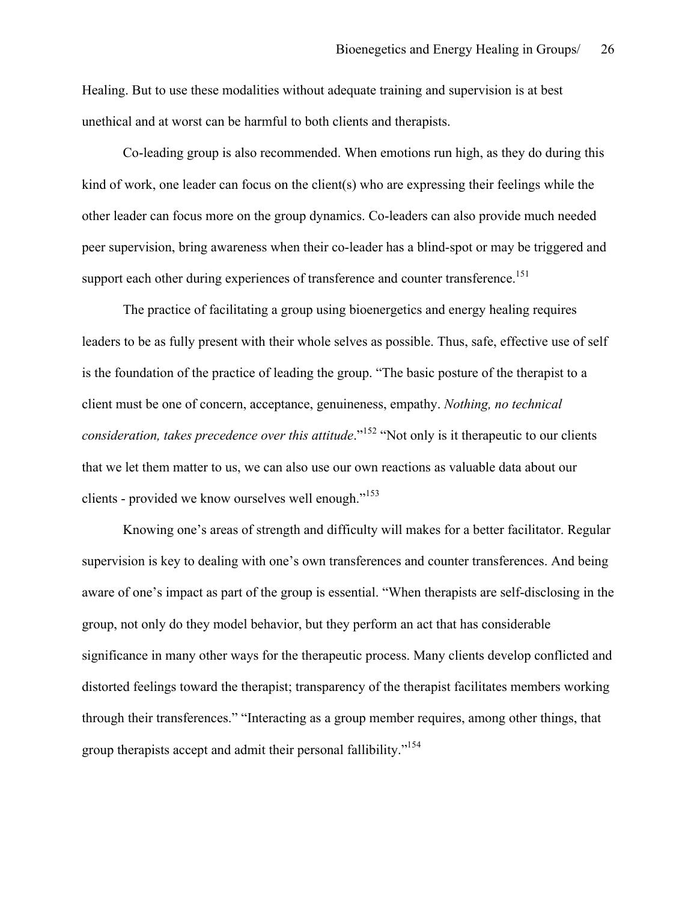Healing. But to use these modalities without adequate training and supervision is at best unethical and at worst can be harmful to both clients and therapists.

Co-leading group is also recommended. When emotions run high, as they do during this kind of work, one leader can focus on the client(s) who are expressing their feelings while the other leader can focus more on the group dynamics. Co-leaders can also provide much needed peer supervision, bring awareness when their co-leader has a blind-spot or may be triggered and support each other during experiences of transference and counter transference.[151]

The practice of facilitating a group using bioenergetics and energy healing requires leaders to be as fully present with their whole selves as possible. Thus, safe, effective use of self is the foundation of the practice of leading the group. "The basic posture of the therapist to a client must be one of concern, acceptance, genuineness, empathy. *Nothing, no technical consideration, takes precedence over this attitude*."[152] "Not only is it therapeutic to our clients that we let them matter to us, we can also use our own reactions as valuable data about our clients - provided we know ourselves well enough."[153]

Knowing one's areas of strength and difficulty will makes for a better facilitator. Regular supervision is key to dealing with one's own transferences and counter transferences. And being aware of one's impact as part of the group is essential. "When therapists are self-disclosing in the group, not only do they model behavior, but they perform an act that has considerable significance in many other ways for the therapeutic process. Many clients develop conflicted and distorted feelings toward the therapist; transparency of the therapist facilitates members working through their transferences." "Interacting as a group member requires, among other things, that group therapists accept and admit their personal fallibility."[154]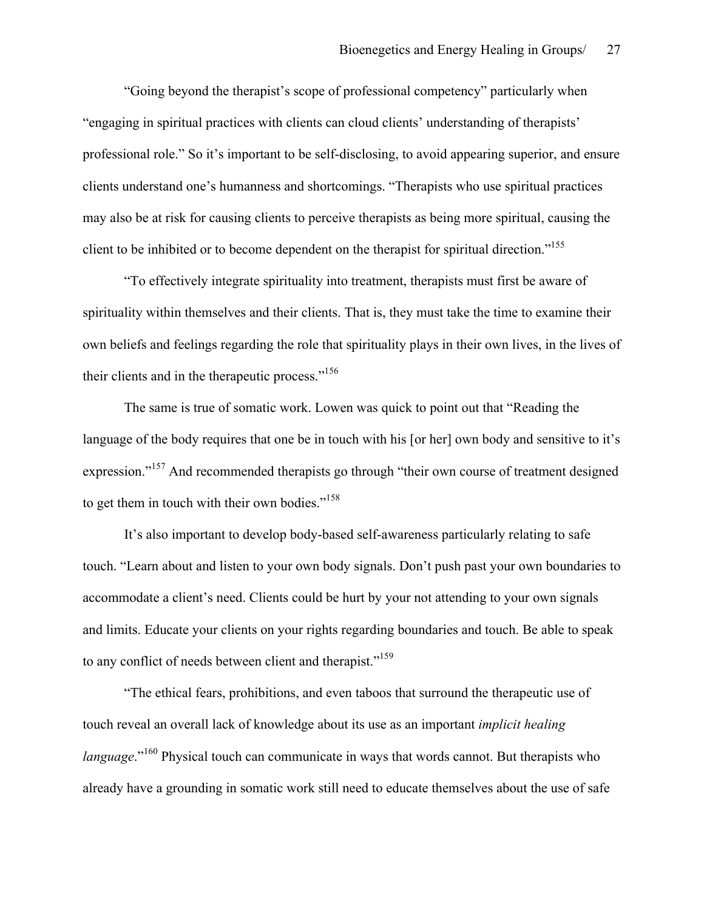"Going beyond the therapist's scope of professional competency" particularly when "engaging in spiritual practices with clients can cloud clients' understanding of therapists' professional role." So it's important to be self-disclosing, to avoid appearing superior, and ensure clients understand one's humanness and shortcomings. "Therapists who use spiritual practices may also be at risk for causing clients to perceive therapists as being more spiritual, causing the client to be inhibited or to become dependent on the therapist for spiritual direction."[155]

"To effectively integrate spirituality into treatment, therapists must first be aware of spirituality within themselves and their clients. That is, they must take the time to examine their own beliefs and feelings regarding the role that spirituality plays in their own lives, in the lives of their clients and in the therapeutic process."[156]

The same is true of somatic work. Lowen was quick to point out that "Reading the language of the body requires that one be in touch with his [or her] own body and sensitive to it's expression."[157] And recommended therapists go through "their own course of treatment designed to get them in touch with their own bodies."[158]

It's also important to develop body-based self-awareness particularly relating to safe touch. "Learn about and listen to your own body signals. Don't push past your own boundaries to accommodate a client's need. Clients could be hurt by your not attending to your own signals and limits. Educate your clients on your rights regarding boundaries and touch. Be able to speak to any conflict of needs between client and therapist."[159]

"The ethical fears, prohibitions, and even taboos that surround the therapeutic use of touch reveal an overall lack of knowledge about its use as an important *implicit healing language*."[160] Physical touch can communicate in ways that words cannot. But therapists who already have a grounding in somatic work still need to educate themselves about the use of safe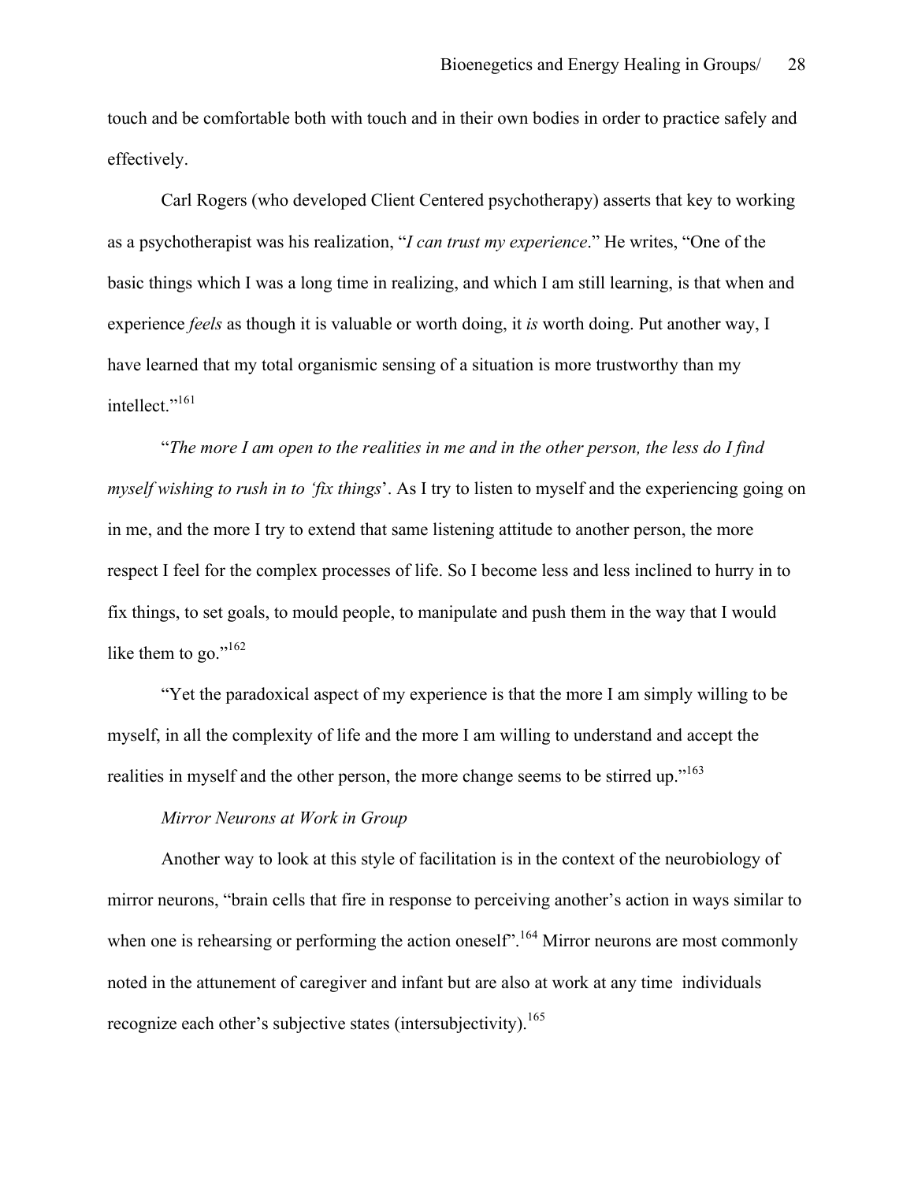touch and be comfortable both with touch and in their own bodies in order to practice safely and effectively.

Carl Rogers (who developed Client Centered psychotherapy) asserts that key to working as a psychotherapist was his realization, "*I can trust my experience*." He writes, "One of the basic things which I was a long time in realizing, and which I am still learning, is that when and experience *feels* as though it is valuable or worth doing, it *is* worth doing. Put another way, I have learned that my total organismic sensing of a situation is more trustworthy than my intellect."[161]

"*The more I am open to the realities in me and in the other person, the less do I find myself wishing to rush in to 'fix things*'. As I try to listen to myself and the experiencing going on in me, and the more I try to extend that same listening attitude to another person, the more respect I feel for the complex processes of life. So I become less and less inclined to hurry in to fix things, to set goals, to mould people, to manipulate and push them in the way that I would like them to go."[162]

"Yet the paradoxical aspect of my experience is that the more I am simply willing to be myself, in all the complexity of life and the more I am willing to understand and accept the realities in myself and the other person, the more change seems to be stirred up."[163]

*Mirror Neurons at Work in Group*

Another way to look at this style of facilitation is in the context of the neurobiology of mirror neurons, "brain cells that fire in response to perceiving another's action in ways similar to when one is rehearsing or performing the action oneself".[164] Mirror neurons are most commonly noted in the attunement of caregiver and infant but are also at work at any time individuals recognize each other's subjective states (intersubjectivity).[165]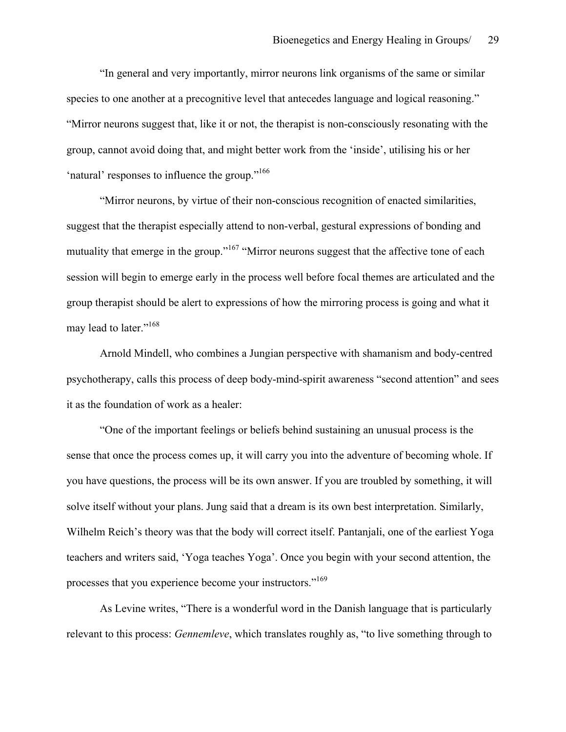"In general and very importantly, mirror neurons link organisms of the same or similar species to one another at a precognitive level that antecedes language and logical reasoning." "Mirror neurons suggest that, like it or not, the therapist is non-consciously resonating with the group, cannot avoid doing that, and might better work from the 'inside', utilising his or her 'natural' responses to influence the group."[166]

"Mirror neurons, by virtue of their non-conscious recognition of enacted similarities, suggest that the therapist especially attend to non-verbal, gestural expressions of bonding and mutuality that emerge in the group."[167] "Mirror neurons suggest that the affective tone of each session will begin to emerge early in the process well before focal themes are articulated and the group therapist should be alert to expressions of how the mirroring process is going and what it may lead to later."[168]

Arnold Mindell, who combines a Jungian perspective with shamanism and body-centred psychotherapy, calls this process of deep body-mind-spirit awareness "second attention" and sees it as the foundation of work as a healer:

"One of the important feelings or beliefs behind sustaining an unusual process is the sense that once the process comes up, it will carry you into the adventure of becoming whole. If you have questions, the process will be its own answer. If you are troubled by something, it will solve itself without your plans. Jung said that a dream is its own best interpretation. Similarly, Wilhelm Reich's theory was that the body will correct itself. Pantanjali, one of the earliest Yoga teachers and writers said, 'Yoga teaches Yoga'. Once you begin with your second attention, the processes that you experience become your instructors."[169]

As Levine writes, "There is a wonderful word in the Danish language that is particularly relevant to this process: *Gennemleve*, which translates roughly as, "to live something through to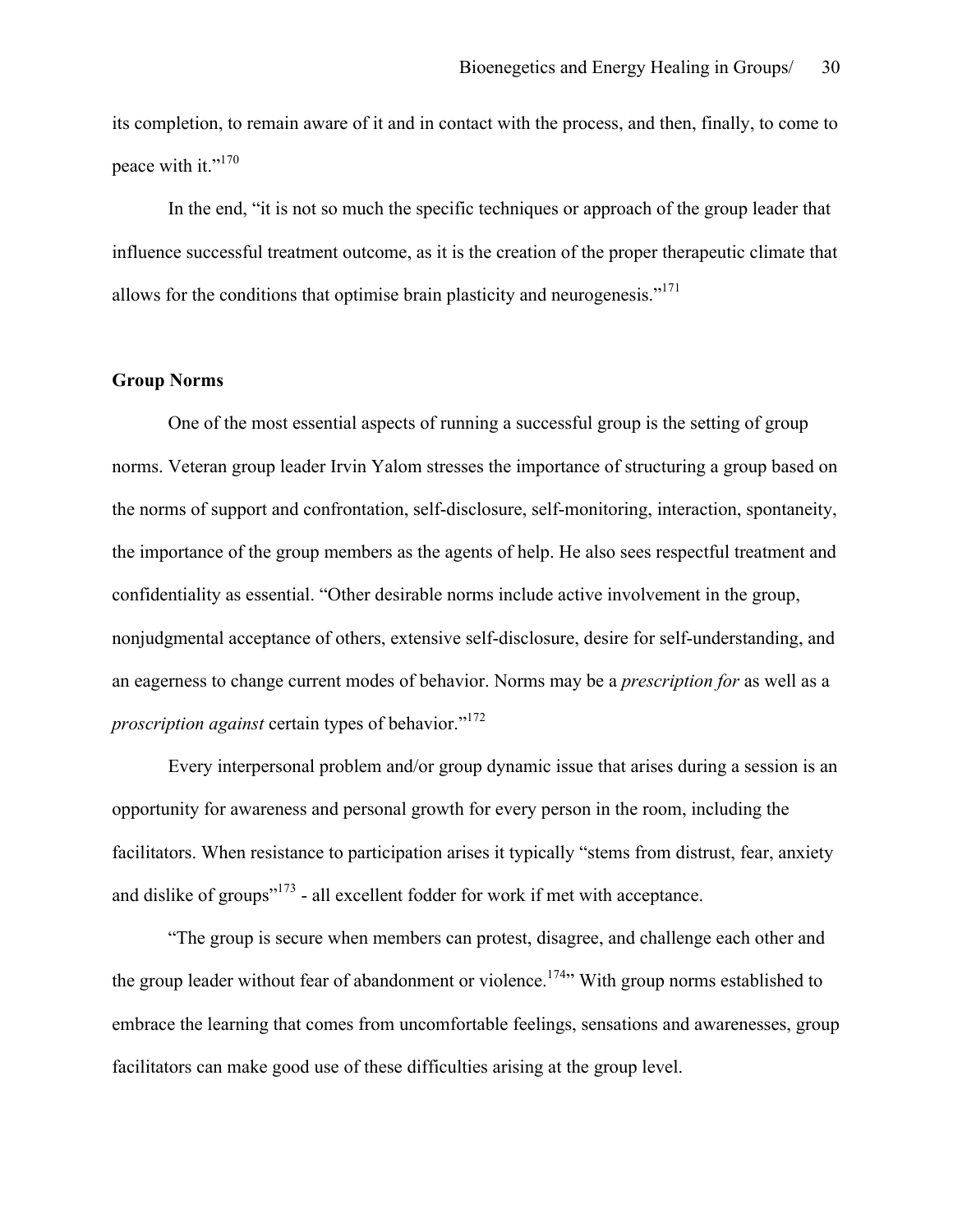its completion, to remain aware of it and in contact with the process, and then, finally, to come to peace with it."[170]

In the end, "it is not so much the specific techniques or approach of the group leader that influence successful treatment outcome, as it is the creation of the proper therapeutic climate that allows for the conditions that optimise brain plasticity and neurogenesis."[171]

**Group Norms**

One of the most essential aspects of running a successful group is the setting of group norms. Veteran group leader Irvin Yalom stresses the importance of structuring a group based on the norms of support and confrontation, self-disclosure, self-monitoring, interaction, spontaneity, the importance of the group members as the agents of help. He also sees respectful treatment and confidentiality as essential. "Other desirable norms include active involvement in the group, nonjudgmental acceptance of others, extensive self-disclosure, desire for self-understanding, and an eagerness to change current modes of behavior. Norms may be a *prescription for* as well as a *proscription against* certain types of behavior."[172]

Every interpersonal problem and/or group dynamic issue that arises during a session is an opportunity for awareness and personal growth for every person in the room, including the facilitators. When resistance to participation arises it typically "stems from distrust, fear, anxiety and dislike of groups"[173] - all excellent fodder for work if met with acceptance.

"The group is secure when members can protest, disagree, and challenge each other and the group leader without fear of abandonment or violence.[174]" With group norms established to embrace the learning that comes from uncomfortable feelings, sensations and awarenesses, group facilitators can make good use of these difficulties arising at the group level.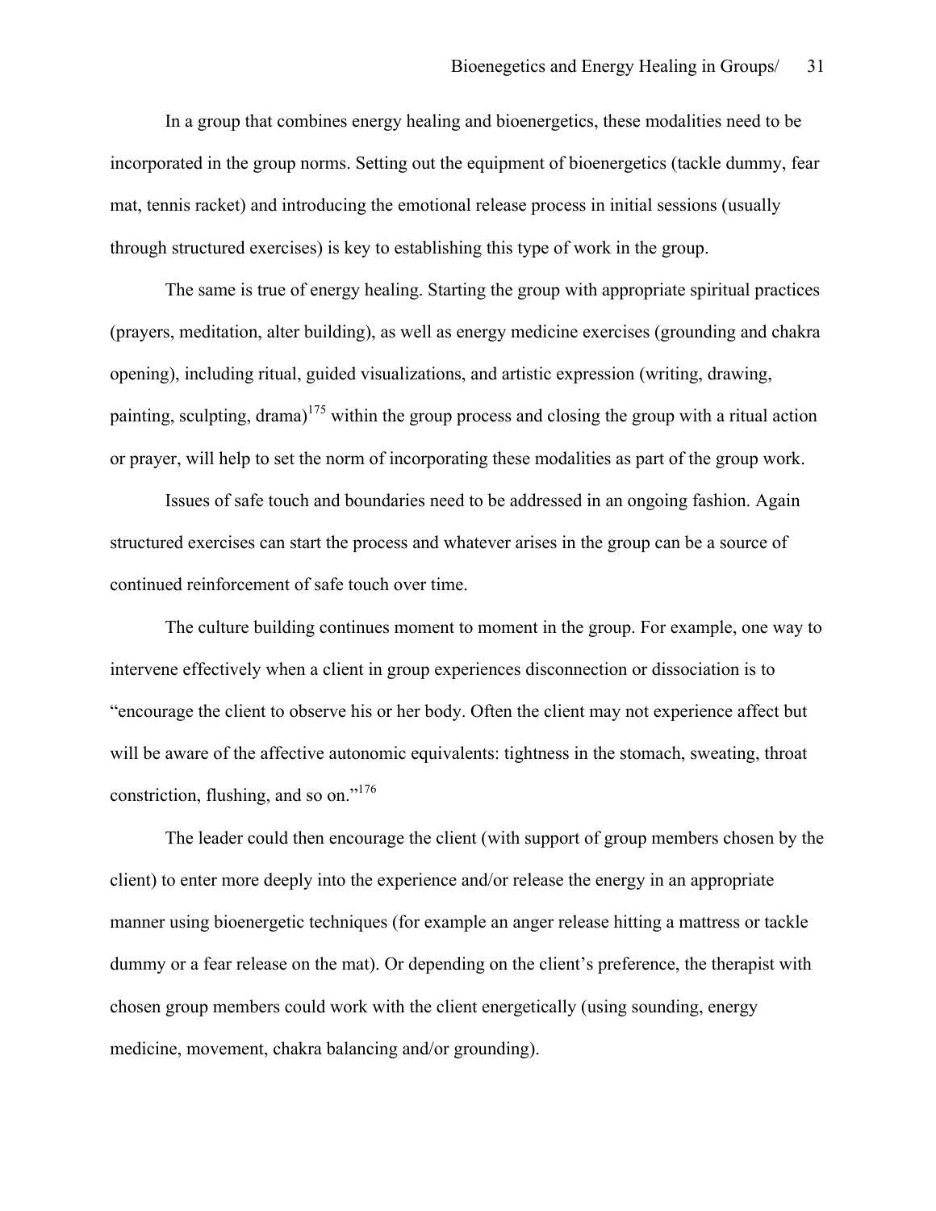In a group that combines energy healing and bioenergetics, these modalities need to be incorporated in the group norms. Setting out the equipment of bioenergetics (tackle dummy, fear mat, tennis racket) and introducing the emotional release process in initial sessions (usually through structured exercises) is key to establishing this type of work in the group.

The same is true of energy healing. Starting the group with appropriate spiritual practices (prayers, meditation, alter building), as well as energy medicine exercises (grounding and chakra opening), including ritual, guided visualizations, and artistic expression (writing, drawing, painting, sculpting, drama)[175] within the group process and closing the group with a ritual action or prayer, will help to set the norm of incorporating these modalities as part of the group work.

Issues of safe touch and boundaries need to be addressed in an ongoing fashion. Again structured exercises can start the process and whatever arises in the group can be a source of continued reinforcement of safe touch over time.

The culture building continues moment to moment in the group. For example, one way to intervene effectively when a client in group experiences disconnection or dissociation is to "encourage the client to observe his or her body. Often the client may not experience affect but will be aware of the affective autonomic equivalents: tightness in the stomach, sweating, throat constriction, flushing, and so on."[176]

The leader could then encourage the client (with support of group members chosen by the client) to enter more deeply into the experience and/or release the energy in an appropriate manner using bioenergetic techniques (for example an anger release hitting a mattress or tackle dummy or a fear release on the mat). Or depending on the client's preference, the therapist with chosen group members could work with the client energetically (using sounding, energy medicine, movement, chakra balancing and/or grounding).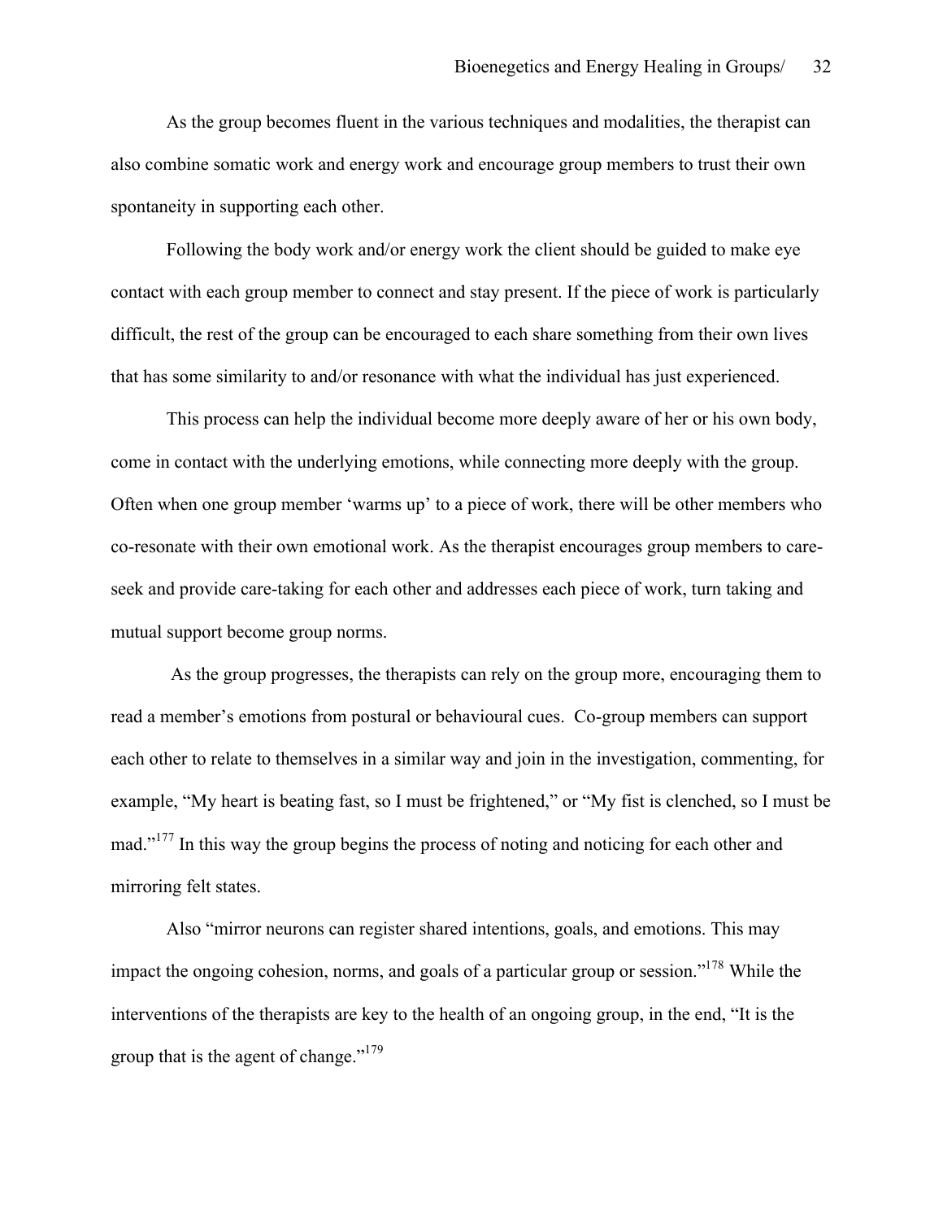As the group becomes fluent in the various techniques and modalities, the therapist can also combine somatic work and energy work and encourage group members to trust their own spontaneity in supporting each other.

Following the body work and/or energy work the client should be guided to make eye contact with each group member to connect and stay present. If the piece of work is particularly difficult, the rest of the group can be encouraged to each share something from their own lives that has some similarity to and/or resonance with what the individual has just experienced.

This process can help the individual become more deeply aware of her or his own body, come in contact with the underlying emotions, while connecting more deeply with the group. Often when one group member 'warms up' to a piece of work, there will be other members who co-resonate with their own emotional work. As the therapist encourages group members to care-seek and provide care-taking for each other and addresses each piece of work, turn taking and mutual support become group norms.

As the group progresses, the therapists can rely on the group more, encouraging them to read a member's emotions from postural or behavioural cues. Co-group members can support each other to relate to themselves in a similar way and join in the investigation, commenting, for example, "My heart is beating fast, so I must be frightened," or "My fist is clenched, so I must be mad."[177] In this way the group begins the process of noting and noticing for each other and mirroring felt states.

Also "mirror neurons can register shared intentions, goals, and emotions. This may impact the ongoing cohesion, norms, and goals of a particular group or session."[178] While the interventions of the therapists are key to the health of an ongoing group, in the end, "It is the group that is the agent of change."[179]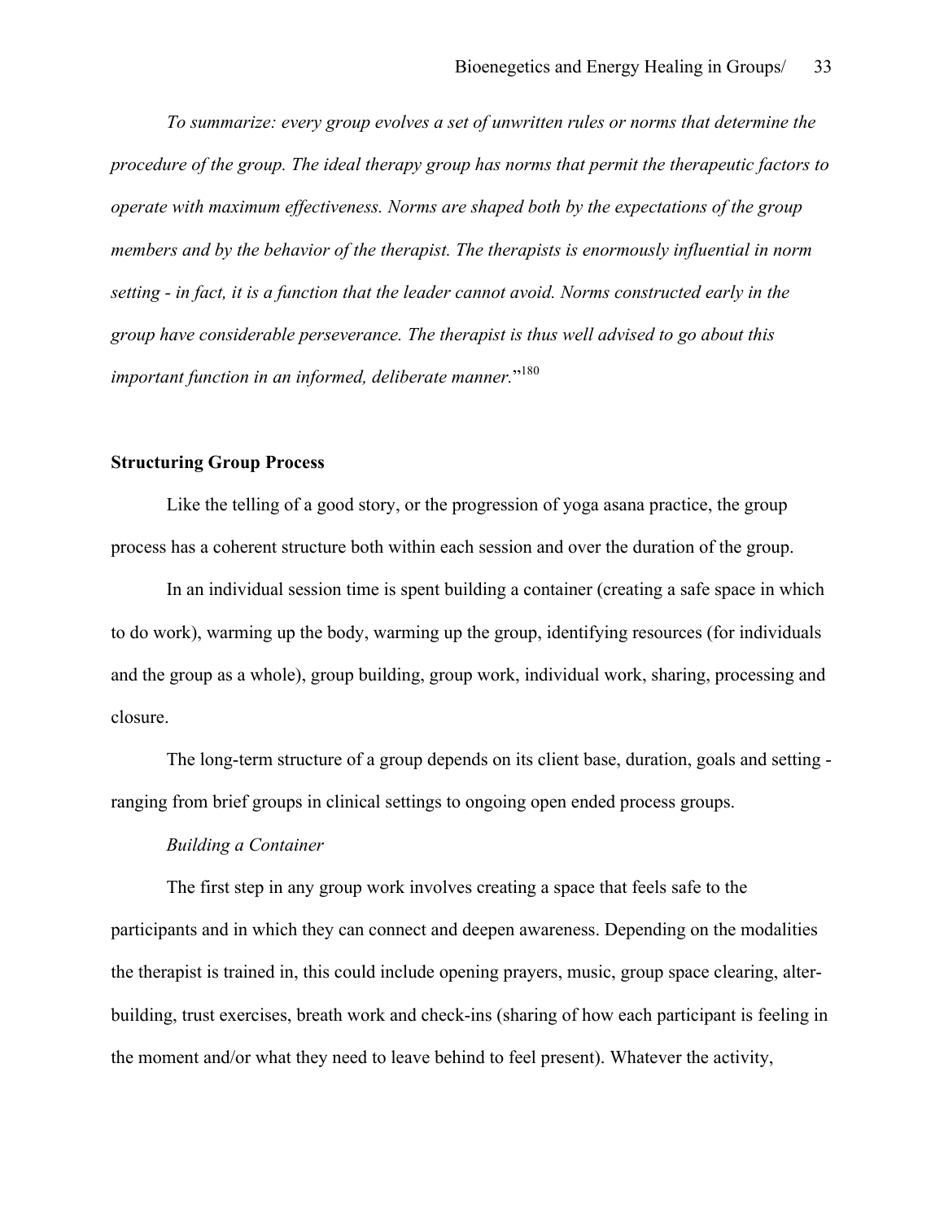*To summarize: every group evolves a set of unwritten rules or norms that determine the procedure of the group. The ideal therapy group has norms that permit the therapeutic factors to operate with maximum effectiveness. Norms are shaped both by the expectations of the group members and by the behavior of the therapist. The therapists is enormously influential in norm setting - in fact, it is a function that the leader cannot avoid. Norms constructed early in the group have considerable perseverance. The therapist is thus well advised to go about this important function in an informed, deliberate manner.*"[180]

## Structuring Group Process

Like the telling of a good story, or the progression of yoga asana practice, the group process has a coherent structure both within each session and over the duration of the group.

In an individual session time is spent building a container (creating a safe space in which to do work), warming up the body, warming up the group, identifying resources (for individuals and the group as a whole), group building, group work, individual work, sharing, processing and closure.

The long-term structure of a group depends on its client base, duration, goals and setting - ranging from brief groups in clinical settings to ongoing open ended process groups.

### *Building a Container*

The first step in any group work involves creating a space that feels safe to the participants and in which they can connect and deepen awareness. Depending on the modalities the therapist is trained in, this could include opening prayers, music, group space clearing, alter-building, trust exercises, breath work and check-ins (sharing of how each participant is feeling in the moment and/or what they need to leave behind to feel present). Whatever the activity,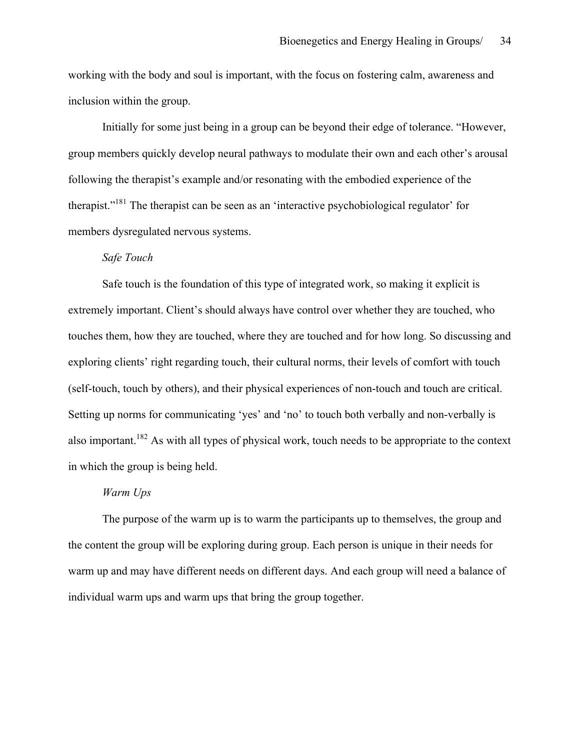working with the body and soul is important, with the focus on fostering calm, awareness and inclusion within the group.

Initially for some just being in a group can be beyond their edge of tolerance. "However, group members quickly develop neural pathways to modulate their own and each other's arousal following the therapist's example and/or resonating with the embodied experience of the therapist."[181] The therapist can be seen as an 'interactive psychobiological regulator' for members dysregulated nervous systems.

### *Safe Touch*

Safe touch is the foundation of this type of integrated work, so making it explicit is extremely important. Client's should always have control over whether they are touched, who touches them, how they are touched, where they are touched and for how long. So discussing and exploring clients' right regarding touch, their cultural norms, their levels of comfort with touch (self-touch, touch by others), and their physical experiences of non-touch and touch are critical. Setting up norms for communicating 'yes' and 'no' to touch both verbally and non-verbally is also important.[182] As with all types of physical work, touch needs to be appropriate to the context in which the group is being held.

### *Warm Ups*

The purpose of the warm up is to warm the participants up to themselves, the group and the content the group will be exploring during group. Each person is unique in their needs for warm up and may have different needs on different days. And each group will need a balance of individual warm ups and warm ups that bring the group together.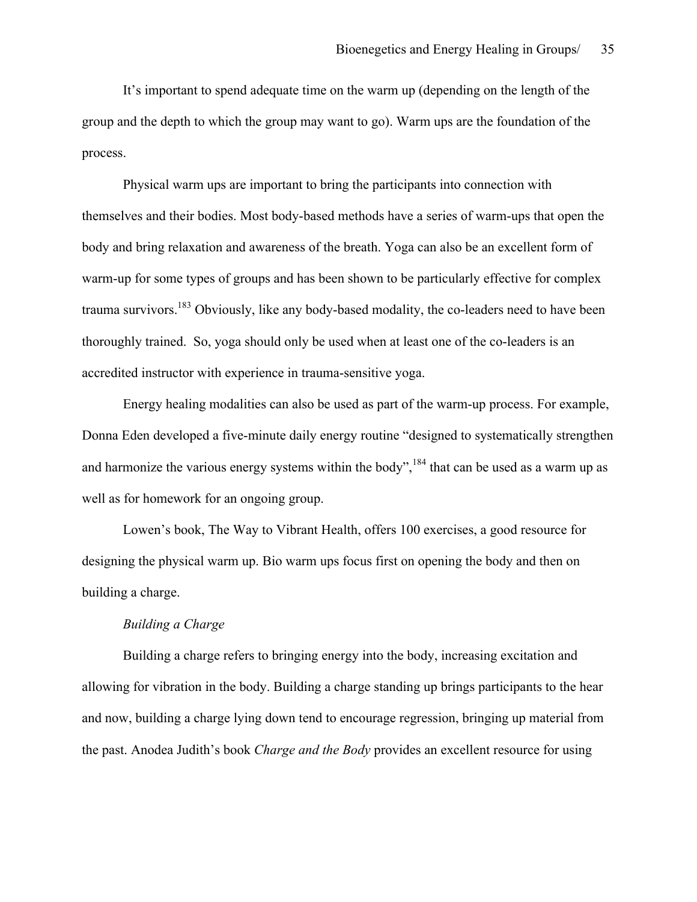It's important to spend adequate time on the warm up (depending on the length of the group and the depth to which the group may want to go). Warm ups are the foundation of the process.

Physical warm ups are important to bring the participants into connection with themselves and their bodies. Most body-based methods have a series of warm-ups that open the body and bring relaxation and awareness of the breath. Yoga can also be an excellent form of warm-up for some types of groups and has been shown to be particularly effective for complex trauma survivors.[183] Obviously, like any body-based modality, the co-leaders need to have been thoroughly trained. So, yoga should only be used when at least one of the co-leaders is an accredited instructor with experience in trauma-sensitive yoga.

Energy healing modalities can also be used as part of the warm-up process. For example, Donna Eden developed a five-minute daily energy routine "designed to systematically strengthen and harmonize the various energy systems within the body",[184] that can be used as a warm up as well as for homework for an ongoing group.

Lowen's book, The Way to Vibrant Health, offers 100 exercises, a good resource for designing the physical warm up. Bio warm ups focus first on opening the body and then on building a charge.

*Building a Charge*

Building a charge refers to bringing energy into the body, increasing excitation and allowing for vibration in the body. Building a charge standing up brings participants to the hear and now, building a charge lying down tend to encourage regression, bringing up material from the past. Anodea Judith's book *Charge and the Body* provides an excellent resource for using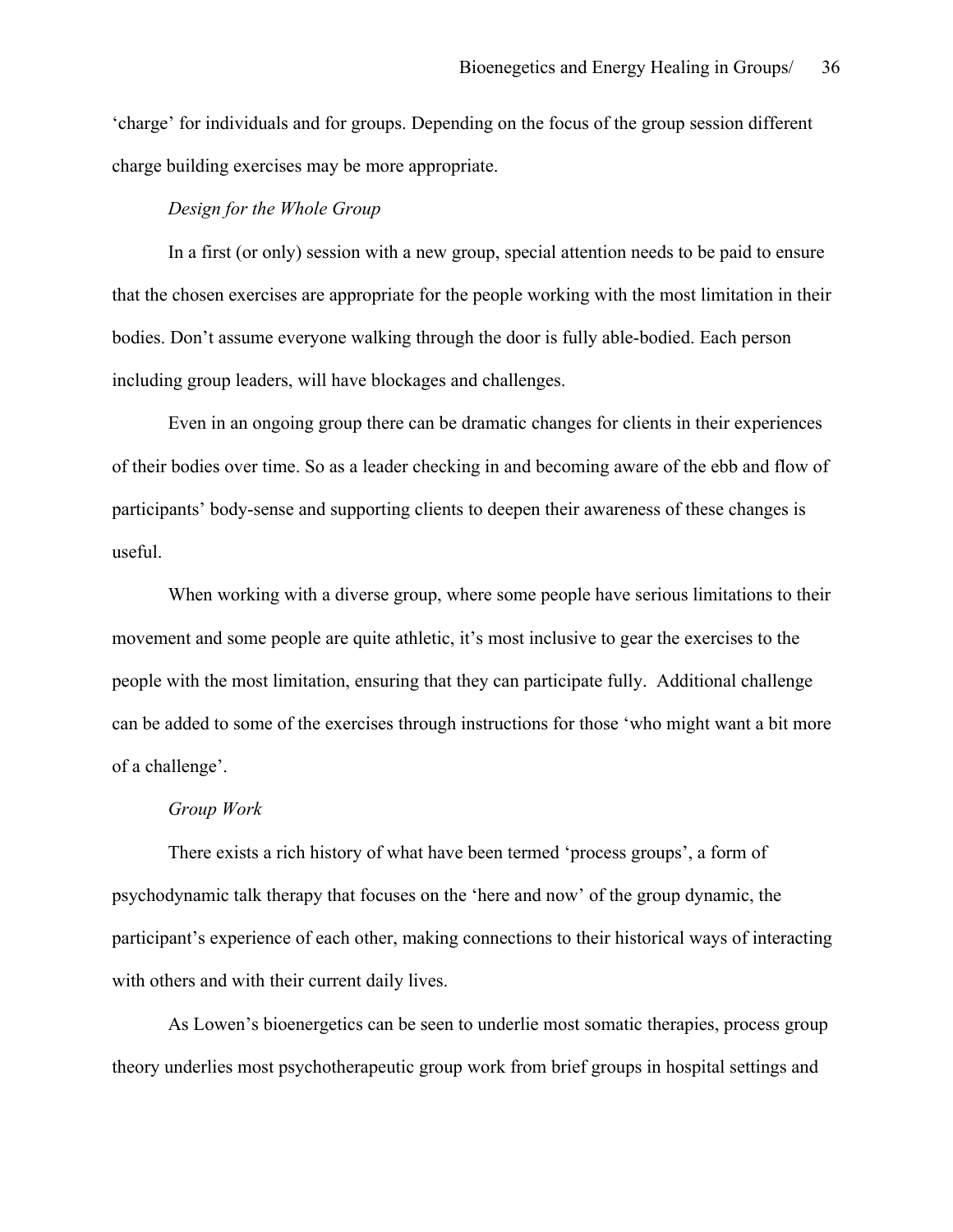'charge' for individuals and for groups. Depending on the focus of the group session different charge building exercises may be more appropriate.

*Design for the Whole Group*

In a first (or only) session with a new group, special attention needs to be paid to ensure that the chosen exercises are appropriate for the people working with the most limitation in their bodies. Don't assume everyone walking through the door is fully able-bodied. Each person including group leaders, will have blockages and challenges.

Even in an ongoing group there can be dramatic changes for clients in their experiences of their bodies over time. So as a leader checking in and becoming aware of the ebb and flow of participants' body-sense and supporting clients to deepen their awareness of these changes is useful.

When working with a diverse group, where some people have serious limitations to their movement and some people are quite athletic, it's most inclusive to gear the exercises to the people with the most limitation, ensuring that they can participate fully. Additional challenge can be added to some of the exercises through instructions for those 'who might want a bit more of a challenge'.

*Group Work*

There exists a rich history of what have been termed 'process groups', a form of psychodynamic talk therapy that focuses on the 'here and now' of the group dynamic, the participant's experience of each other, making connections to their historical ways of interacting with others and with their current daily lives.

As Lowen's bioenergetics can be seen to underlie most somatic therapies, process group theory underlies most psychotherapeutic group work from brief groups in hospital settings and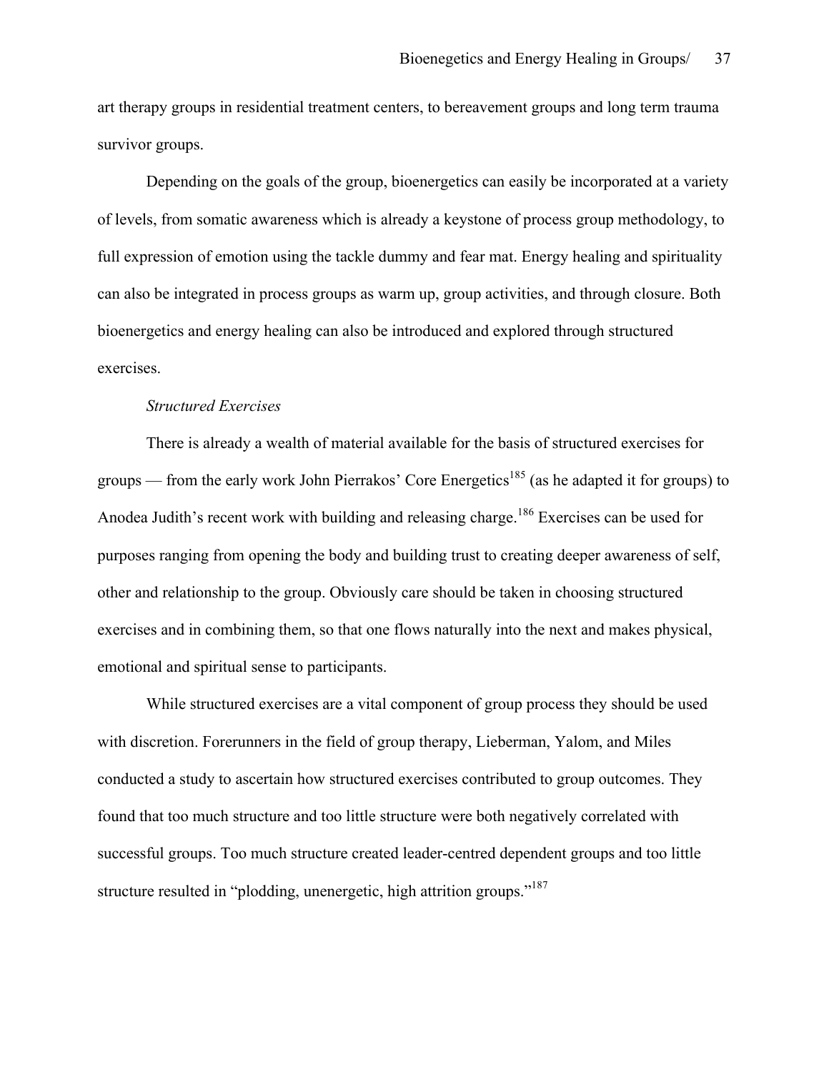art therapy groups in residential treatment centers, to bereavement groups and long term trauma survivor groups.

Depending on the goals of the group, bioenergetics can easily be incorporated at a variety of levels, from somatic awareness which is already a keystone of process group methodology, to full expression of emotion using the tackle dummy and fear mat. Energy healing and spirituality can also be integrated in process groups as warm up, group activities, and through closure. Both bioenergetics and energy healing can also be introduced and explored through structured exercises.

*Structured Exercises*

There is already a wealth of material available for the basis of structured exercises for groups — from the early work John Pierrakos' Core Energetics[185] (as he adapted it for groups) to Anodea Judith's recent work with building and releasing charge.[186] Exercises can be used for purposes ranging from opening the body and building trust to creating deeper awareness of self, other and relationship to the group. Obviously care should be taken in choosing structured exercises and in combining them, so that one flows naturally into the next and makes physical, emotional and spiritual sense to participants.

While structured exercises are a vital component of group process they should be used with discretion. Forerunners in the field of group therapy, Lieberman, Yalom, and Miles conducted a study to ascertain how structured exercises contributed to group outcomes. They found that too much structure and too little structure were both negatively correlated with successful groups. Too much structure created leader-centred dependent groups and too little structure resulted in "plodding, unenergetic, high attrition groups."[187]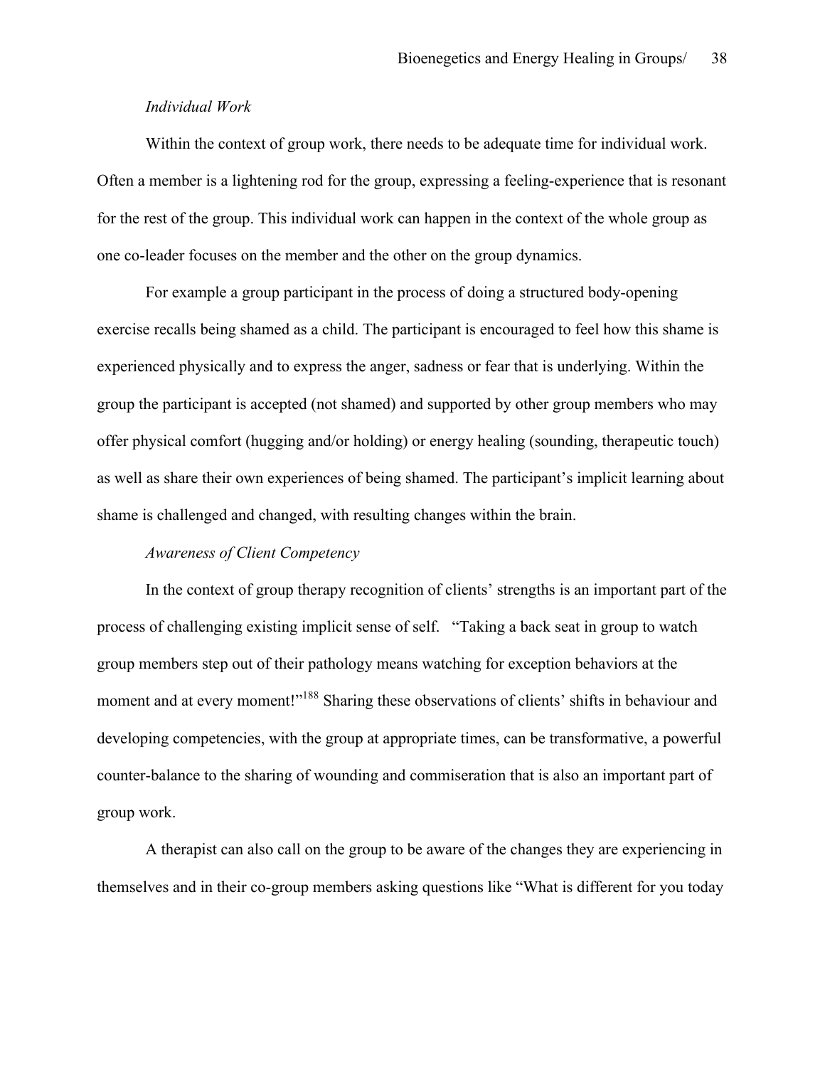*Individual Work*

Within the context of group work, there needs to be adequate time for individual work. Often a member is a lightening rod for the group, expressing a feeling-experience that is resonant for the rest of the group. This individual work can happen in the context of the whole group as one co-leader focuses on the member and the other on the group dynamics.

For example a group participant in the process of doing a structured body-opening exercise recalls being shamed as a child. The participant is encouraged to feel how this shame is experienced physically and to express the anger, sadness or fear that is underlying. Within the group the participant is accepted (not shamed) and supported by other group members who may offer physical comfort (hugging and/or holding) or energy healing (sounding, therapeutic touch) as well as share their own experiences of being shamed. The participant's implicit learning about shame is challenged and changed, with resulting changes within the brain.

*Awareness of Client Competency*

In the context of group therapy recognition of clients' strengths is an important part of the process of challenging existing implicit sense of self. "Taking a back seat in group to watch group members step out of their pathology means watching for exception behaviors at the moment and at every moment!"[188] Sharing these observations of clients' shifts in behaviour and developing competencies, with the group at appropriate times, can be transformative, a powerful counter-balance to the sharing of wounding and commiseration that is also an important part of group work.

A therapist can also call on the group to be aware of the changes they are experiencing in themselves and in their co-group members asking questions like "What is different for you today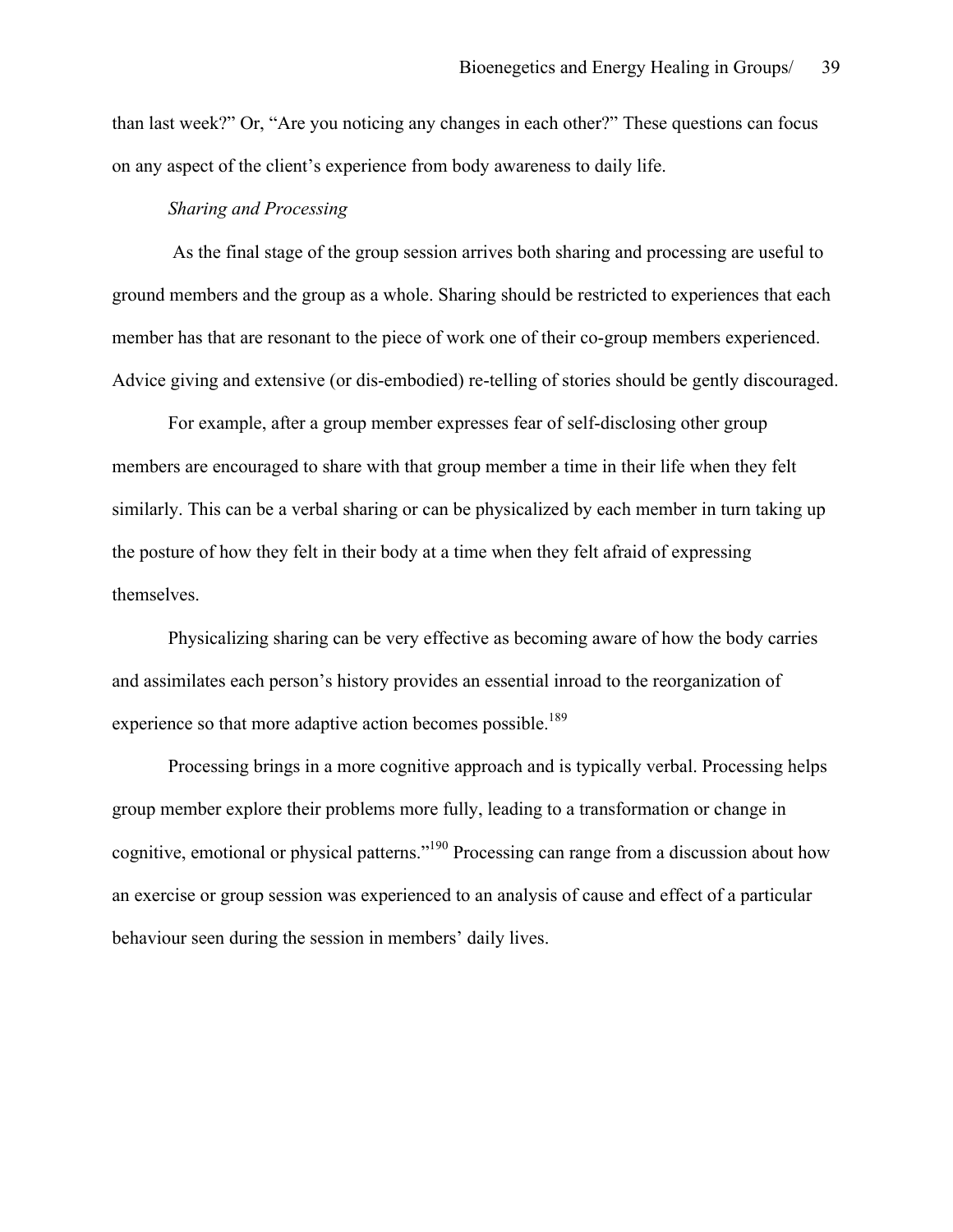than last week?" Or, "Are you noticing any changes in each other?" These questions can focus on any aspect of the client's experience from body awareness to daily life.

*Sharing and Processing*

As the final stage of the group session arrives both sharing and processing are useful to ground members and the group as a whole. Sharing should be restricted to experiences that each member has that are resonant to the piece of work one of their co-group members experienced. Advice giving and extensive (or dis-embodied) re-telling of stories should be gently discouraged.

For example, after a group member expresses fear of self-disclosing other group members are encouraged to share with that group member a time in their life when they felt similarly. This can be a verbal sharing or can be physicalized by each member in turn taking up the posture of how they felt in their body at a time when they felt afraid of expressing themselves.

Physicalizing sharing can be very effective as becoming aware of how the body carries and assimilates each person's history provides an essential inroad to the reorganization of experience so that more adaptive action becomes possible.[189]

Processing brings in a more cognitive approach and is typically verbal. Processing helps group member explore their problems more fully, leading to a transformation or change in cognitive, emotional or physical patterns."[190] Processing can range from a discussion about how an exercise or group session was experienced to an analysis of cause and effect of a particular behaviour seen during the session in members' daily lives.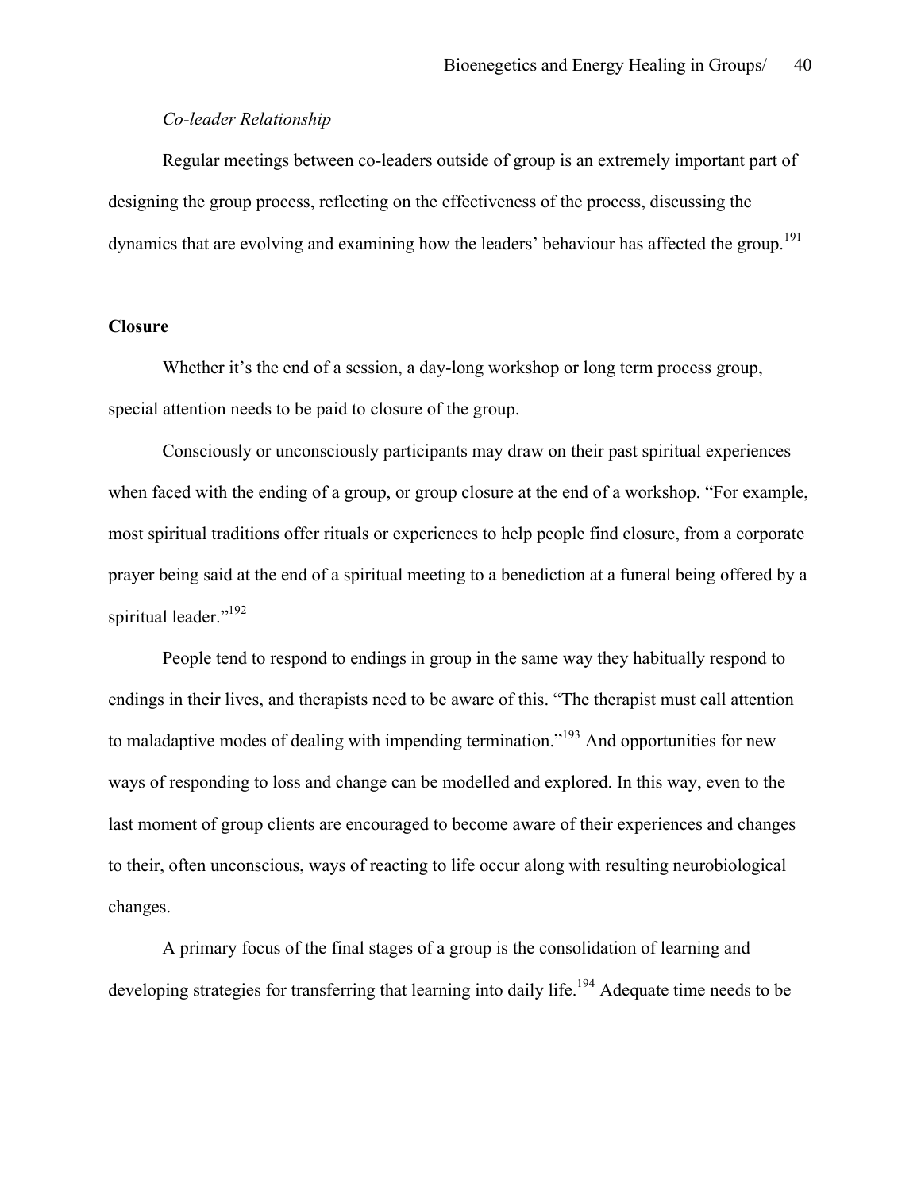*Co-leader Relationship*

Regular meetings between co-leaders outside of group is an extremely important part of designing the group process, reflecting on the effectiveness of the process, discussing the dynamics that are evolving and examining how the leaders' behaviour has affected the group.[191]

**Closure**

Whether it's the end of a session, a day-long workshop or long term process group, special attention needs to be paid to closure of the group.

Consciously or unconsciously participants may draw on their past spiritual experiences when faced with the ending of a group, or group closure at the end of a workshop. "For example, most spiritual traditions offer rituals or experiences to help people find closure, from a corporate prayer being said at the end of a spiritual meeting to a benediction at a funeral being offered by a spiritual leader."[192]

People tend to respond to endings in group in the same way they habitually respond to endings in their lives, and therapists need to be aware of this. "The therapist must call attention to maladaptive modes of dealing with impending termination."[193] And opportunities for new ways of responding to loss and change can be modelled and explored. In this way, even to the last moment of group clients are encouraged to become aware of their experiences and changes to their, often unconscious, ways of reacting to life occur along with resulting neurobiological changes.

A primary focus of the final stages of a group is the consolidation of learning and developing strategies for transferring that learning into daily life.[194] Adequate time needs to be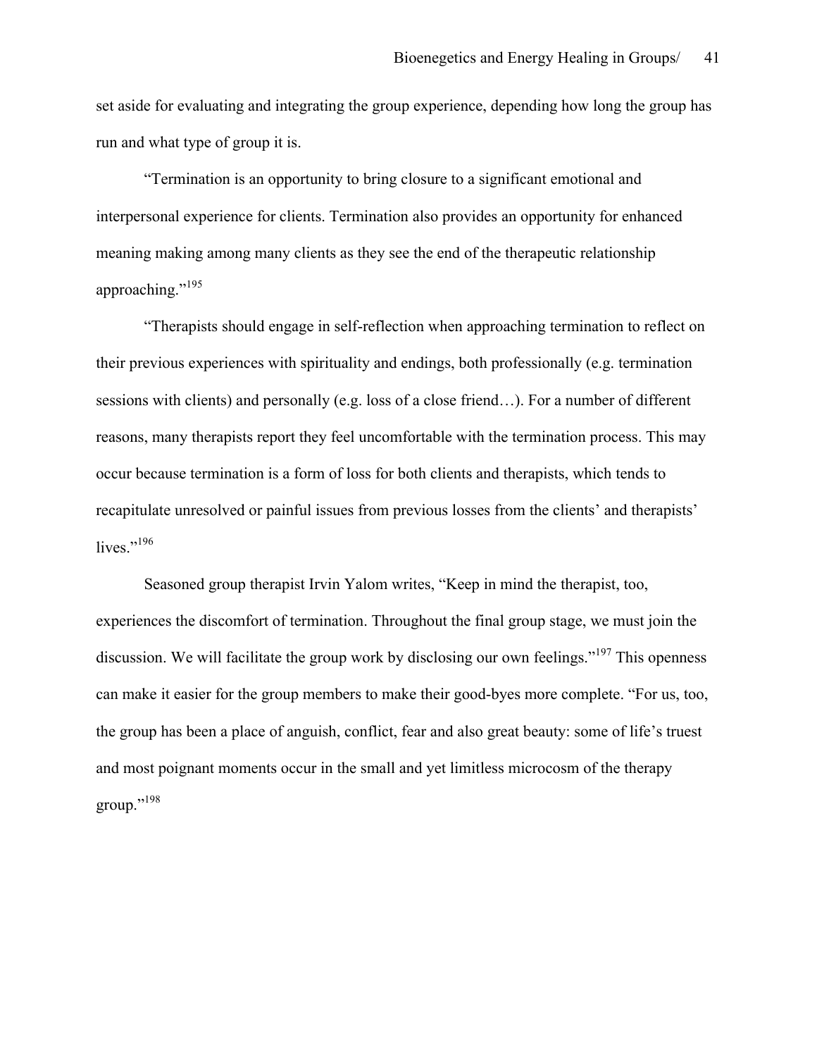set aside for evaluating and integrating the group experience, depending how long the group has run and what type of group it is.

"Termination is an opportunity to bring closure to a significant emotional and interpersonal experience for clients. Termination also provides an opportunity for enhanced meaning making among many clients as they see the end of the therapeutic relationship approaching."[195]

"Therapists should engage in self-reflection when approaching termination to reflect on their previous experiences with spirituality and endings, both professionally (e.g. termination sessions with clients) and personally (e.g. loss of a close friend…). For a number of different reasons, many therapists report they feel uncomfortable with the termination process. This may occur because termination is a form of loss for both clients and therapists, which tends to recapitulate unresolved or painful issues from previous losses from the clients' and therapists' lives."[196]

Seasoned group therapist Irvin Yalom writes, "Keep in mind the therapist, too, experiences the discomfort of termination. Throughout the final group stage, we must join the discussion. We will facilitate the group work by disclosing our own feelings."[197] This openness can make it easier for the group members to make their good-byes more complete. "For us, too, the group has been a place of anguish, conflict, fear and also great beauty: some of life's truest and most poignant moments occur in the small and yet limitless microcosm of the therapy group."[198]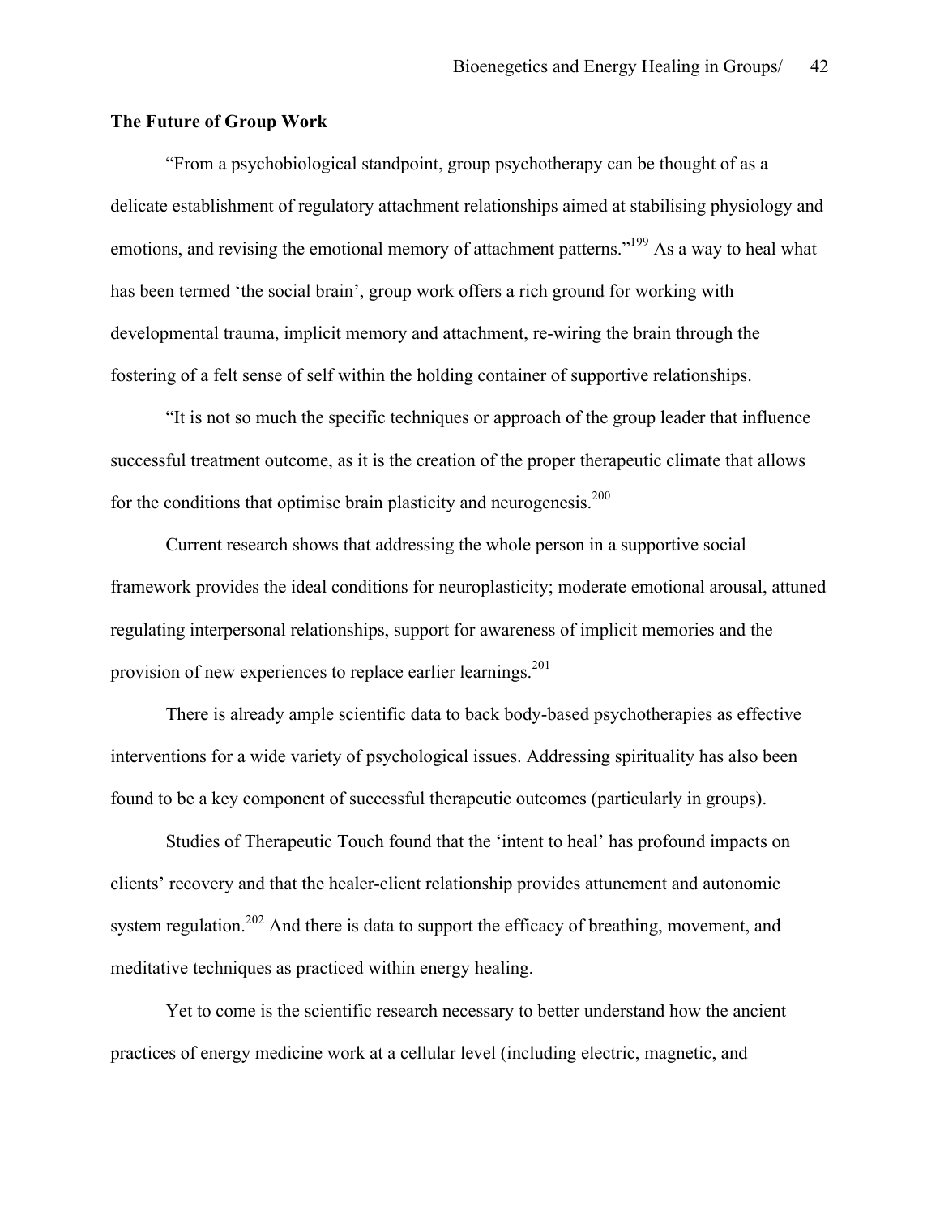**The Future of Group Work**

"From a psychobiological standpoint, group psychotherapy can be thought of as a delicate establishment of regulatory attachment relationships aimed at stabilising physiology and emotions, and revising the emotional memory of attachment patterns."[199] As a way to heal what has been termed 'the social brain', group work offers a rich ground for working with developmental trauma, implicit memory and attachment, re-wiring the brain through the fostering of a felt sense of self within the holding container of supportive relationships.

"It is not so much the specific techniques or approach of the group leader that influence successful treatment outcome, as it is the creation of the proper therapeutic climate that allows for the conditions that optimise brain plasticity and neurogenesis.[200]

Current research shows that addressing the whole person in a supportive social framework provides the ideal conditions for neuroplasticity; moderate emotional arousal, attuned regulating interpersonal relationships, support for awareness of implicit memories and the provision of new experiences to replace earlier learnings.[201]

There is already ample scientific data to back body-based psychotherapies as effective interventions for a wide variety of psychological issues. Addressing spirituality has also been found to be a key component of successful therapeutic outcomes (particularly in groups).

Studies of Therapeutic Touch found that the 'intent to heal' has profound impacts on clients' recovery and that the healer-client relationship provides attunement and autonomic system regulation.[202] And there is data to support the efficacy of breathing, movement, and meditative techniques as practiced within energy healing.

Yet to come is the scientific research necessary to better understand how the ancient practices of energy medicine work at a cellular level (including electric, magnetic, and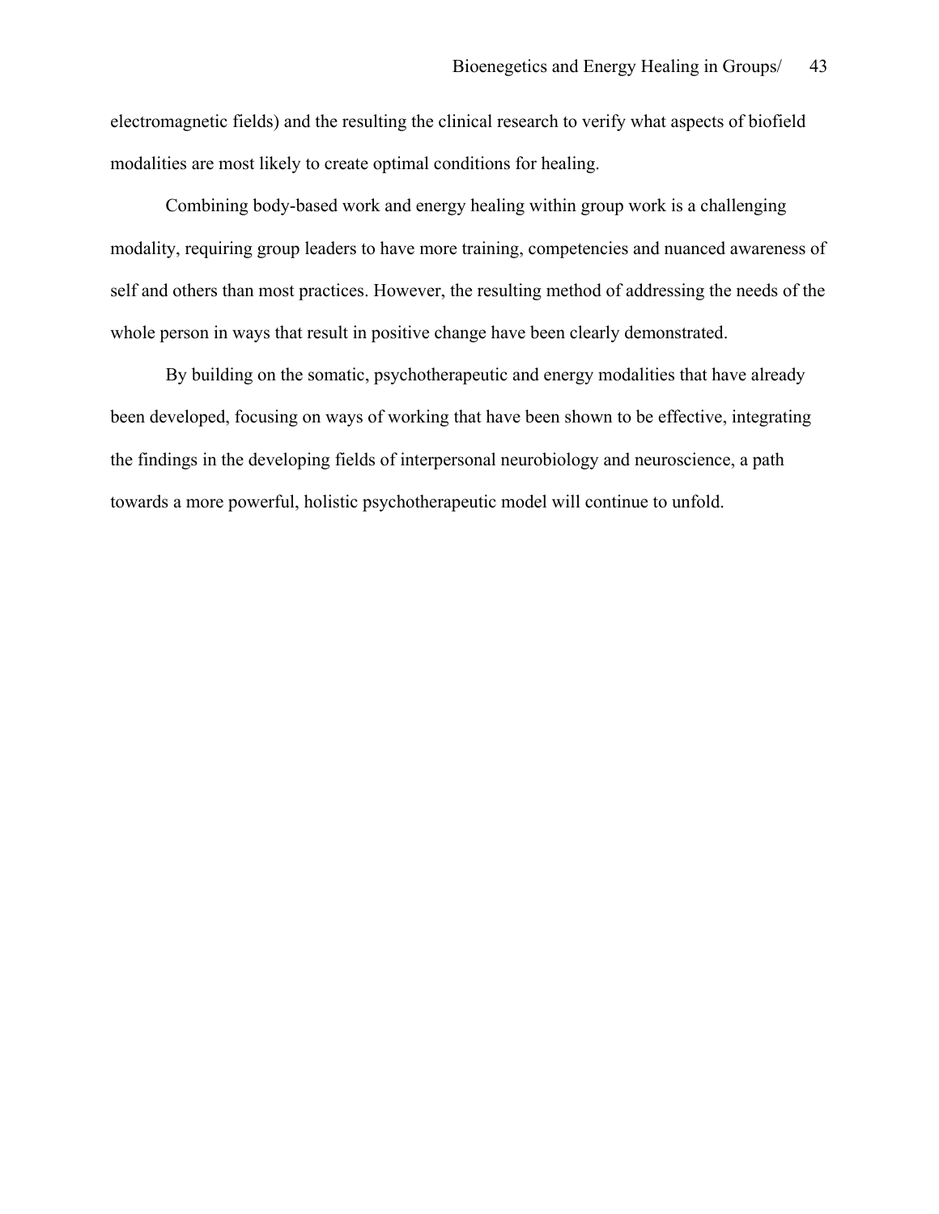electromagnetic fields) and the resulting the clinical research to verify what aspects of biofield modalities are most likely to create optimal conditions for healing.

Combining body-based work and energy healing within group work is a challenging modality, requiring group leaders to have more training, competencies and nuanced awareness of self and others than most practices. However, the resulting method of addressing the needs of the whole person in ways that result in positive change have been clearly demonstrated.

By building on the somatic, psychotherapeutic and energy modalities that have already been developed, focusing on ways of working that have been shown to be effective, integrating the findings in the developing fields of interpersonal neurobiology and neuroscience, a path towards a more powerful, holistic psychotherapeutic model will continue to unfold.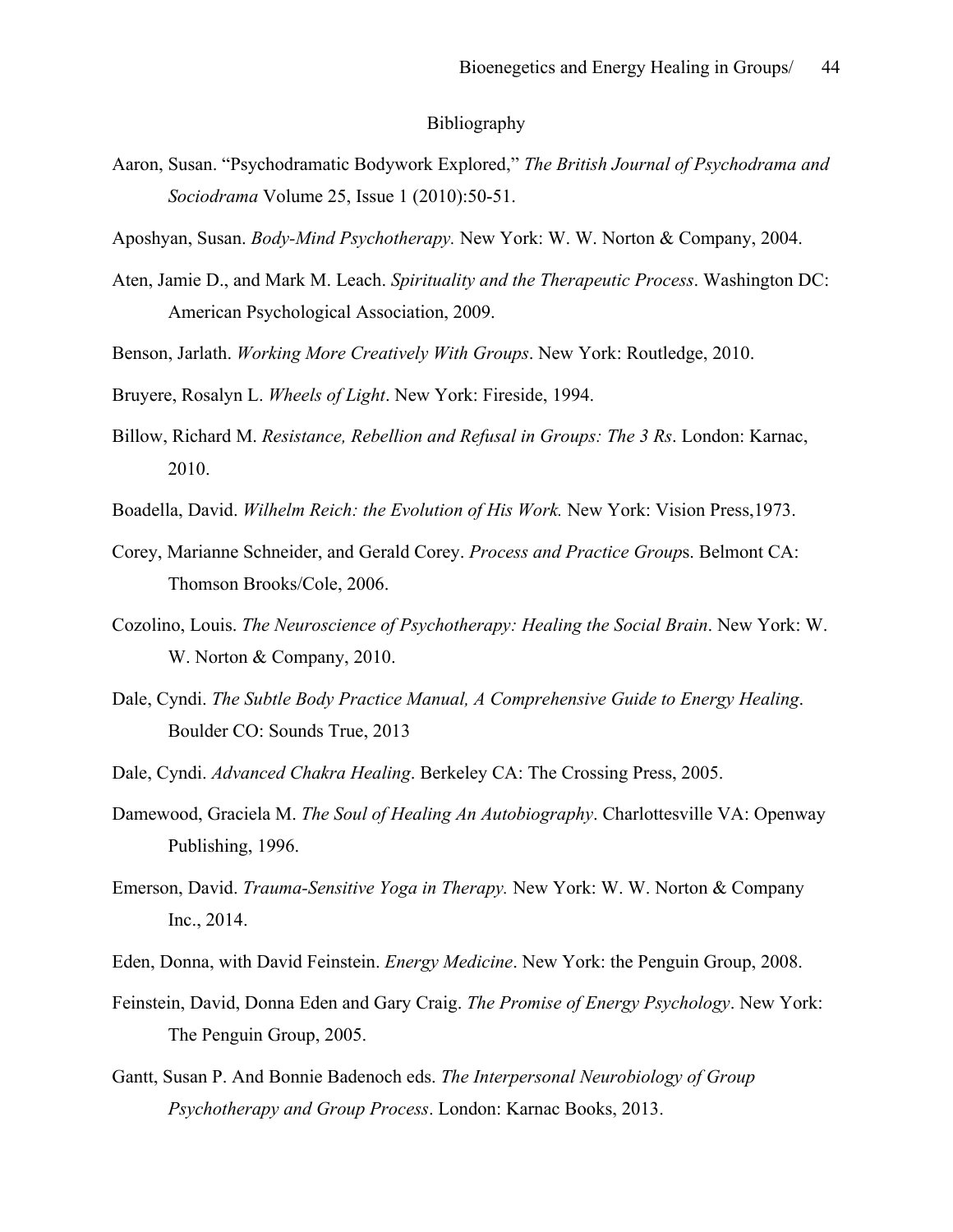# Bibliography

Aaron, Susan. "Psychodramatic Bodywork Explored," *The British Journal of Psychodrama and Sociodrama* Volume 25, Issue 1 (2010):50-51.

Aposhyan, Susan. *Body-Mind Psychotherapy.* New York: W. W. Norton & Company, 2004.

Aten, Jamie D., and Mark M. Leach. *Spirituality and the Therapeutic Process*. Washington DC: American Psychological Association, 2009.

Benson, Jarlath. *Working More Creatively With Groups*. New York: Routledge, 2010.

Bruyere, Rosalyn L. *Wheels of Light*. New York: Fireside, 1994.

Billow, Richard M. *Resistance, Rebellion and Refusal in Groups: The 3 Rs*. London: Karnac, 2010.

Boadella, David. *Wilhelm Reich: the Evolution of His Work.* New York: Vision Press,1973.

Corey, Marianne Schneider, and Gerald Corey. *Process and Practice Group*s. Belmont CA: Thomson Brooks/Cole, 2006.

Cozolino, Louis. *The Neuroscience of Psychotherapy: Healing the Social Brain*. New York: W. W. Norton & Company, 2010.

Dale, Cyndi. *The Subtle Body Practice Manual, A Comprehensive Guide to Energy Healing*. Boulder CO: Sounds True, 2013

Dale, Cyndi. *Advanced Chakra Healing*. Berkeley CA: The Crossing Press, 2005.

Damewood, Graciela M. *The Soul of Healing An Autobiography*. Charlottesville VA: Openway Publishing, 1996.

Emerson, David. *Trauma-Sensitive Yoga in Therapy.* New York: W. W. Norton & Company Inc., 2014.

Eden, Donna, with David Feinstein. *Energy Medicine*. New York: the Penguin Group, 2008.

Feinstein, David, Donna Eden and Gary Craig. *The Promise of Energy Psychology*. New York: The Penguin Group, 2005.

Gantt, Susan P. And Bonnie Badenoch eds. *The Interpersonal Neurobiology of Group Psychotherapy and Group Process*. London: Karnac Books, 2013.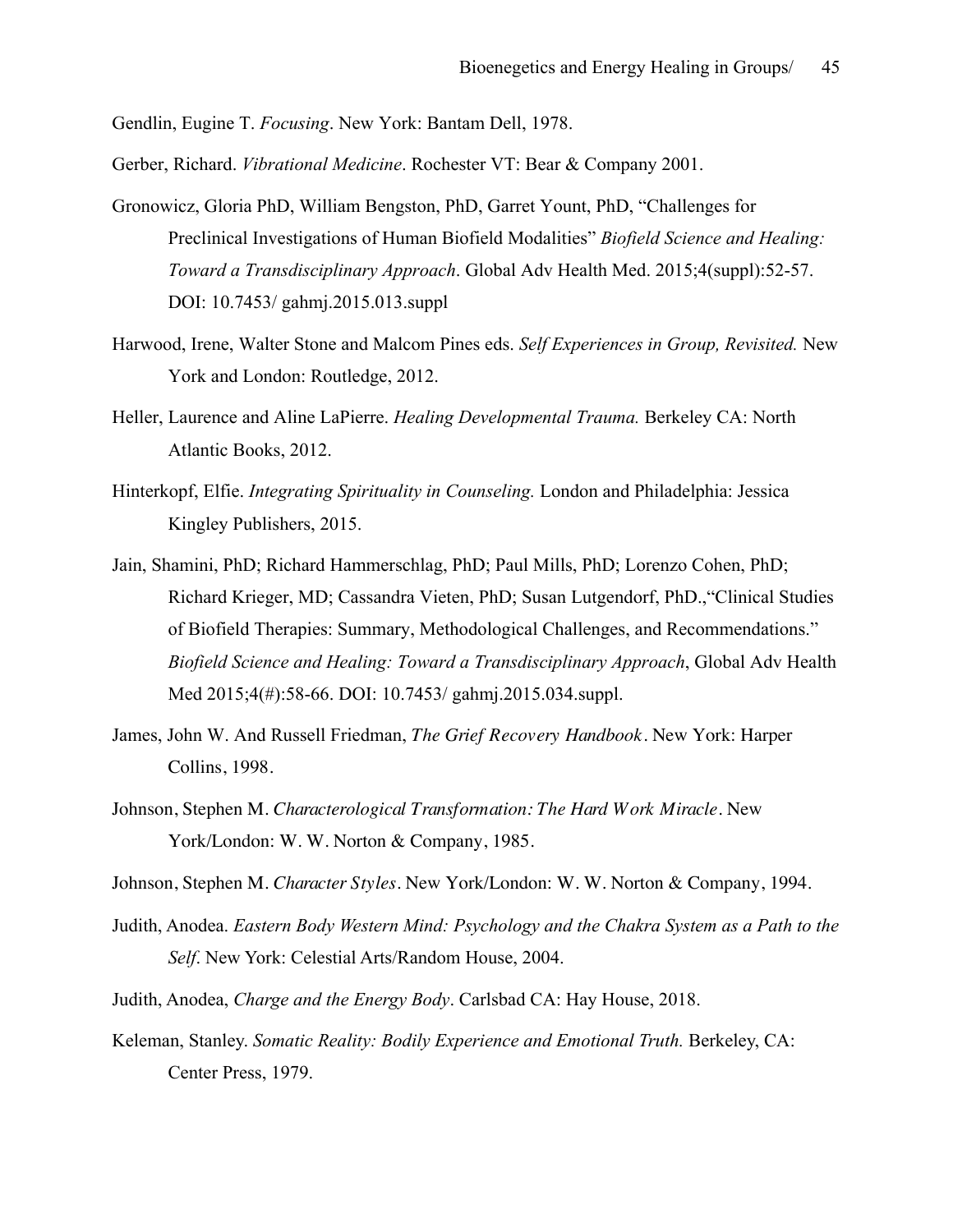Gendlin, Eugine T. *Focusing*. New York: Bantam Dell, 1978.

Gerber, Richard. *Vibrational Medicine*. Rochester VT: Bear & Company 2001.

Gronowicz, Gloria PhD, William Bengston, PhD, Garret Yount, PhD, "Challenges for Preclinical Investigations of Human Biofield Modalities" *Biofield Science and Healing: Toward a Transdisciplinary Approach*. Global Adv Health Med. 2015;4(suppl):52-57. DOI: 10.7453/ gahmj.2015.013.suppl

Harwood, Irene, Walter Stone and Malcom Pines eds. *Self Experiences in Group, Revisited.* New York and London: Routledge, 2012.

Heller, Laurence and Aline LaPierre. *Healing Developmental Trauma.* Berkeley CA: North Atlantic Books, 2012.

Hinterkopf, Elfie. *Integrating Spirituality in Counseling.* London and Philadelphia: Jessica Kingley Publishers, 2015.

Jain, Shamini, PhD; Richard Hammerschlag, PhD; Paul Mills, PhD; Lorenzo Cohen, PhD; Richard Krieger, MD; Cassandra Vieten, PhD; Susan Lutgendorf, PhD.,"Clinical Studies of Biofield Therapies: Summary, Methodological Challenges, and Recommendations." *Biofield Science and Healing: Toward a Transdisciplinary Approach*, Global Adv Health Med 2015;4(#):58-66. DOI: 10.7453/ gahmj.2015.034.suppl.

James, John W. And Russell Friedman, *The Grief Recovery Handbook*. New York: Harper Collins, 1998.

Johnson, Stephen M. *Characterological Transformation: The Hard Work Miracle*. New York/London: W. W. Norton & Company, 1985.

Johnson, Stephen M. *Character Styles*. New York/London: W. W. Norton & Company, 1994.

Judith, Anodea. *Eastern Body Western Mind: Psychology and the Chakra System as a Path to the Self*. New York: Celestial Arts/Random House, 2004.

Judith, Anodea, *Charge and the Energy Body*. Carlsbad CA: Hay House, 2018.

Keleman, Stanley. *Somatic Reality: Bodily Experience and Emotional Truth.* Berkeley, CA: Center Press, 1979.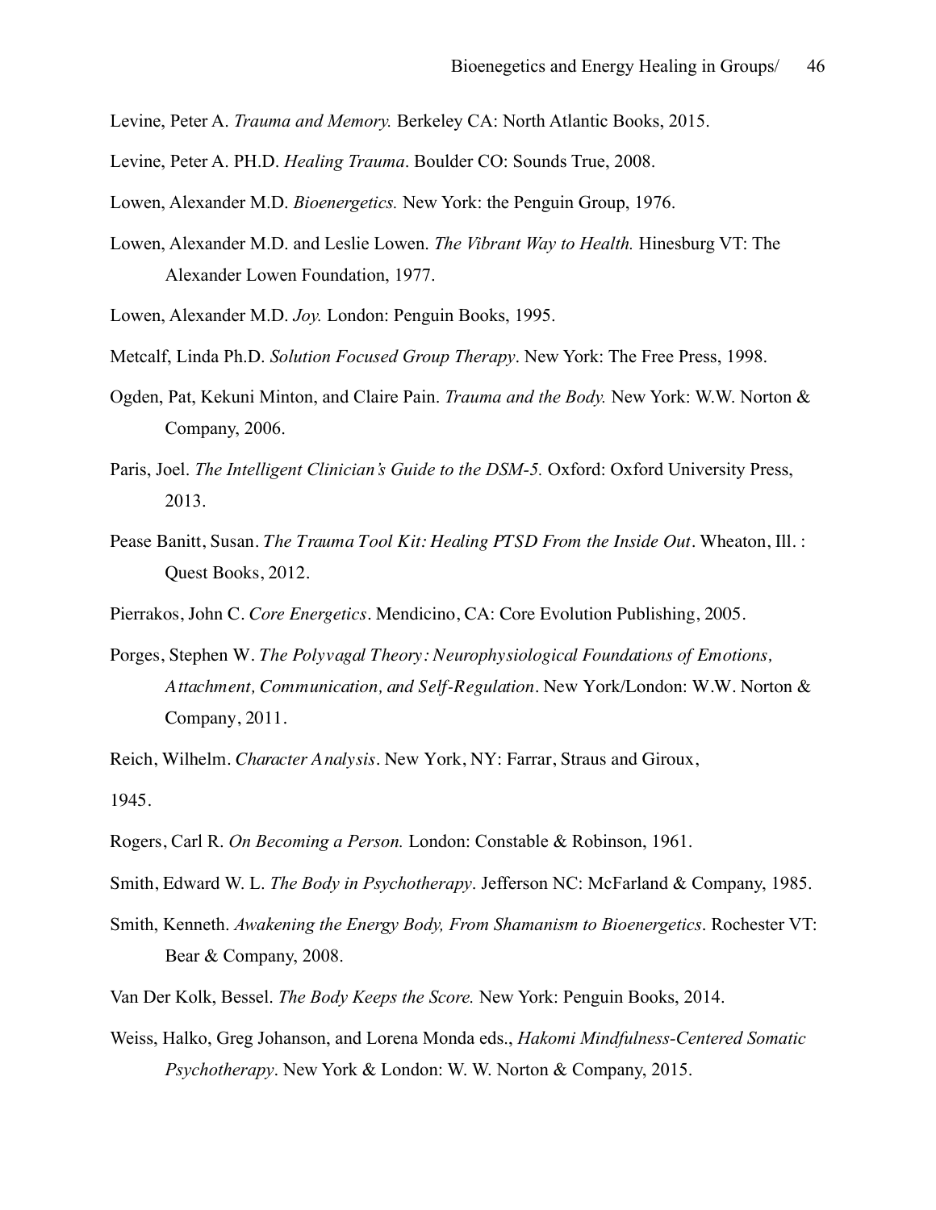Levine, Peter A. *Trauma and Memory.* Berkeley CA: North Atlantic Books, 2015.

Levine, Peter A. PH.D. *Healing Trauma*. Boulder CO: Sounds True, 2008.

Lowen, Alexander M.D. *Bioenergetics.* New York: the Penguin Group, 1976.

Lowen, Alexander M.D. and Leslie Lowen. *The Vibrant Way to Health.* Hinesburg VT: The Alexander Lowen Foundation, 1977.

Lowen, Alexander M.D. *Joy.* London: Penguin Books, 1995.

Metcalf, Linda Ph.D. *Solution Focused Group Therapy*. New York: The Free Press, 1998.

Ogden, Pat, Kekuni Minton, and Claire Pain. *Trauma and the Body.* New York: W.W. Norton & Company, 2006.

Paris, Joel. *The Intelligent Clinician's Guide to the DSM-5.* Oxford: Oxford University Press, 2013.

Pease Banitt, Susan. *The Trauma Tool Kit: Healing PTSD From the Inside Out*. Wheaton, Ill. : Quest Books, 2012.

Pierrakos, John C. *Core Energetics*. Mendicino, CA: Core Evolution Publishing, 2005.

Porges, Stephen W. *The Polyvagal Theory: Neurophysiological Foundations of Emotions, Attachment, Communication, and Self-Regulation*. New York/London: W.W. Norton & Company, 2011.

Reich, Wilhelm. *Character Analysis*. New York, NY: Farrar, Straus and Giroux,

1945.

Rogers, Carl R. *On Becoming a Person.* London: Constable & Robinson, 1961.

Smith, Edward W. L. *The Body in Psychotherapy*. Jefferson NC: McFarland & Company, 1985.

Smith, Kenneth. *Awakening the Energy Body, From Shamanism to Bioenergetics*. Rochester VT: Bear & Company, 2008.

Van Der Kolk, Bessel. *The Body Keeps the Score.* New York: Penguin Books, 2014.

Weiss, Halko, Greg Johanson, and Lorena Monda eds., *Hakomi Mindfulness-Centered Somatic Psychotherapy*. New York & London: W. W. Norton & Company, 2015.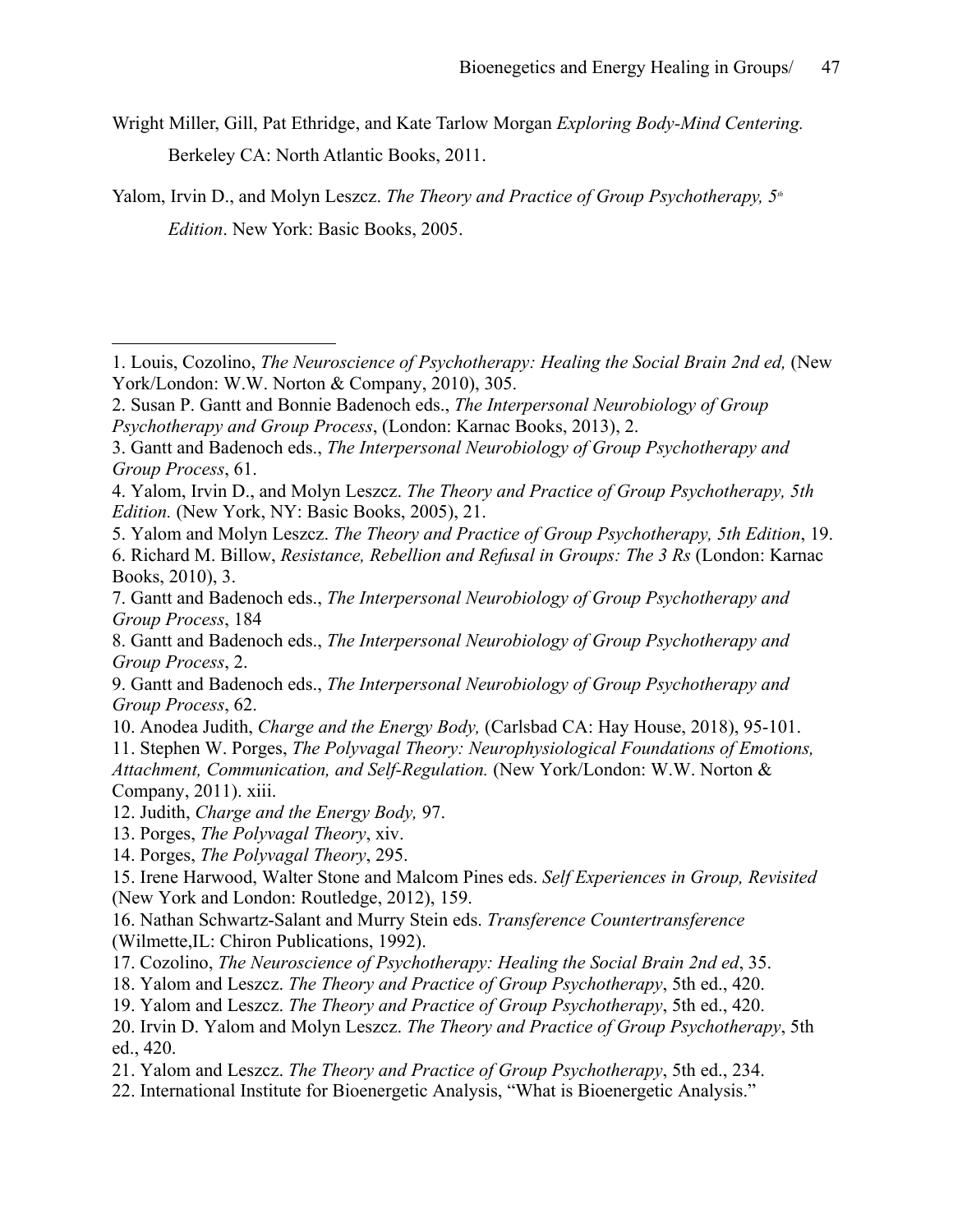Wright Miller, Gill, Pat Ethridge, and Kate Tarlow Morgan *Exploring Body-Mind Centering.* Berkeley CA: North Atlantic Books, 2011.

Yalom, Irvin D., and Molyn Leszcz. *The Theory and Practice of Group Psychotherapy, 5th Edition*. New York: Basic Books, 2005.

---

1. Louis, Cozolino, *The Neuroscience of Psychotherapy: Healing the Social Brain 2nd ed,* (New York/London: W.W. Norton & Company, 2010), 305.
2. Susan P. Gantt and Bonnie Badenoch eds., *The Interpersonal Neurobiology of Group Psychotherapy and Group Process*, (London: Karnac Books, 2013), 2.
3. Gantt and Badenoch eds., *The Interpersonal Neurobiology of Group Psychotherapy and Group Process*, 61.
4. Yalom, Irvin D., and Molyn Leszcz. *The Theory and Practice of Group Psychotherapy, 5th Edition.* (New York, NY: Basic Books, 2005), 21.
5. Yalom and Molyn Leszcz. *The Theory and Practice of Group Psychotherapy, 5th Edition*, 19.
6. Richard M. Billow, *Resistance, Rebellion and Refusal in Groups: The 3 Rs* (London: Karnac Books, 2010), 3.
7. Gantt and Badenoch eds., *The Interpersonal Neurobiology of Group Psychotherapy and Group Process*, 184
8. Gantt and Badenoch eds., *The Interpersonal Neurobiology of Group Psychotherapy and Group Process*, 2.
9. Gantt and Badenoch eds., *The Interpersonal Neurobiology of Group Psychotherapy and Group Process*, 62.
10. Anodea Judith, *Charge and the Energy Body,* (Carlsbad CA: Hay House, 2018), 95-101.
11. Stephen W. Porges, *The Polyvagal Theory: Neurophysiological Foundations of Emotions, Attachment, Communication, and Self-Regulation.* (New York/London: W.W. Norton & Company, 2011). xiii.
12. Judith, *Charge and the Energy Body,* 97.
13. Porges, *The Polyvagal Theory*, xiv.
14. Porges, *The Polyvagal Theory*, 295.
15. Irene Harwood, Walter Stone and Malcom Pines eds. *Self Experiences in Group, Revisited* (New York and London: Routledge, 2012), 159.
16. Nathan Schwartz-Salant and Murry Stein eds. *Transference Countertransference* (Wilmette,IL: Chiron Publications, 1992).
17. Cozolino, *The Neuroscience of Psychotherapy: Healing the Social Brain 2nd ed*, 35.
18. Yalom and Leszcz. *The Theory and Practice of Group Psychotherapy*, 5th ed., 420.
19. Yalom and Leszcz. *The Theory and Practice of Group Psychotherapy*, 5th ed., 420.
20. Irvin D. Yalom and Molyn Leszcz. *The Theory and Practice of Group Psychotherapy*, 5th ed., 420.
21. Yalom and Leszcz. *The Theory and Practice of Group Psychotherapy*, 5th ed., 234.
22. International Institute for Bioenergetic Analysis, "What is Bioenergetic Analysis."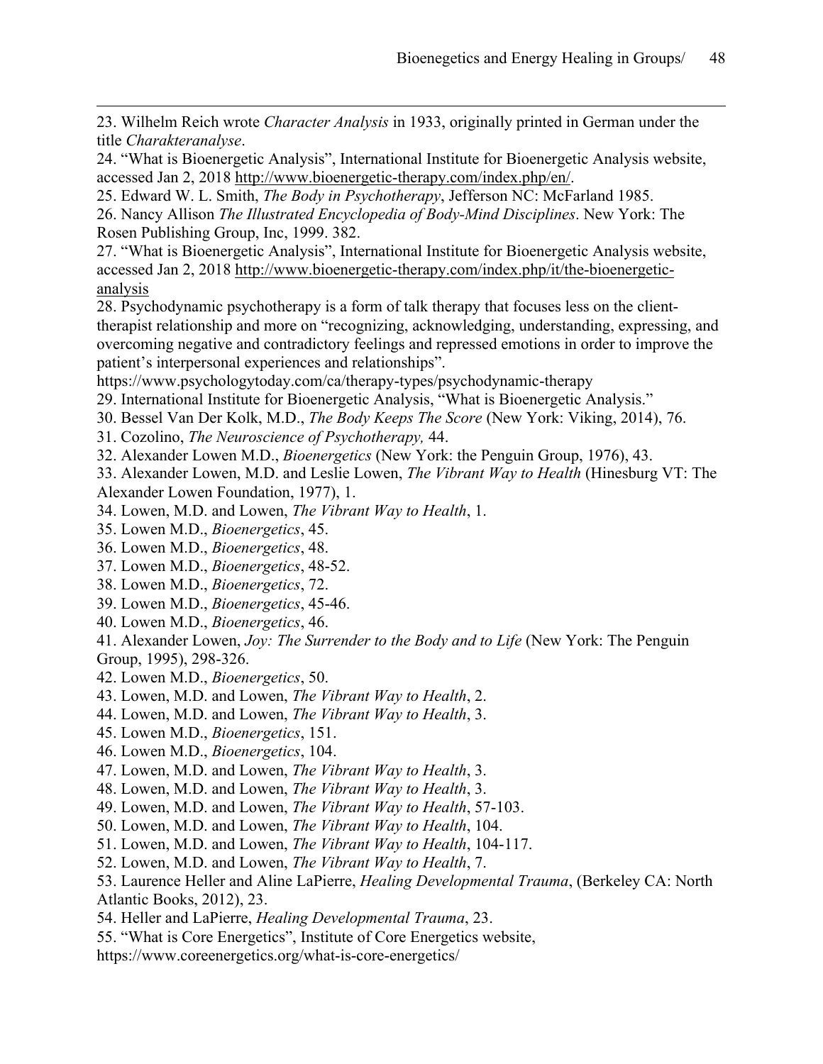23. Wilhelm Reich wrote *Character Analysis* in 1933, originally printed in German under the title *Charakteranalyse*.

24. "What is Bioenergetic Analysis", International Institute for Bioenergetic Analysis website, accessed Jan 2, 2018 http://www.bioenergetic-therapy.com/index.php/en/.

25. Edward W. L. Smith, *The Body in Psychotherapy*, Jefferson NC: McFarland 1985.

26. Nancy Allison *The Illustrated Encyclopedia of Body-Mind Disciplines*. New York: The Rosen Publishing Group, Inc, 1999. 382.

27. "What is Bioenergetic Analysis", International Institute for Bioenergetic Analysis website, accessed Jan 2, 2018 http://www.bioenergetic-therapy.com/index.php/it/the-bioenergetic-analysis

28. Psychodynamic psychotherapy is a form of talk therapy that focuses less on the client-therapist relationship and more on "recognizing, acknowledging, understanding, expressing, and overcoming negative and contradictory feelings and repressed emotions in order to improve the patient's interpersonal experiences and relationships".
https://www.psychologytoday.com/ca/therapy-types/psychodynamic-therapy

29. International Institute for Bioenergetic Analysis, "What is Bioenergetic Analysis."

30. Bessel Van Der Kolk, M.D., *The Body Keeps The Score* (New York: Viking, 2014), 76.

31. Cozolino, *The Neuroscience of Psychotherapy,* 44.

32. Alexander Lowen M.D., *Bioenergetics* (New York: the Penguin Group, 1976), 43.

33. Alexander Lowen, M.D. and Leslie Lowen, *The Vibrant Way to Health* (Hinesburg VT: The Alexander Lowen Foundation, 1977), 1.

34. Lowen, M.D. and Lowen, *The Vibrant Way to Health*, 1.

35. Lowen M.D., *Bioenergetics*, 45.

36. Lowen M.D., *Bioenergetics*, 48.

37. Lowen M.D., *Bioenergetics*, 48-52.

38. Lowen M.D., *Bioenergetics*, 72.

39. Lowen M.D., *Bioenergetics*, 45-46.

40. Lowen M.D., *Bioenergetics*, 46.

41. Alexander Lowen, *Joy: The Surrender to the Body and to Life* (New York: The Penguin Group, 1995), 298-326.

42. Lowen M.D., *Bioenergetics*, 50.

43. Lowen, M.D. and Lowen, *The Vibrant Way to Health*, 2.

44. Lowen, M.D. and Lowen, *The Vibrant Way to Health*, 3.

45. Lowen M.D., *Bioenergetics*, 151.

46. Lowen M.D., *Bioenergetics*, 104.

47. Lowen, M.D. and Lowen, *The Vibrant Way to Health*, 3.

48. Lowen, M.D. and Lowen, *The Vibrant Way to Health*, 3.

49. Lowen, M.D. and Lowen, *The Vibrant Way to Health*, 57-103.

50. Lowen, M.D. and Lowen, *The Vibrant Way to Health*, 104.

51. Lowen, M.D. and Lowen, *The Vibrant Way to Health*, 104-117.

52. Lowen, M.D. and Lowen, *The Vibrant Way to Health*, 7.

53. Laurence Heller and Aline LaPierre, *Healing Developmental Trauma*, (Berkeley CA: North Atlantic Books, 2012), 23.

54. Heller and LaPierre, *Healing Developmental Trauma*, 23.

55. "What is Core Energetics", Institute of Core Energetics website,
https://www.coreenergetics.org/what-is-core-energetics/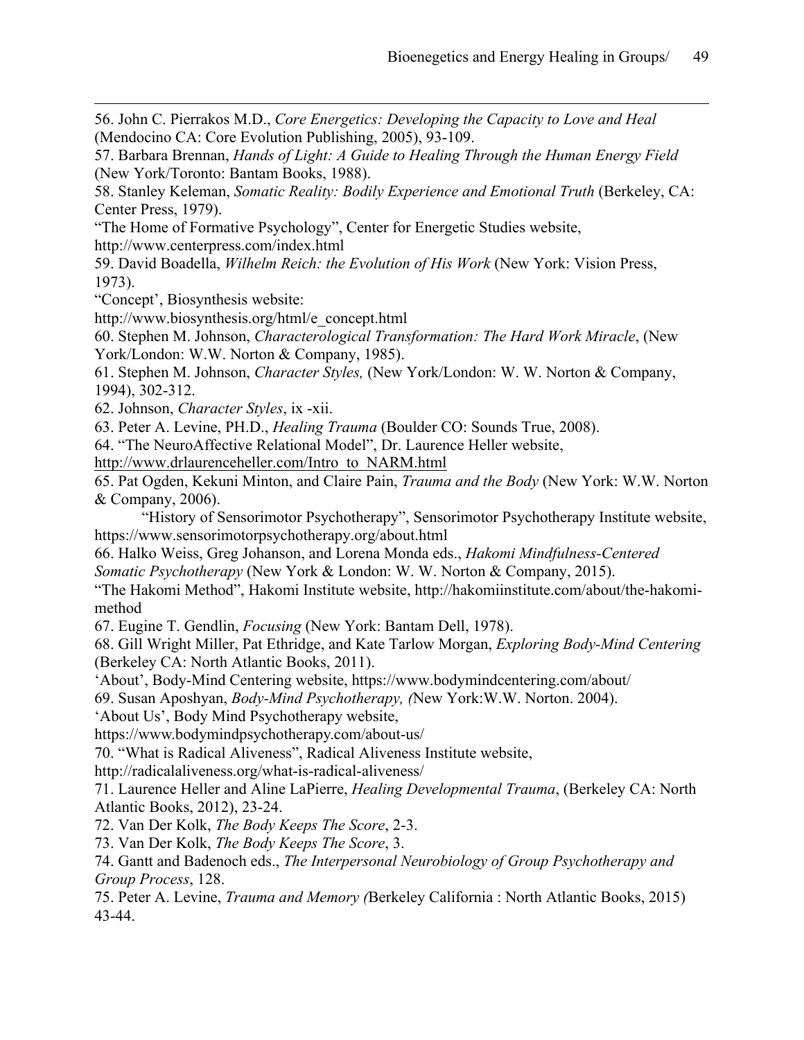56. John C. Pierrakos M.D., *Core Energetics: Developing the Capacity to Love and Heal* (Mendocino CA: Core Evolution Publishing, 2005), 93-109.

57. Barbara Brennan, *Hands of Light: A Guide to Healing Through the Human Energy Field* (New York/Toronto: Bantam Books, 1988).

58. Stanley Keleman, *Somatic Reality: Bodily Experience and Emotional Truth* (Berkeley, CA: Center Press, 1979).

"The Home of Formative Psychology", Center for Energetic Studies website, http://www.centerpress.com/index.html

59. David Boadella, *Wilhelm Reich: the Evolution of His Work* (New York: Vision Press, 1973).

"Concept', Biosynthesis website:
http://www.biosynthesis.org/html/e_concept.html

60. Stephen M. Johnson, *Characterological Transformation: The Hard Work Miracle*, (New York/London: W.W. Norton & Company, 1985).

61. Stephen M. Johnson, *Character Styles,* (New York/London: W. W. Norton & Company, 1994), 302-312.

62. Johnson, *Character Styles*, ix -xii.

63. Peter A. Levine, PH.D., *Healing Trauma* (Boulder CO: Sounds True, 2008).

64. "The NeuroAffective Relational Model", Dr. Laurence Heller website, http://www.drlaurenceheller.com/Intro_to_NARM.html

65. Pat Ogden, Kekuni Minton, and Claire Pain, *Trauma and the Body* (New York: W.W. Norton & Company, 2006).

"History of Sensorimotor Psychotherapy", Sensorimotor Psychotherapy Institute website, https://www.sensorimotorpsychotherapy.org/about.html

66. Halko Weiss, Greg Johanson, and Lorena Monda eds., *Hakomi Mindfulness-Centered Somatic Psychotherapy* (New York & London: W. W. Norton & Company, 2015).

"The Hakomi Method", Hakomi Institute website, http://hakomiinstitute.com/about/the-hakomi-method

67. Eugine T. Gendlin, *Focusing* (New York: Bantam Dell, 1978).

68. Gill Wright Miller, Pat Ethridge, and Kate Tarlow Morgan, *Exploring Body-Mind Centering* (Berkeley CA: North Atlantic Books, 2011).

'About', Body-Mind Centering website, https://www.bodymindcentering.com/about/

69. Susan Aposhyan, *Body-Mind Psychotherapy, (*New York:W.W. Norton. 2004).

'About Us', Body Mind Psychotherapy website, https://www.bodymindpsychotherapy.com/about-us/

70. "What is Radical Aliveness", Radical Aliveness Institute website, http://radicalaliveness.org/what-is-radical-aliveness/

71. Laurence Heller and Aline LaPierre, *Healing Developmental Trauma*, (Berkeley CA: North Atlantic Books, 2012), 23-24.

72. Van Der Kolk, *The Body Keeps The Score*, 2-3.

73. Van Der Kolk, *The Body Keeps The Score*, 3.

74. Gantt and Badenoch eds., *The Interpersonal Neurobiology of Group Psychotherapy and Group Process*, 128.

75. Peter A. Levine, *Trauma and Memory (*Berkeley California : North Atlantic Books, 2015) 43-44.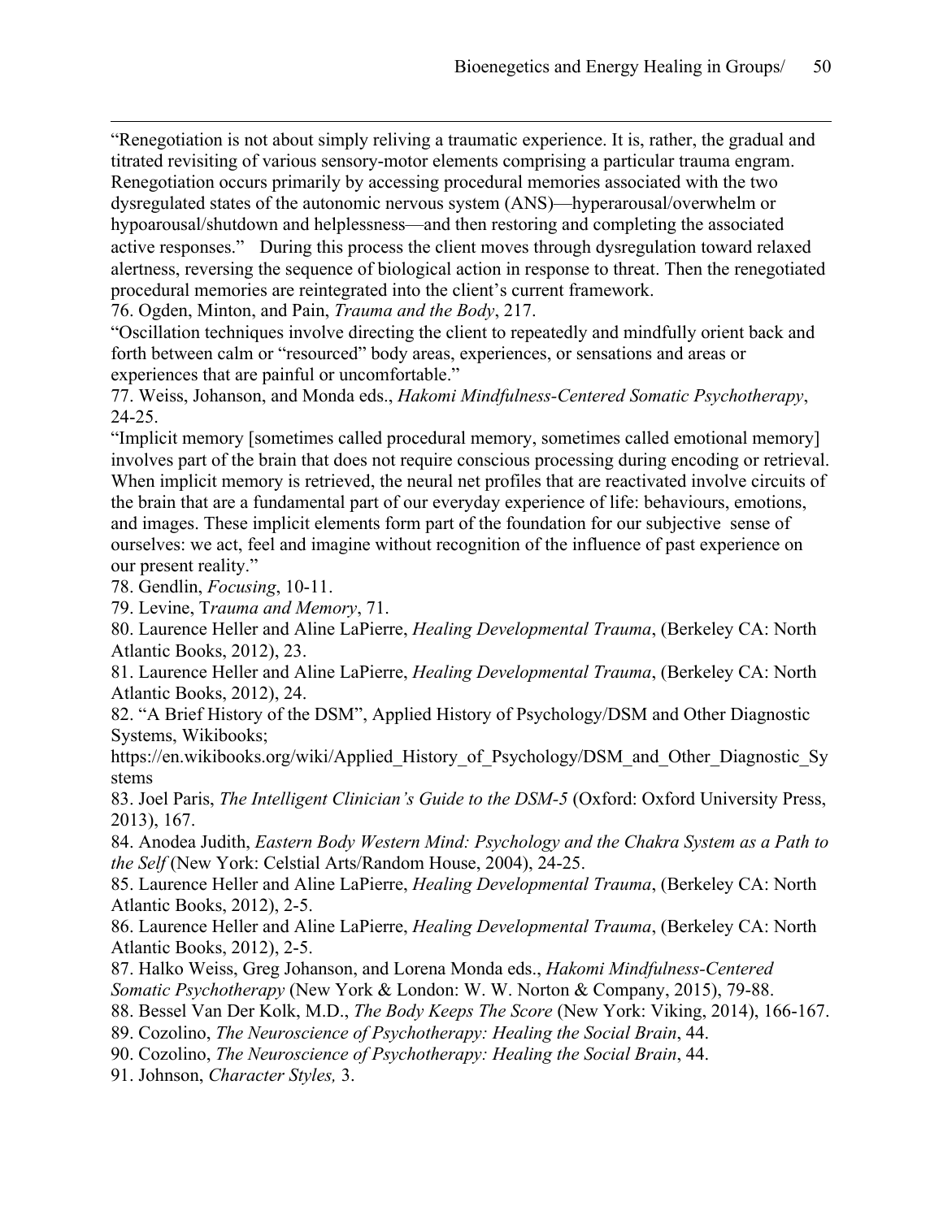"Renegotiation is not about simply reliving a traumatic experience. It is, rather, the gradual and titrated revisiting of various sensory-motor elements comprising a particular trauma engram. Renegotiation occurs primarily by accessing procedural memories associated with the two dysregulated states of the autonomic nervous system (ANS)—hyperarousal/overwhelm or hypoarousal/shutdown and helplessness—and then restoring and completing the associated active responses." During this process the client moves through dysregulation toward relaxed alertness, reversing the sequence of biological action in response to threat. Then the renegotiated procedural memories are reintegrated into the client's current framework.

76. Ogden, Minton, and Pain, *Trauma and the Body*, 217.

"Oscillation techniques involve directing the client to repeatedly and mindfully orient back and forth between calm or "resourced" body areas, experiences, or sensations and areas or experiences that are painful or uncomfortable."

77. Weiss, Johanson, and Monda eds., *Hakomi Mindfulness-Centered Somatic Psychotherapy*, 24-25.

"Implicit memory [sometimes called procedural memory, sometimes called emotional memory] involves part of the brain that does not require conscious processing during encoding or retrieval. When implicit memory is retrieved, the neural net profiles that are reactivated involve circuits of the brain that are a fundamental part of our everyday experience of life: behaviours, emotions, and images. These implicit elements form part of the foundation for our subjective sense of ourselves: we act, feel and imagine without recognition of the influence of past experience on our present reality."

78. Gendlin, *Focusing*, 10-11.

79. Levine, T*rauma and Memory*, 71.

80. Laurence Heller and Aline LaPierre, *Healing Developmental Trauma*, (Berkeley CA: North Atlantic Books, 2012), 23.

81. Laurence Heller and Aline LaPierre, *Healing Developmental Trauma*, (Berkeley CA: North Atlantic Books, 2012), 24.

82. "A Brief History of the DSM", Applied History of Psychology/DSM and Other Diagnostic Systems, Wikibooks; https://en.wikibooks.org/wiki/Applied_History_of_Psychology/DSM_and_Other_Diagnostic_Systems

83. Joel Paris, *The Intelligent Clinician's Guide to the DSM-5* (Oxford: Oxford University Press, 2013), 167.

84. Anodea Judith, *Eastern Body Western Mind: Psychology and the Chakra System as a Path to the Self* (New York: Celstial Arts/Random House, 2004), 24-25.

85. Laurence Heller and Aline LaPierre, *Healing Developmental Trauma*, (Berkeley CA: North Atlantic Books, 2012), 2-5.

86. Laurence Heller and Aline LaPierre, *Healing Developmental Trauma*, (Berkeley CA: North Atlantic Books, 2012), 2-5.

87. Halko Weiss, Greg Johanson, and Lorena Monda eds., *Hakomi Mindfulness-Centered Somatic Psychotherapy* (New York & London: W. W. Norton & Company, 2015), 79-88.

88. Bessel Van Der Kolk, M.D., *The Body Keeps The Score* (New York: Viking, 2014), 166-167.

89. Cozolino, *The Neuroscience of Psychotherapy: Healing the Social Brain*, 44.

90. Cozolino, *The Neuroscience of Psychotherapy: Healing the Social Brain*, 44.

91. Johnson, *Character Styles,* 3.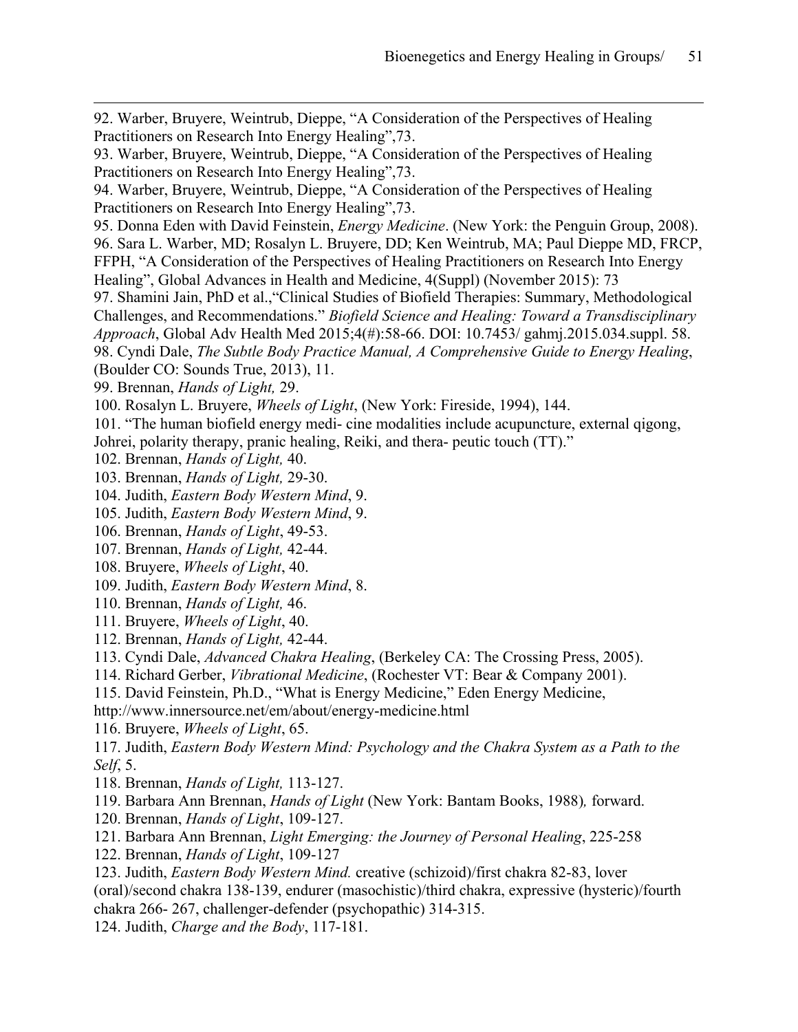92. Warber, Bruyere, Weintrub, Dieppe, "A Consideration of the Perspectives of Healing Practitioners on Research Into Energy Healing",73.

93. Warber, Bruyere, Weintrub, Dieppe, "A Consideration of the Perspectives of Healing Practitioners on Research Into Energy Healing",73.

94. Warber, Bruyere, Weintrub, Dieppe, "A Consideration of the Perspectives of Healing Practitioners on Research Into Energy Healing",73.

95. Donna Eden with David Feinstein, *Energy Medicine*. (New York: the Penguin Group, 2008).

96. Sara L. Warber, MD; Rosalyn L. Bruyere, DD; Ken Weintrub, MA; Paul Dieppe MD, FRCP, FFPH, "A Consideration of the Perspectives of Healing Practitioners on Research Into Energy Healing", Global Advances in Health and Medicine, 4(Suppl) (November 2015): 73

97. Shamini Jain, PhD et al.,"Clinical Studies of Biofield Therapies: Summary, Methodological Challenges, and Recommendations." *Biofield Science and Healing: Toward a Transdisciplinary Approach*, Global Adv Health Med 2015;4(#):58-66. DOI: 10.7453/ gahmj.2015.034.suppl. 58.

98. Cyndi Dale, *The Subtle Body Practice Manual, A Comprehensive Guide to Energy Healing*, (Boulder CO: Sounds True, 2013), 11.

99. Brennan, *Hands of Light,* 29.

100. Rosalyn L. Bruyere, *Wheels of Light*, (New York: Fireside, 1994), 144.

101. "The human biofield energy medi- cine modalities include acupuncture, external qigong, Johrei, polarity therapy, pranic healing, Reiki, and thera- peutic touch (TT)."

102. Brennan, *Hands of Light,* 40.

103. Brennan, *Hands of Light,* 29-30.

104. Judith, *Eastern Body Western Mind*, 9.

105. Judith, *Eastern Body Western Mind*, 9.

106. Brennan, *Hands of Light*, 49-53.

107. Brennan, *Hands of Light,* 42-44.

108. Bruyere, *Wheels of Light*, 40.

109. Judith, *Eastern Body Western Mind*, 8.

110. Brennan, *Hands of Light,* 46.

111. Bruyere, *Wheels of Light*, 40.

112. Brennan, *Hands of Light,* 42-44.

113. Cyndi Dale, *Advanced Chakra Healing*, (Berkeley CA: The Crossing Press, 2005).

114. Richard Gerber, *Vibrational Medicine*, (Rochester VT: Bear & Company 2001).

115. David Feinstein, Ph.D., "What is Energy Medicine," Eden Energy Medicine, http://www.innersource.net/em/about/energy-medicine.html

116. Bruyere, *Wheels of Light*, 65.

117. Judith, *Eastern Body Western Mind: Psychology and the Chakra System as a Path to the Self*, 5.

118. Brennan, *Hands of Light,* 113-127.

119. Barbara Ann Brennan, *Hands of Light* (New York: Bantam Books, 1988)*,* forward.

120. Brennan, *Hands of Light*, 109-127.

121. Barbara Ann Brennan, *Light Emerging: the Journey of Personal Healing*, 225-258

122. Brennan, *Hands of Light*, 109-127

123. Judith, *Eastern Body Western Mind.* creative (schizoid)/first chakra 82-83, lover (oral)/second chakra 138-139, endurer (masochistic)/third chakra, expressive (hysteric)/fourth chakra 266- 267, challenger-defender (psychopathic) 314-315.

124. Judith, *Charge and the Body*, 117-181.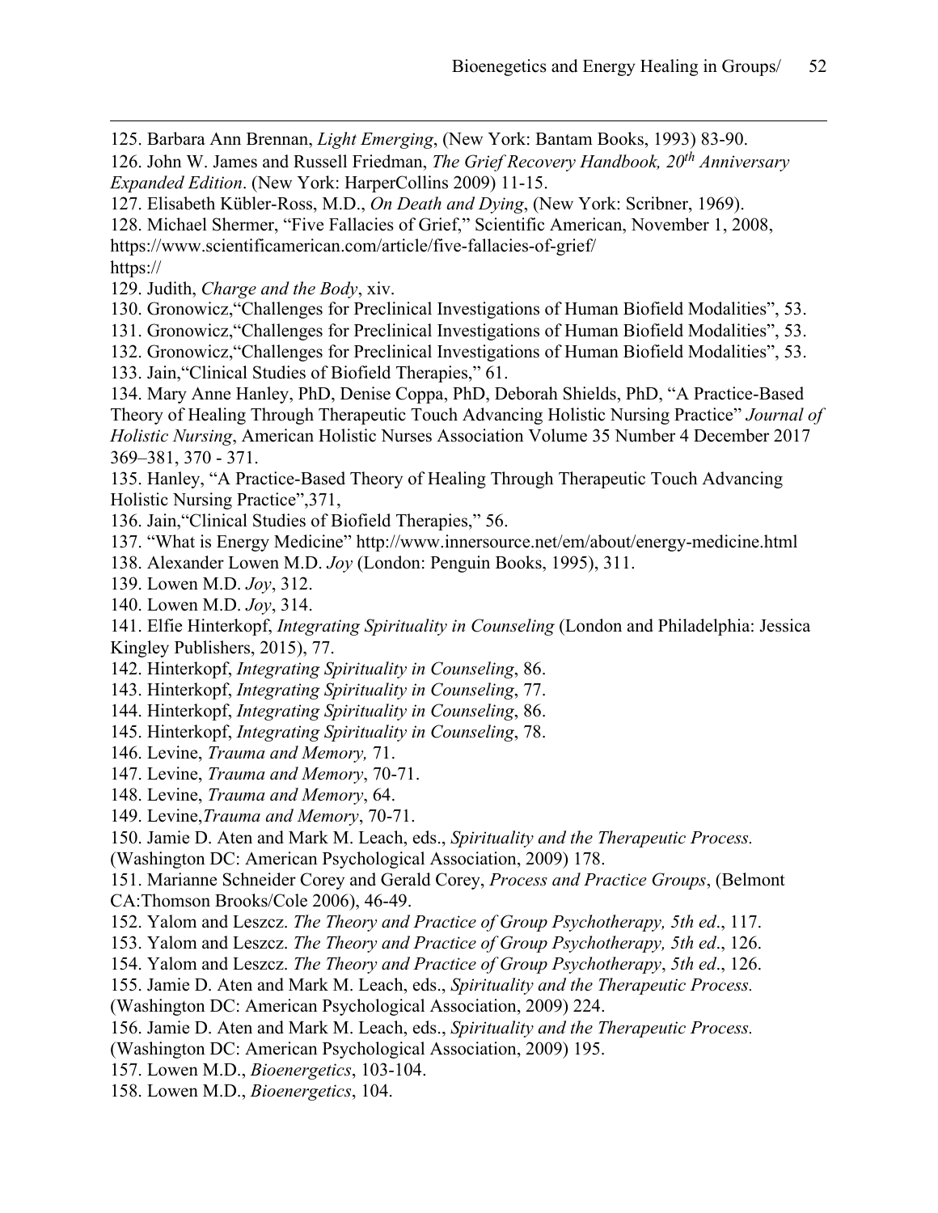125. Barbara Ann Brennan, *Light Emerging*, (New York: Bantam Books, 1993) 83-90.

126. John W. James and Russell Friedman, *The Grief Recovery Handbook, 20th Anniversary Expanded Edition*. (New York: HarperCollins 2009) 11-15.

127. Elisabeth Kübler-Ross, M.D., *On Death and Dying*, (New York: Scribner, 1969).

128. Michael Shermer, "Five Fallacies of Grief," Scientific American, November 1, 2008, https://www.scientificamerican.com/article/five-fallacies-of-grief/ https://

129. Judith, *Charge and the Body*, xiv.

130. Gronowicz,"Challenges for Preclinical Investigations of Human Biofield Modalities", 53.

131. Gronowicz,"Challenges for Preclinical Investigations of Human Biofield Modalities", 53.

132. Gronowicz,"Challenges for Preclinical Investigations of Human Biofield Modalities", 53.

133. Jain,"Clinical Studies of Biofield Therapies," 61.

134. Mary Anne Hanley, PhD, Denise Coppa, PhD, Deborah Shields, PhD, "A Practice-Based Theory of Healing Through Therapeutic Touch Advancing Holistic Nursing Practice" *Journal of Holistic Nursing*, American Holistic Nurses Association Volume 35 Number 4 December 2017 369–381, 370 - 371.

135. Hanley, "A Practice-Based Theory of Healing Through Therapeutic Touch Advancing Holistic Nursing Practice",371,

136. Jain,"Clinical Studies of Biofield Therapies," 56.

137. "What is Energy Medicine" http://www.innersource.net/em/about/energy-medicine.html

138. Alexander Lowen M.D. *Joy* (London: Penguin Books, 1995), 311.

139. Lowen M.D. *Joy*, 312.

140. Lowen M.D. *Joy*, 314.

141. Elfie Hinterkopf, *Integrating Spirituality in Counseling* (London and Philadelphia: Jessica Kingley Publishers, 2015), 77.

142. Hinterkopf, *Integrating Spirituality in Counseling*, 86.

143. Hinterkopf, *Integrating Spirituality in Counseling*, 77.

144. Hinterkopf, *Integrating Spirituality in Counseling*, 86.

145. Hinterkopf, *Integrating Spirituality in Counseling*, 78.

146. Levine, *Trauma and Memory,* 71.

147. Levine, *Trauma and Memory*, 70-71.

148. Levine, *Trauma and Memory*, 64.

149. Levine,*Trauma and Memory*, 70-71.

150. Jamie D. Aten and Mark M. Leach, eds., *Spirituality and the Therapeutic Process.* (Washington DC: American Psychological Association, 2009) 178.

151. Marianne Schneider Corey and Gerald Corey, *Process and Practice Groups*, (Belmont CA:Thomson Brooks/Cole 2006), 46-49.

152. Yalom and Leszcz. *The Theory and Practice of Group Psychotherapy, 5th ed*., 117.

153. Yalom and Leszcz. *The Theory and Practice of Group Psychotherapy, 5th ed*., 126.

154. Yalom and Leszcz. *The Theory and Practice of Group Psychotherapy*, *5th ed*., 126.

155. Jamie D. Aten and Mark M. Leach, eds., *Spirituality and the Therapeutic Process.* (Washington DC: American Psychological Association, 2009) 224.

156. Jamie D. Aten and Mark M. Leach, eds., *Spirituality and the Therapeutic Process.* (Washington DC: American Psychological Association, 2009) 195.

157. Lowen M.D., *Bioenergetics*, 103-104.

158. Lowen M.D., *Bioenergetics*, 104.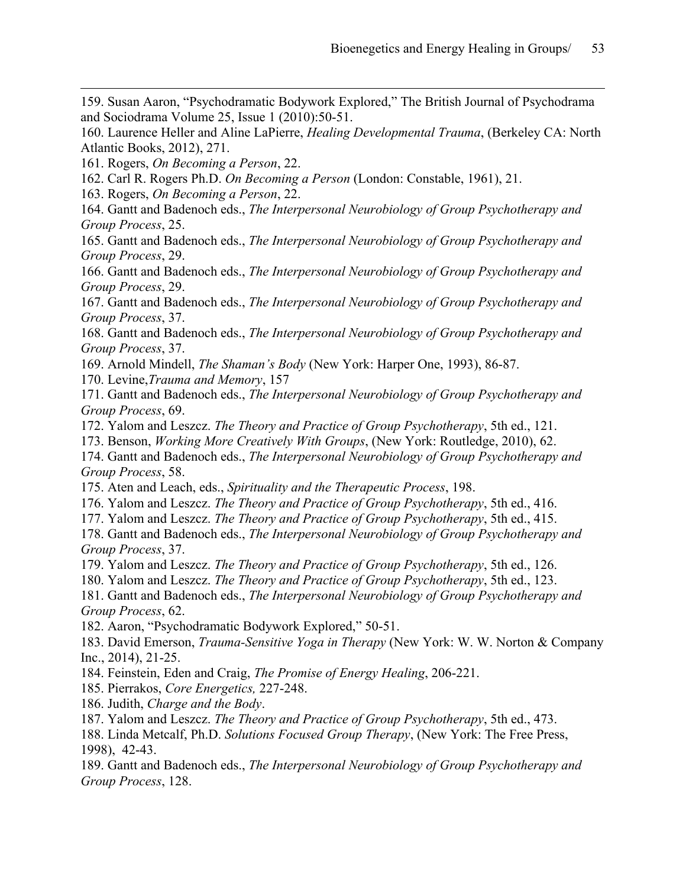159. Susan Aaron, "Psychodramatic Bodywork Explored," The British Journal of Psychodrama and Sociodrama Volume 25, Issue 1 (2010):50-51.

160. Laurence Heller and Aline LaPierre, *Healing Developmental Trauma*, (Berkeley CA: North Atlantic Books, 2012), 271.

161. Rogers, *On Becoming a Person*, 22.

162. Carl R. Rogers Ph.D. *On Becoming a Person* (London: Constable, 1961), 21.

163. Rogers, *On Becoming a Person*, 22.

164. Gantt and Badenoch eds., *The Interpersonal Neurobiology of Group Psychotherapy and Group Process*, 25.

165. Gantt and Badenoch eds., *The Interpersonal Neurobiology of Group Psychotherapy and Group Process*, 29.

166. Gantt and Badenoch eds., *The Interpersonal Neurobiology of Group Psychotherapy and Group Process*, 29.

167. Gantt and Badenoch eds., *The Interpersonal Neurobiology of Group Psychotherapy and Group Process*, 37.

168. Gantt and Badenoch eds., *The Interpersonal Neurobiology of Group Psychotherapy and Group Process*, 37.

169. Arnold Mindell, *The Shaman's Body* (New York: Harper One, 1993), 86-87.

170. Levine,*Trauma and Memory*, 157

171. Gantt and Badenoch eds., *The Interpersonal Neurobiology of Group Psychotherapy and Group Process*, 69.

172. Yalom and Leszcz. *The Theory and Practice of Group Psychotherapy*, 5th ed., 121.

173. Benson, *Working More Creatively With Groups*, (New York: Routledge, 2010), 62.

174. Gantt and Badenoch eds., *The Interpersonal Neurobiology of Group Psychotherapy and Group Process*, 58.

175. Aten and Leach, eds., *Spirituality and the Therapeutic Process*, 198.

176. Yalom and Leszcz. *The Theory and Practice of Group Psychotherapy*, 5th ed., 416.

177. Yalom and Leszcz. *The Theory and Practice of Group Psychotherapy*, 5th ed., 415.

178. Gantt and Badenoch eds., *The Interpersonal Neurobiology of Group Psychotherapy and Group Process*, 37.

179. Yalom and Leszcz. *The Theory and Practice of Group Psychotherapy*, 5th ed., 126.

180. Yalom and Leszcz. *The Theory and Practice of Group Psychotherapy*, 5th ed., 123.

181. Gantt and Badenoch eds., *The Interpersonal Neurobiology of Group Psychotherapy and Group Process*, 62.

182. Aaron, "Psychodramatic Bodywork Explored," 50-51.

183. David Emerson, *Trauma-Sensitive Yoga in Therapy* (New York: W. W. Norton & Company Inc., 2014), 21-25.

184. Feinstein, Eden and Craig, *The Promise of Energy Healing*, 206-221.

185. Pierrakos, *Core Energetics,* 227-248.

186. Judith, *Charge and the Body*.

187. Yalom and Leszcz. *The Theory and Practice of Group Psychotherapy*, 5th ed., 473.

188. Linda Metcalf, Ph.D. *Solutions Focused Group Therapy*, (New York: The Free Press, 1998), 42-43.

189. Gantt and Badenoch eds., *The Interpersonal Neurobiology of Group Psychotherapy and Group Process*, 128.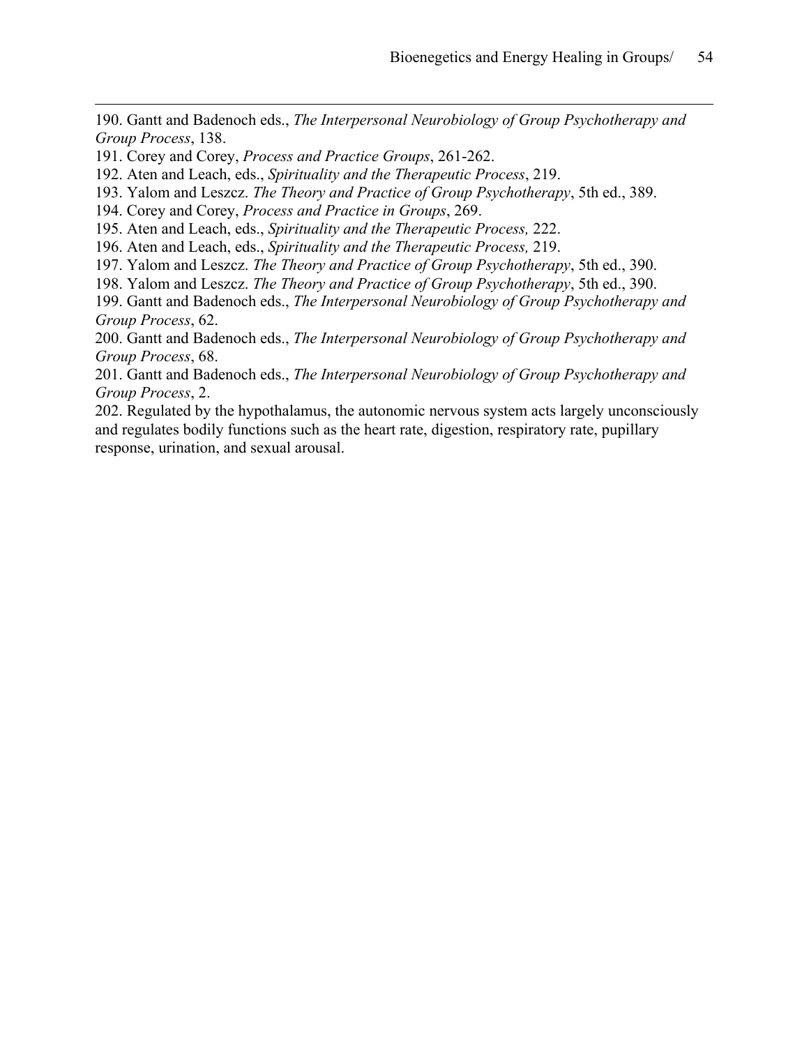190. Gantt and Badenoch eds., *The Interpersonal Neurobiology of Group Psychotherapy and Group Process*, 138.

191. Corey and Corey, *Process and Practice Groups*, 261-262.

192. Aten and Leach, eds., *Spirituality and the Therapeutic Process*, 219.

193. Yalom and Leszcz. *The Theory and Practice of Group Psychotherapy*, 5th ed., 389.

194. Corey and Corey, *Process and Practice in Groups*, 269.

195. Aten and Leach, eds., *Spirituality and the Therapeutic Process,* 222.

196. Aten and Leach, eds., *Spirituality and the Therapeutic Process,* 219.

197. Yalom and Leszcz. *The Theory and Practice of Group Psychotherapy*, 5th ed., 390.

198. Yalom and Leszcz. *The Theory and Practice of Group Psychotherapy*, 5th ed., 390.

199. Gantt and Badenoch eds., *The Interpersonal Neurobiology of Group Psychotherapy and Group Process*, 62.

200. Gantt and Badenoch eds., *The Interpersonal Neurobiology of Group Psychotherapy and Group Process*, 68.

201. Gantt and Badenoch eds., *The Interpersonal Neurobiology of Group Psychotherapy and Group Process*, 2.

202. Regulated by the hypothalamus, the autonomic nervous system acts largely unconsciously and regulates bodily functions such as the heart rate, digestion, respiratory rate, pupillary response, urination, and sexual arousal.